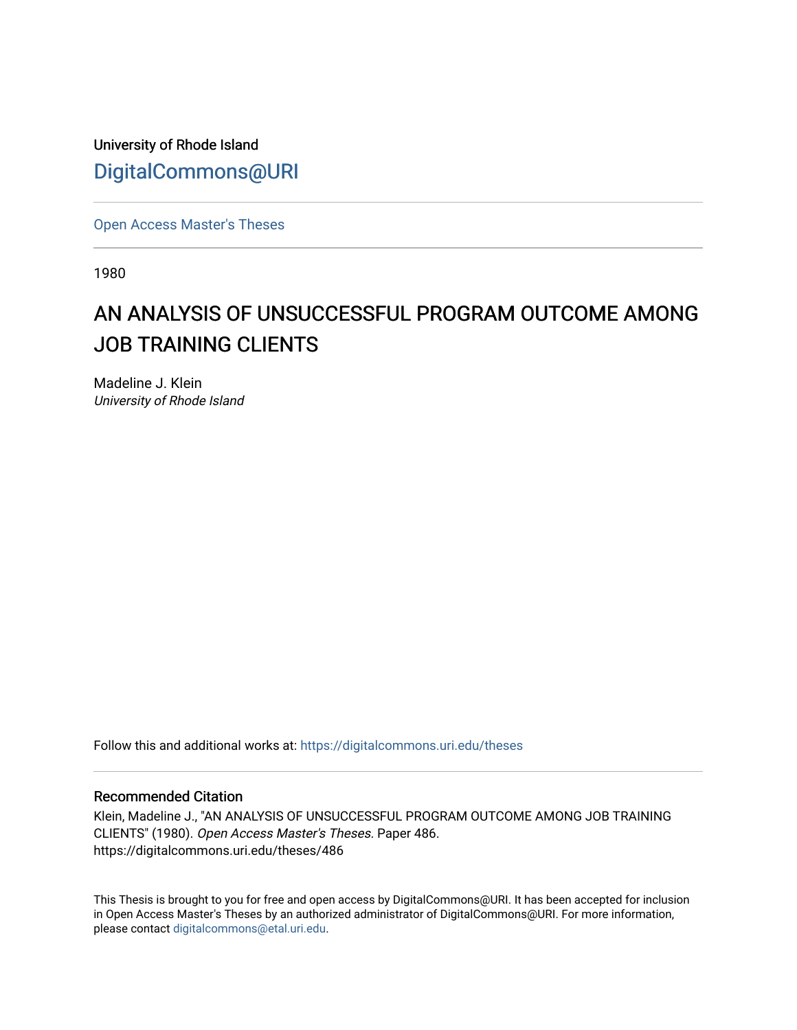University of Rhode Island

# DigitalCommons@URI

Open Access Master's Theses

1980

## AN ANALYSIS OF UNSUCCESSFUL PROGRAM OUTCOME AMONG JOB TRAINING CLIENTS

Madeline J. Klein
*University of Rhode Island*

Follow this and additional works at: https://digitalcommons.uri.edu/theses

### Recommended Citation

Klein, Madeline J., "AN ANALYSIS OF UNSUCCESSFUL PROGRAM OUTCOME AMONG JOB TRAINING CLIENTS" (1980). *Open Access Master's Theses.* Paper 486.
https://digitalcommons.uri.edu/theses/486

This Thesis is brought to you for free and open access by DigitalCommons@URI. It has been accepted for inclusion in Open Access Master's Theses by an authorized administrator of DigitalCommons@URI. For more information, please contact digitalcommons@etal.uri.edu.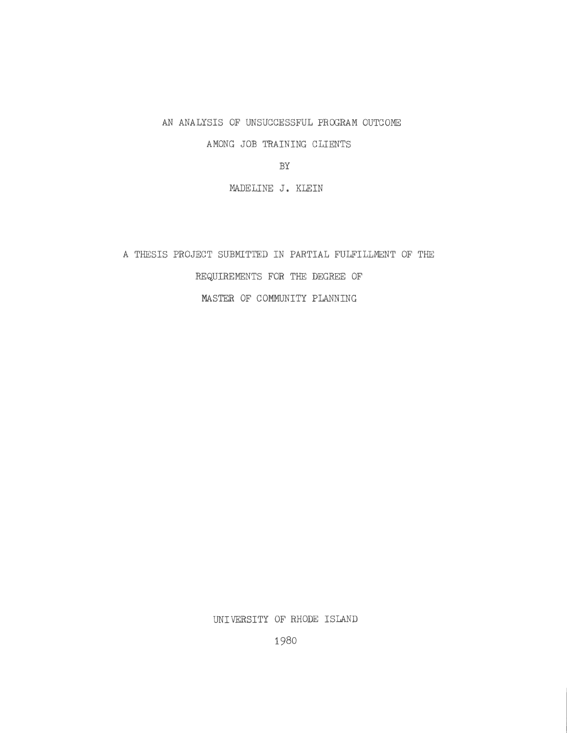# AN ANALYSIS OF UNSUCCESSFUL PROGRAM OUTCOME AMONG JOB TRAINING CLIENTS

BY

MADELINE J. KLEIN

A THESIS PROJECT SUBMITTED IN PARTIAL FULFILLMENT OF THE REQUIREMENTS FOR THE DEGREE OF MASTER OF COMMUNITY PLANNING

UNIVERSITY OF RHODE ISLAND

1980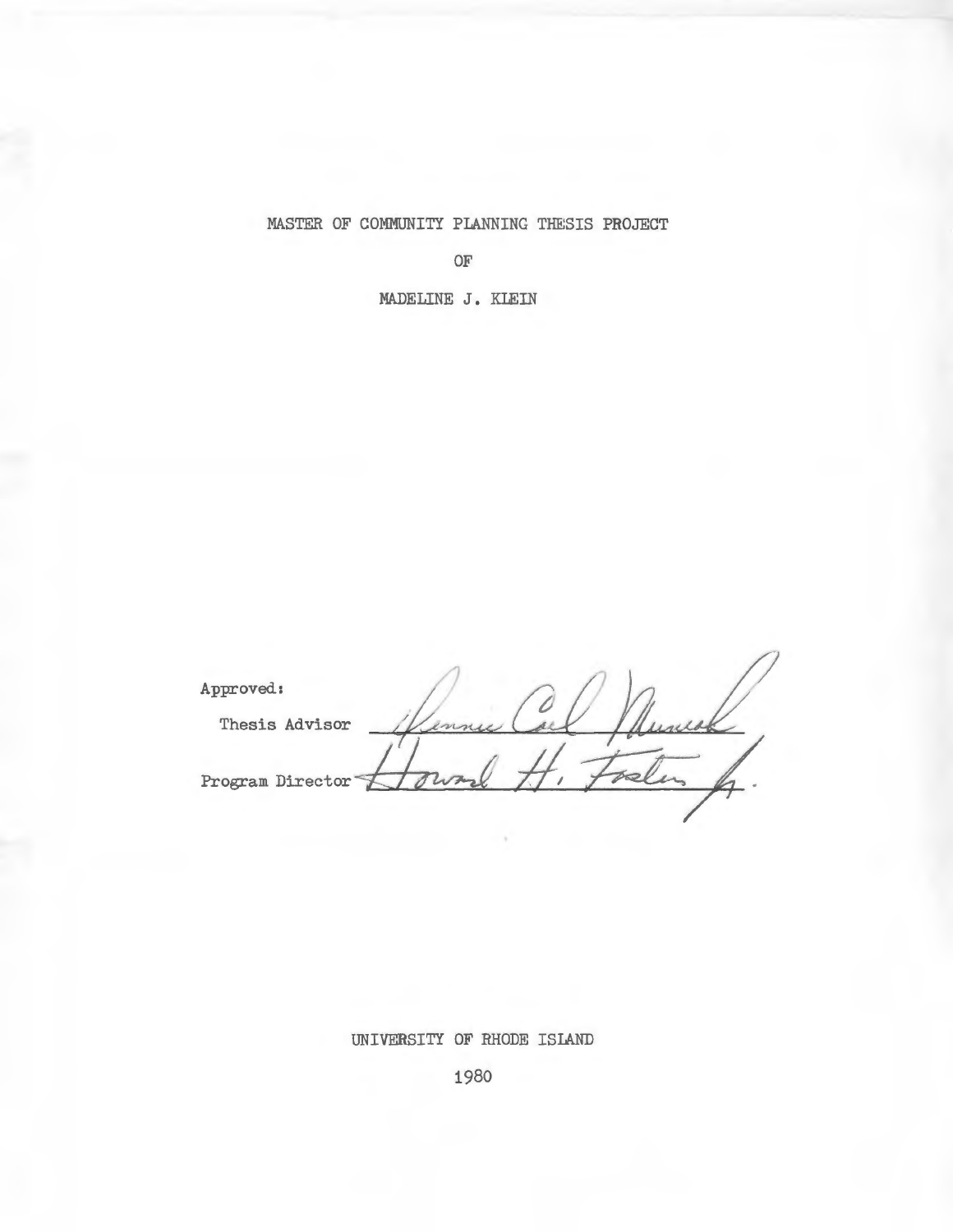MASTER OF COMMUNITY PLANNING THESIS PROJECT

OF

MADELINE J. KLEIN

Approved:

Thesis Advisor Dennis Carl Muniak

Program Director Howard H. Foster Jr.

UNIVERSITY OF RHODE ISLAND

1980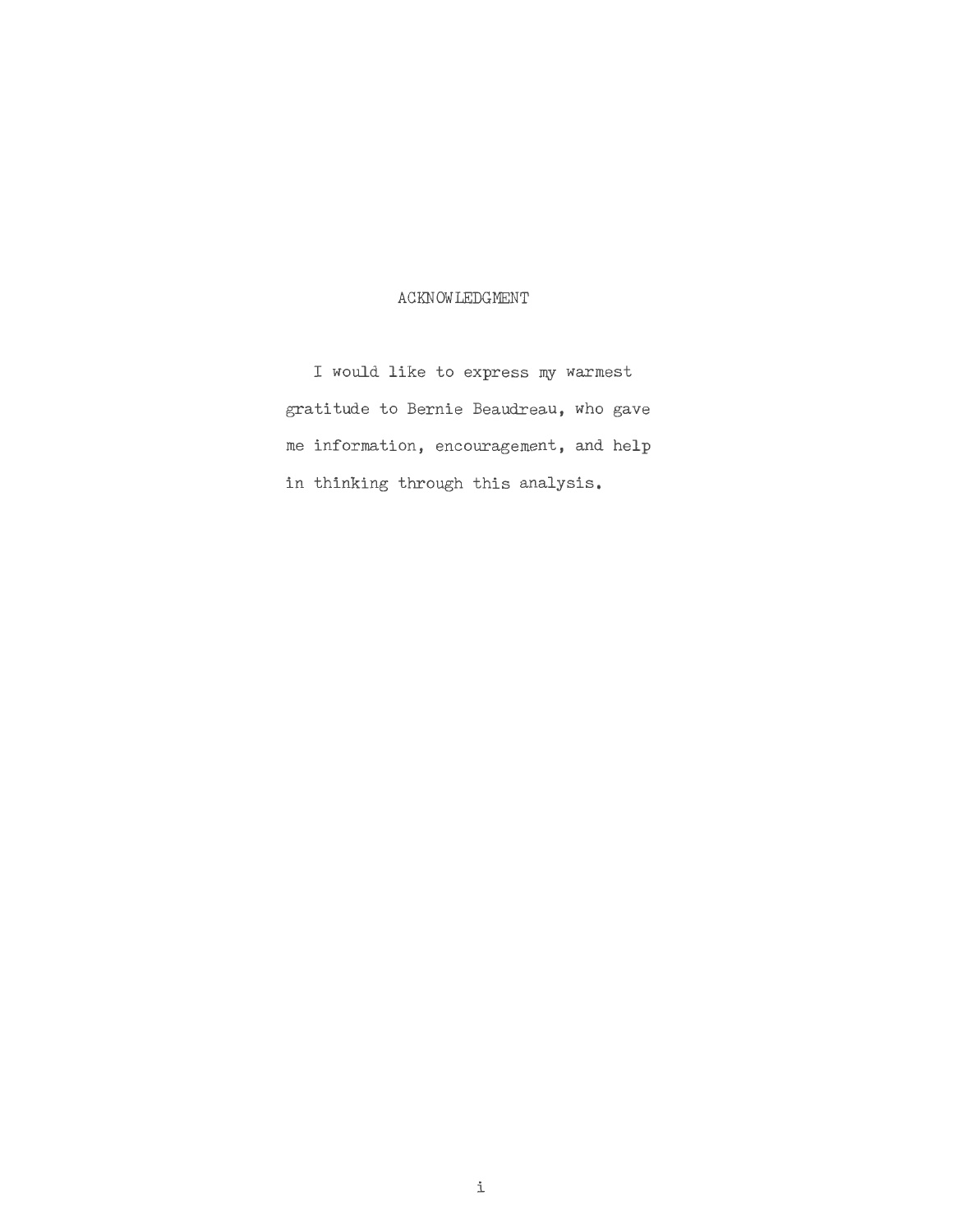## ACKNOWLEDGMENT

I would like to express my warmest gratitude to Bernie Beaudreau, who gave me information, encouragement, and help in thinking through this analysis.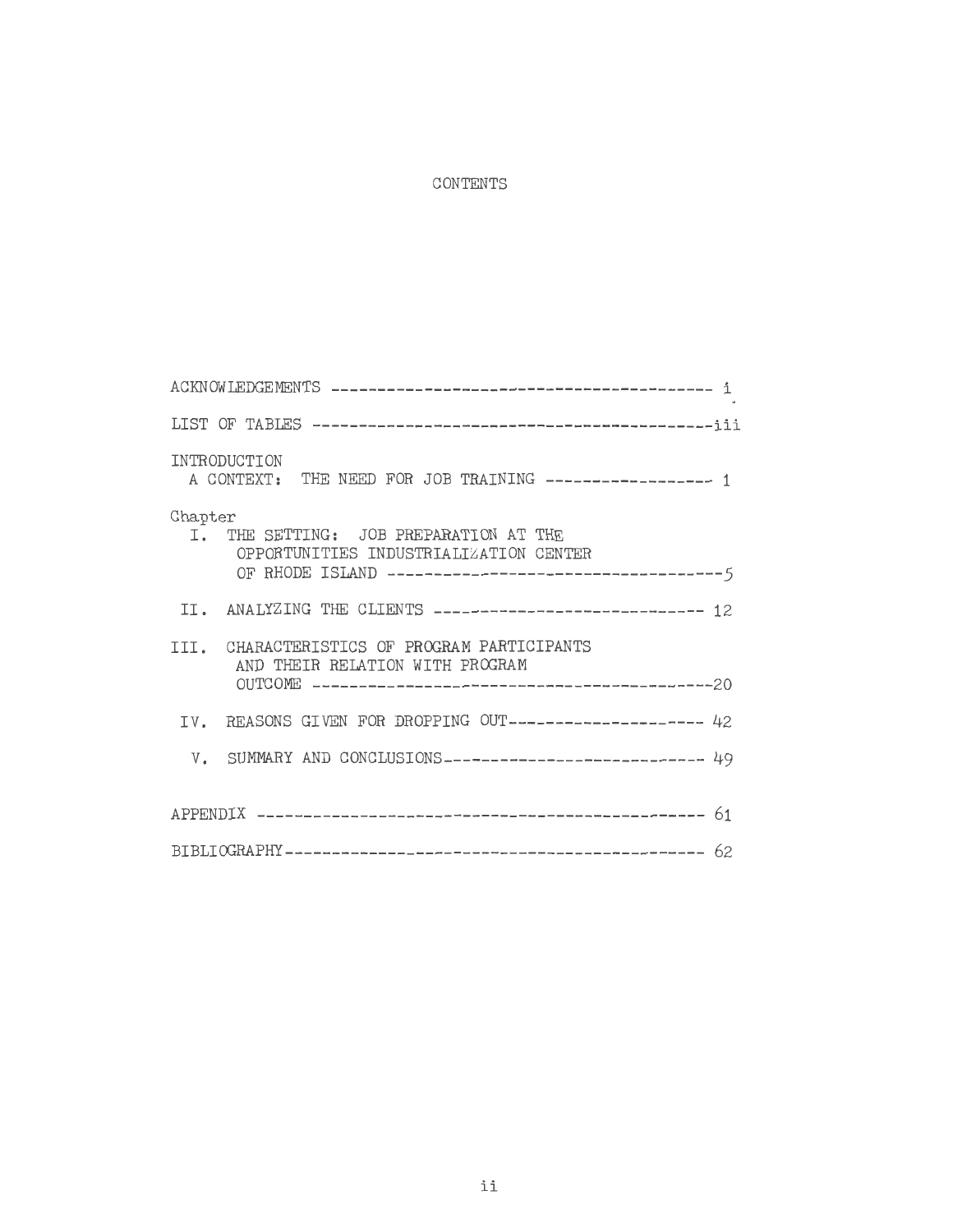# CONTENTS

ACKNOWLEDGEMENTS ------------------------------------------ i

LIST OF TABLES ------------------------------------------iii

INTRODUCTION
A CONTEXT: THE NEED FOR JOB TRAINING ----------------- 1

Chapter

I. THE SETTING: JOB PREPARATION AT THE OPPORTUNITIES INDUSTRIALIZATION CENTER OF RHODE ISLAND ----------------------------------5

II. ANALYZING THE CLIENTS ---------------------------- 12

III. CHARACTERISTICS OF PROGRAM PARTICIPANTS AND THEIR RELATION WITH PROGRAM OUTCOME -------------------------------------------20

IV. REASONS GIVEN FOR DROPPING OUT-------------------- 42

V. SUMMARY AND CONCLUSIONS--------------------------- 49

APPENDIX --------------------------------------------- 61

BIBLIOGRAPHY------------------------------------------- 62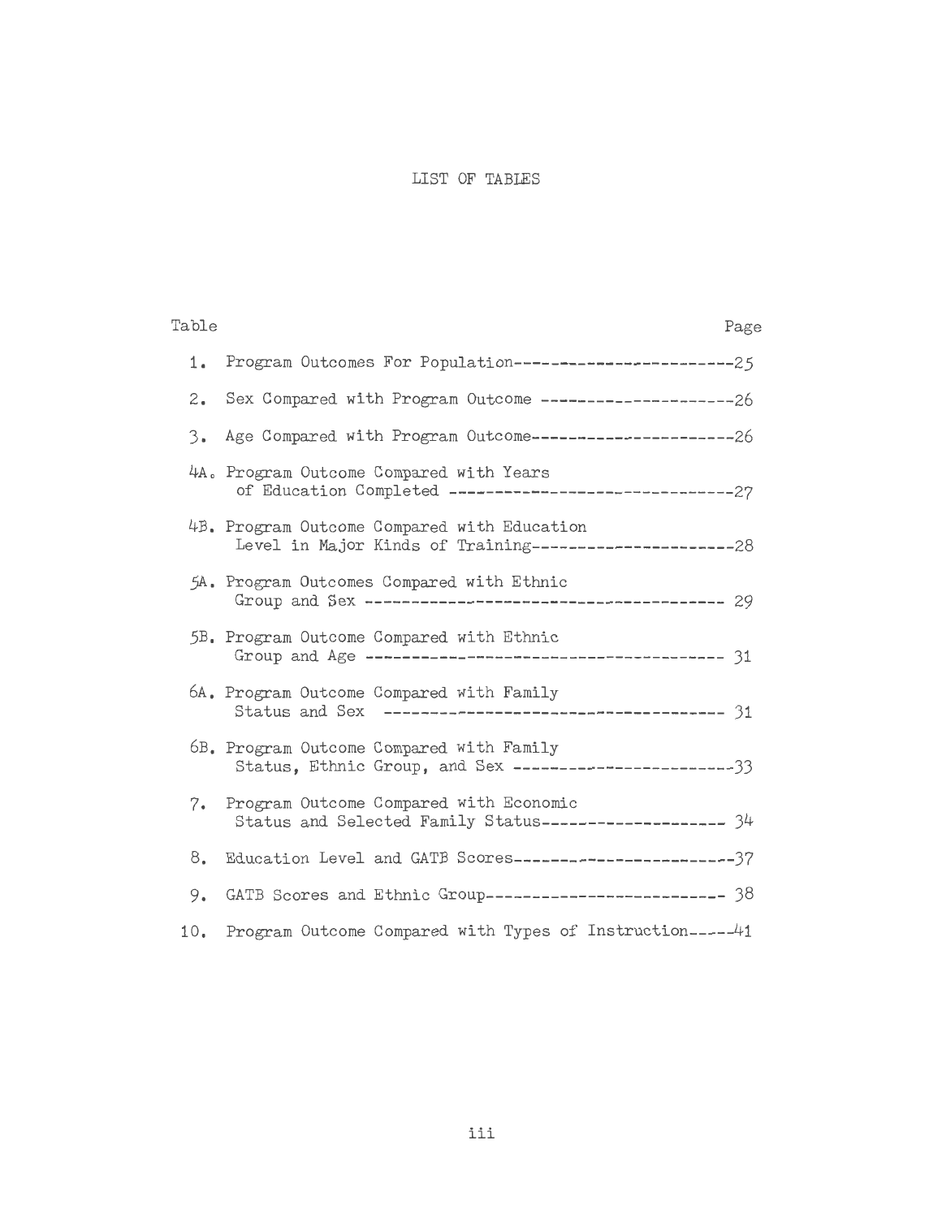# LIST OF TABLES

| Table | | Page |
|---|---|---|
| 1. | Program Outcomes For Population | 25 |
| 2. | Sex Compared with Program Outcome | 26 |
| 3. | Age Compared with Program Outcome | 26 |
| 4A. | Program Outcome Compared with Years of Education Completed | 27 |
| 4B. | Program Outcome Compared with Education Level in Major Kinds of Training | 28 |
| 5A. | Program Outcomes Compared with Ethnic Group and Sex | 29 |
| 5B. | Program Outcome Compared with Ethnic Group and Age | 31 |
| 6A. | Program Outcome Compared with Family Status and Sex | 31 |
| 6B. | Program Outcome Compared with Family Status, Ethnic Group, and Sex | 33 |
| 7. | Program Outcome Compared with Economic Status and Selected Family Status | 34 |
| 8. | Education Level and GATB Scores | 37 |
| 9. | GATB Scores and Ethnic Group | 38 |
| 10. | Program Outcome Compared with Types of Instruction | 41 |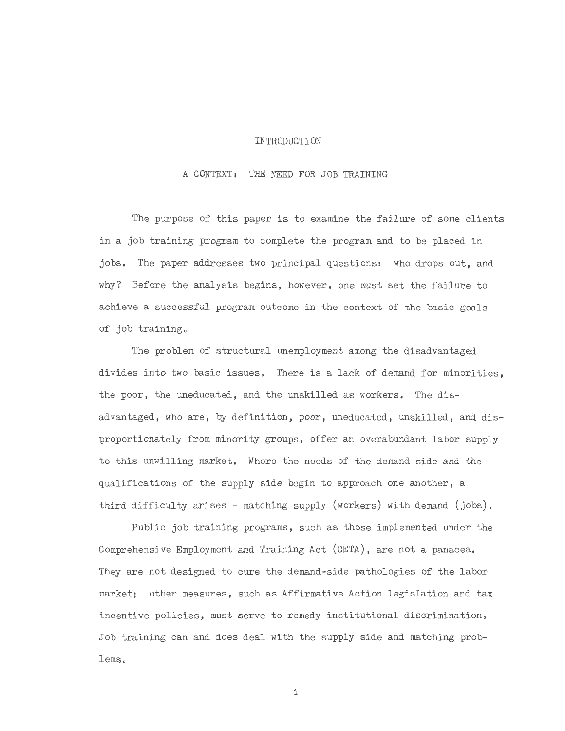# INTRODUCTION

## A CONTEXT: THE NEED FOR JOB TRAINING

The purpose of this paper is to examine the failure of some clients in a job training program to complete the program and to be placed in jobs. The paper addresses two principal questions: who drops out, and why? Before the analysis begins, however, one must set the failure to achieve a successful program outcome in the context of the basic goals of job training.

The problem of structural unemployment among the disadvantaged divides into two basic issues. There is a lack of demand for minorities, the poor, the uneducated, and the unskilled as workers. The disadvantaged, who are, by definition, poor, uneducated, unskilled, and disproportionately from minority groups, offer an overabundant labor supply to this unwilling market. Where the needs of the demand side and the qualifications of the supply side begin to approach one another, a third difficulty arises - matching supply (workers) with demand (jobs).

Public job training programs, such as those implemented under the Comprehensive Employment and Training Act (CETA), are not a panacea. They are not designed to cure the demand-side pathologies of the labor market; other measures, such as Affirmative Action legislation and tax incentive policies, must serve to remedy institutional discrimination. Job training can and does deal with the supply side and matching problems.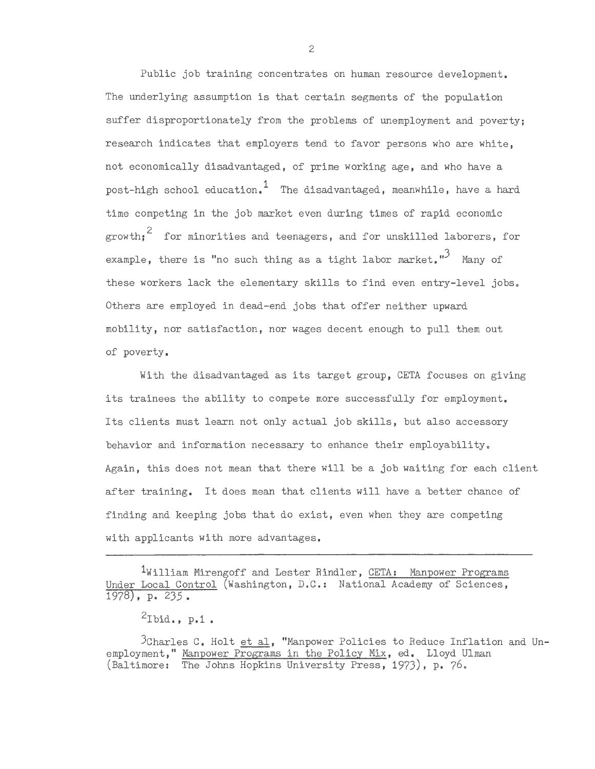Public job training concentrates on human resource development. The underlying assumption is that certain segments of the population suffer disproportionately from the problems of unemployment and poverty; research indicates that employers tend to favor persons who are white, not economically disadvantaged, of prime working age, and who have a post-high school education.[1] The disadvantaged, meanwhile, have a hard time competing in the job market even during times of rapid economic growth;[2] for minorities and teenagers, and for unskilled laborers, for example, there is "no such thing as a tight labor market."[3] Many of these workers lack the elementary skills to find even entry-level jobs. Others are employed in dead-end jobs that offer neither upward mobility, nor satisfaction, nor wages decent enough to pull them out of poverty.

With the disadvantaged as its target group, CETA focuses on giving its trainees the ability to compete more successfully for employment. Its clients must learn not only actual job skills, but also accessory behavior and information necessary to enhance their employability. Again, this does not mean that there will be a job waiting for each client after training. It does mean that clients will have a better chance of finding and keeping jobs that do exist, even when they are competing with applicants with more advantages.

---

[1]William Mirengoff and Lester Rindler, CETA: Manpower Programs Under Local Control (Washington, D.C.: National Academy of Sciences, 1978), p. 235.

[2]Ibid., p.1.

[3]Charles C. Holt et al, "Manpower Policies to Reduce Inflation and Unemployment," Manpower Programs in the Policy Mix, ed. Lloyd Ulman (Baltimore: The Johns Hopkins University Press, 1973), p. 76.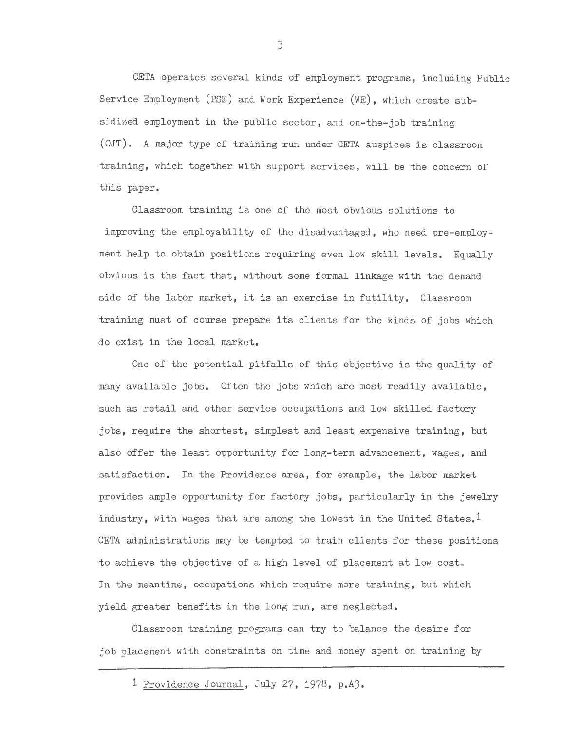CETA operates several kinds of employment programs, including Public Service Employment (PSE) and Work Experience (WE), which create subsidized employment in the public sector, and on-the-job training (OJT). A major type of training run under CETA auspices is classroom training, which together with support services, will be the concern of this paper.

Classroom training is one of the most obvious solutions to improving the employability of the disadvantaged, who need pre-employment help to obtain positions requiring even low skill levels. Equally obvious is the fact that, without some formal linkage with the demand side of the labor market, it is an exercise in futility. Classroom training must of course prepare its clients for the kinds of jobs which do exist in the local market.

One of the potential pitfalls of this objective is the quality of many available jobs. Often the jobs which are most readily available, such as retail and other service occupations and low skilled factory jobs, require the shortest, simplest and least expensive training, but also offer the least opportunity for long-term advancement, wages, and satisfaction. In the Providence area, for example, the labor market provides ample opportunity for factory jobs, particularly in the jewelry industry, with wages that are among the lowest in the United States.[1] CETA administrations may be tempted to train clients for these positions to achieve the objective of a high level of placement at low cost. In the meantime, occupations which require more training, but which yield greater benefits in the long run, are neglected.

Classroom training programs can try to balance the desire for job placement with constraints on time and money spent on training by

---

[1] Providence Journal, July 27, 1978, p.A3.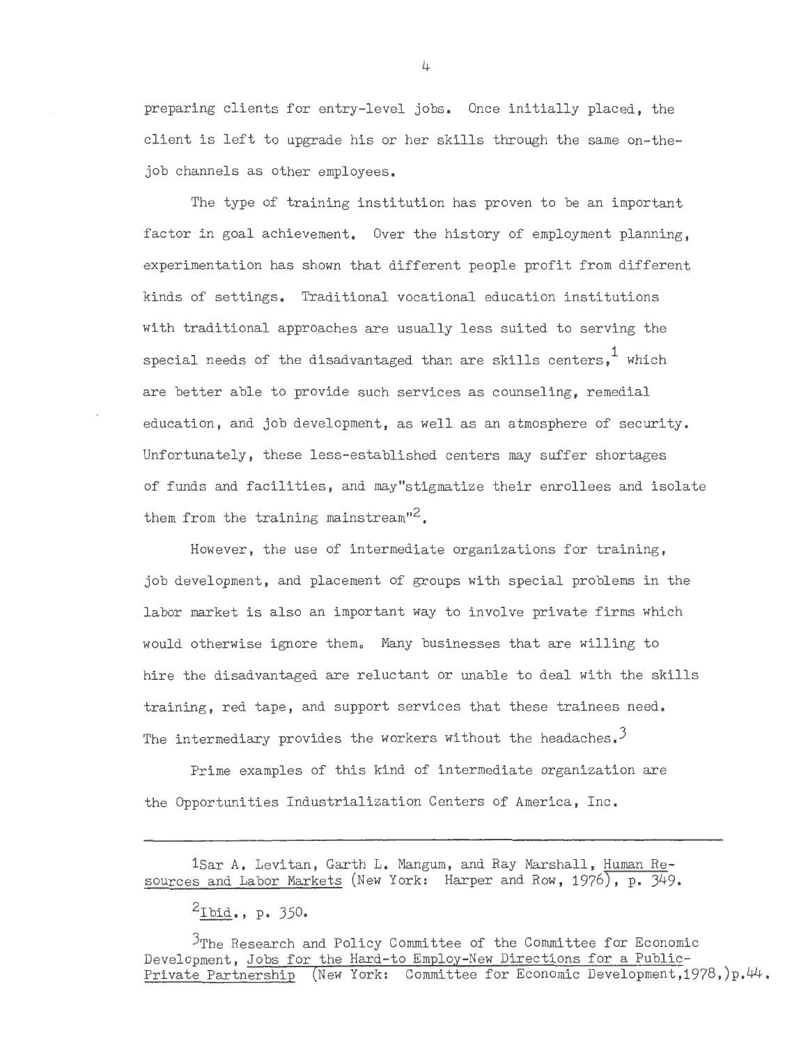preparing clients for entry-level jobs. Once initially placed, the client is left to upgrade his or her skills through the same on-the-job channels as other employees.

The type of training institution has proven to be an important factor in goal achievement. Over the history of employment planning, experimentation has shown that different people profit from different kinds of settings. Traditional vocational education institutions with traditional approaches are usually less suited to serving the special needs of the disadvantaged than are skills centers,[1] which are better able to provide such services as counseling, remedial education, and job development, as well as an atmosphere of security. Unfortunately, these less-established centers may suffer shortages of funds and facilities, and may "stigmatize their enrollees and isolate them from the training mainstream"[2].

However, the use of intermediate organizations for training, job development, and placement of groups with special problems in the labor market is also an important way to involve private firms which would otherwise ignore them. Many businesses that are willing to hire the disadvantaged are reluctant or unable to deal with the skills training, red tape, and support services that these trainees need. The intermediary provides the workers without the headaches.[3]

Prime examples of this kind of intermediate organization are the Opportunities Industrialization Centers of America, Inc.

---

[1] Sar A. Levitan, Garth L. Mangum, and Ray Marshall, Human Resources and Labor Markets (New York: Harper and Row, 1976), p. 349.

[2] Ibid., p. 350.

[3] The Research and Policy Committee of the Committee for Economic Development, Jobs for the Hard-to Employ-New Directions for a Public-Private Partnership (New York: Committee for Economic Development, 1978,) p. 44.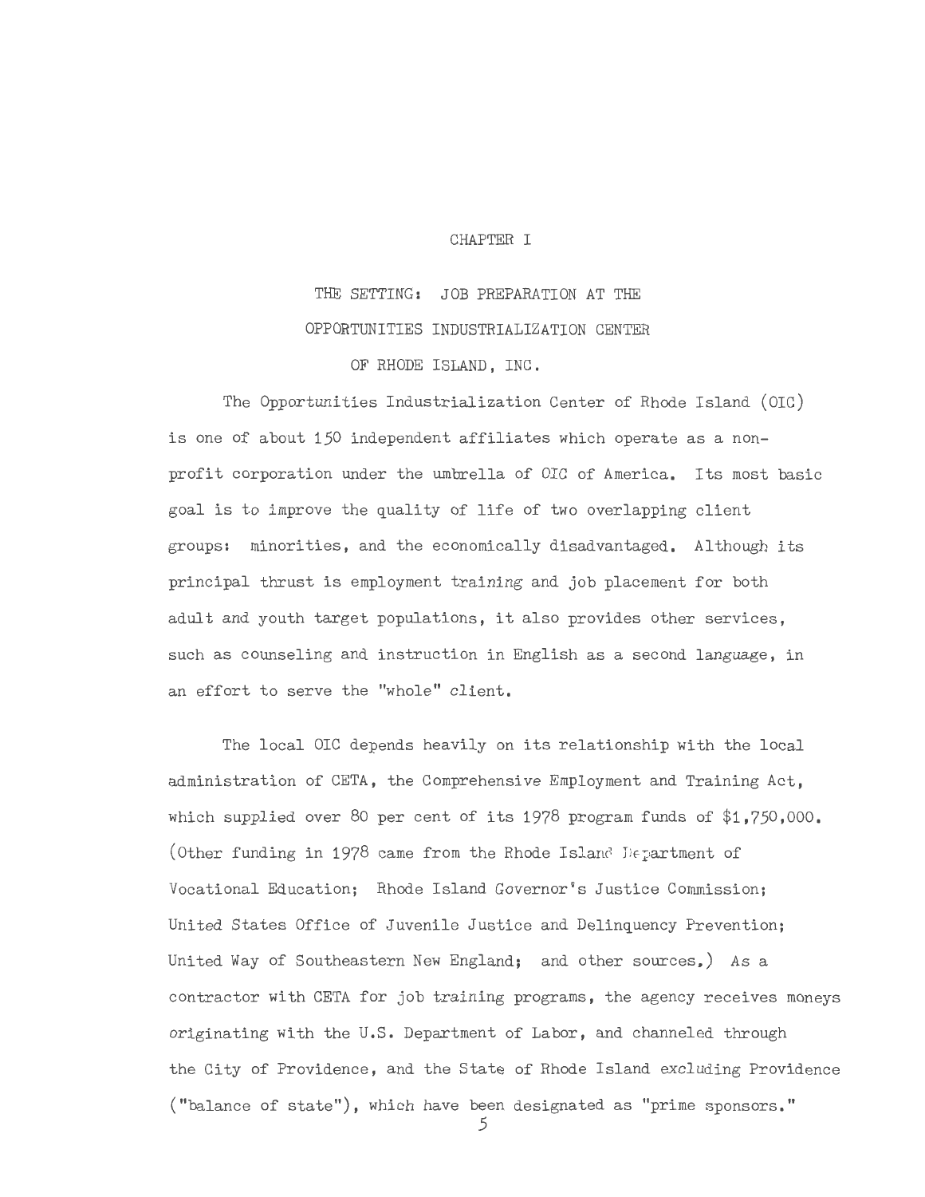# CHAPTER I

## THE SETTING: JOB PREPARATION AT THE OPPORTUNITIES INDUSTRIALIZATION CENTER OF RHODE ISLAND, INC.

The Opportunities Industrialization Center of Rhode Island (OIC) is one of about 150 independent affiliates which operate as a non-profit corporation under the umbrella of OIC of America. Its most basic goal is to improve the quality of life of two overlapping client groups: minorities, and the economically disadvantaged. Although its principal thrust is employment training and job placement for both adult and youth target populations, it also provides other services, such as counseling and instruction in English as a second language, in an effort to serve the "whole" client.

The local OIC depends heavily on its relationship with the local administration of CETA, the Comprehensive Employment and Training Act, which supplied over 80 per cent of its 1978 program funds of $1,750,000. (Other funding in 1978 came from the Rhode Island Department of Vocational Education; Rhode Island Governor's Justice Commission; United States Office of Juvenile Justice and Delinquency Prevention; United Way of Southeastern New England; and other sources.) As a contractor with CETA for job training programs, the agency receives moneys originating with the U.S. Department of Labor, and channeled through the City of Providence, and the State of Rhode Island excluding Providence ("balance of state"), which have been designated as "prime sponsors."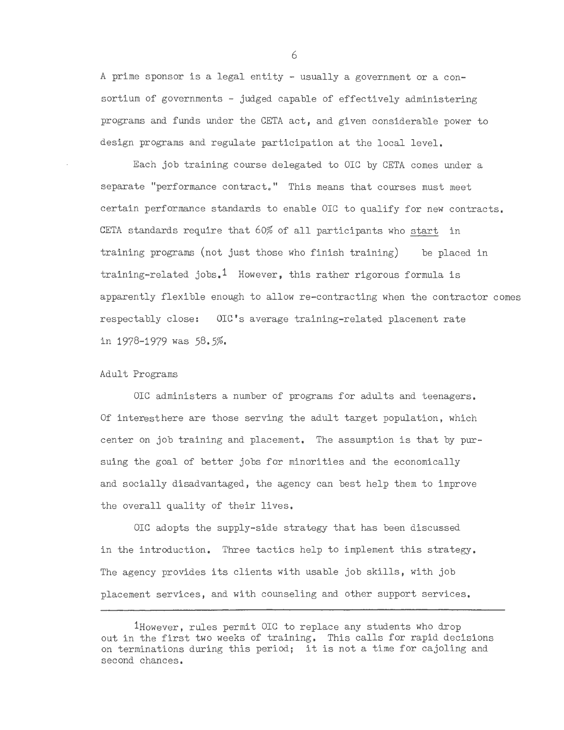A prime sponsor is a legal entity - usually a government or a consortium of governments - judged capable of effectively administering programs and funds under the CETA act, and given considerable power to design programs and regulate participation at the local level.

Each job training course delegated to OIC by CETA comes under a separate "performance contract." This means that courses must meet certain performance standards to enable OIC to qualify for new contracts. CETA standards require that 60% of all participants who start in training programs (not just those who finish training) be placed in training-related jobs.[1] However, this rather rigorous formula is apparently flexible enough to allow re-contracting when the contractor comes respectably close: OIC's average training-related placement rate in 1978-1979 was 58.5%.

## Adult Programs

OIC administers a number of programs for adults and teenagers. Of interesthere are those serving the adult target population, which center on job training and placement. The assumption is that by pursuing the goal of better jobs for minorities and the economically and socially disadvantaged, the agency can best help them to improve the overall quality of their lives.

OIC adopts the supply-side strategy that has been discussed in the introduction. Three tactics help to implement this strategy. The agency provides its clients with usable job skills, with job placement services, and with counseling and other support services.

---

[1]However, rules permit OIC to replace any students who drop out in the first two weeks of training. This calls for rapid decisions on terminations during this period; it is not a time for cajoling and second chances.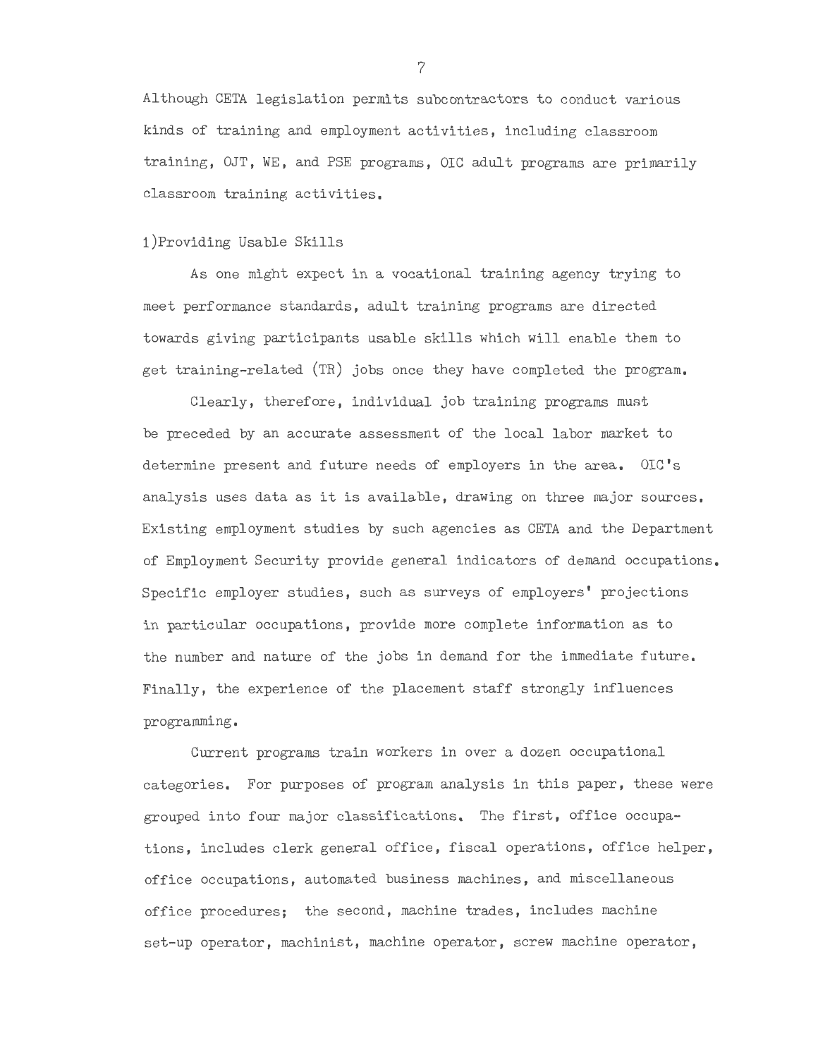Although CETA legislation permits subcontractors to conduct various kinds of training and employment activities, including classroom training, OJT, WE, and PSE programs, OIC adult programs are primarily classroom training activities.

1)Providing Usable Skills

As one might expect in a vocational training agency trying to meet performance standards, adult training programs are directed towards giving participants usable skills which will enable them to get training-related (TR) jobs once they have completed the program.

Clearly, therefore, individual job training programs must be preceded by an accurate assessment of the local labor market to determine present and future needs of employers in the area. OIC's analysis uses data as it is available, drawing on three major sources. Existing employment studies by such agencies as CETA and the Department of Employment Security provide general indicators of demand occupations. Specific employer studies, such as surveys of employers' projections in particular occupations, provide more complete information as to the number and nature of the jobs in demand for the immediate future. Finally, the experience of the placement staff strongly influences programming.

Current programs train workers in over a dozen occupational categories. For purposes of program analysis in this paper, these were grouped into four major classifications. The first, office occupations, includes clerk general office, fiscal operations, office helper, office occupations, automated business machines, and miscellaneous office procedures; the second, machine trades, includes machine set-up operator, machinist, machine operator, screw machine operator,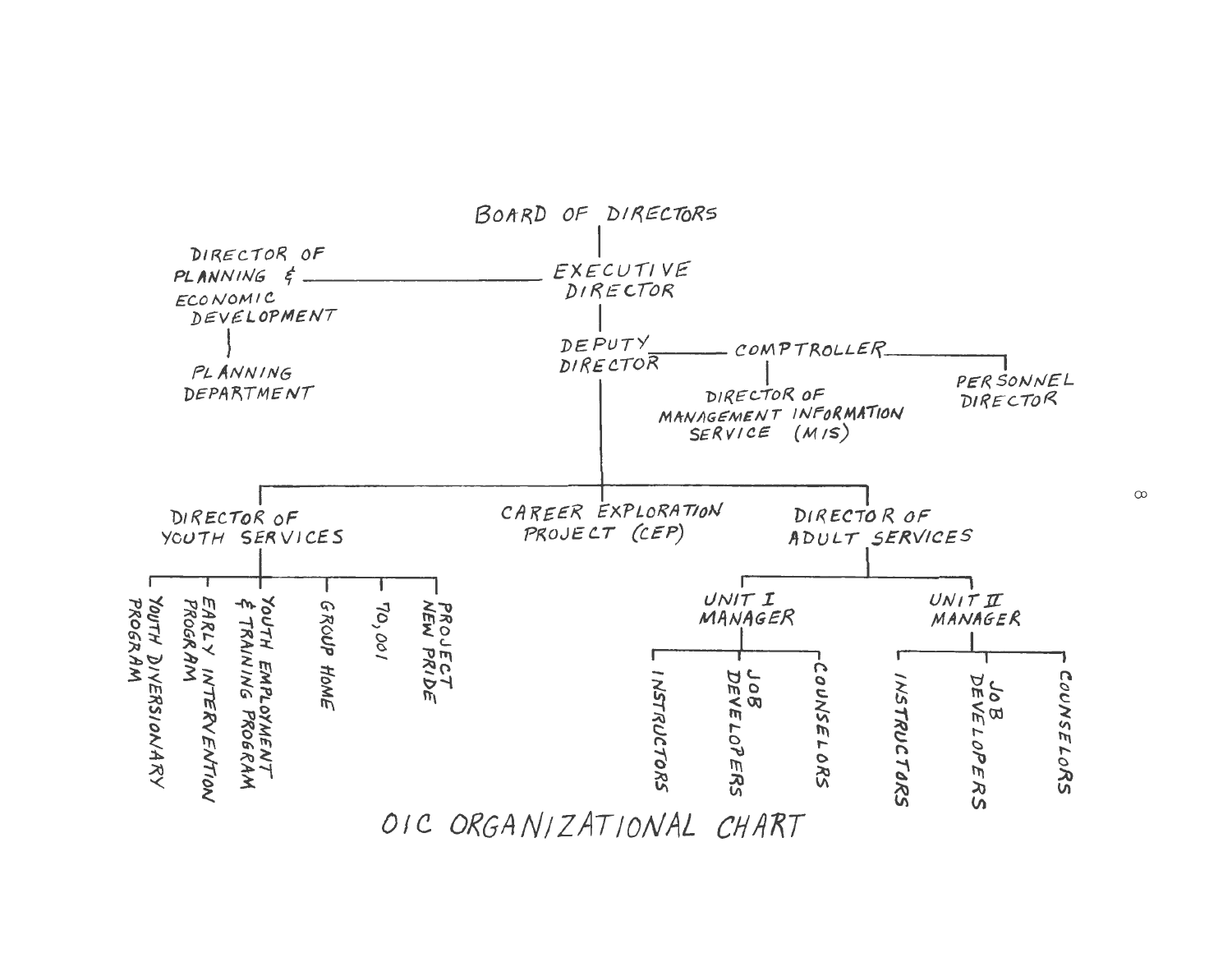# OIC ORGANIZATIONAL CHART

- BOARD OF DIRECTORS
  - EXECUTIVE DIRECTOR
    - DIRECTOR OF PLANNING & ECONOMIC DEVELOPMENT
      - PLANNING DEPARTMENT
    - DEPUTY DIRECTOR
      - COMPTROLLER
        - DIRECTOR OF MANAGEMENT INFORMATION SERVICE (MIS)
        - PERSONNEL DIRECTOR
      - DIRECTOR OF YOUTH SERVICES
        - YOUTH DIVERSIONARY PROGRAM
        - EARLY INTERVENTION PROGRAM
        - YOUTH EMPLOYMENT & TRAINING PROGRAM
        - GROUP HOME
        - 70,001
        - PROJECT NEW PRIDE
      - CAREER EXPLORATION PROJECT (CEP)
      - DIRECTOR OF ADULT SERVICES
        - UNIT I MANAGER
          - INSTRUCTORS
          - JOB DEVELOPERS
          - COUNSELORS
        - UNIT II MANAGER
          - INSTRUCTORS
          - JOB DEVELOPERS
          - COUNSELORS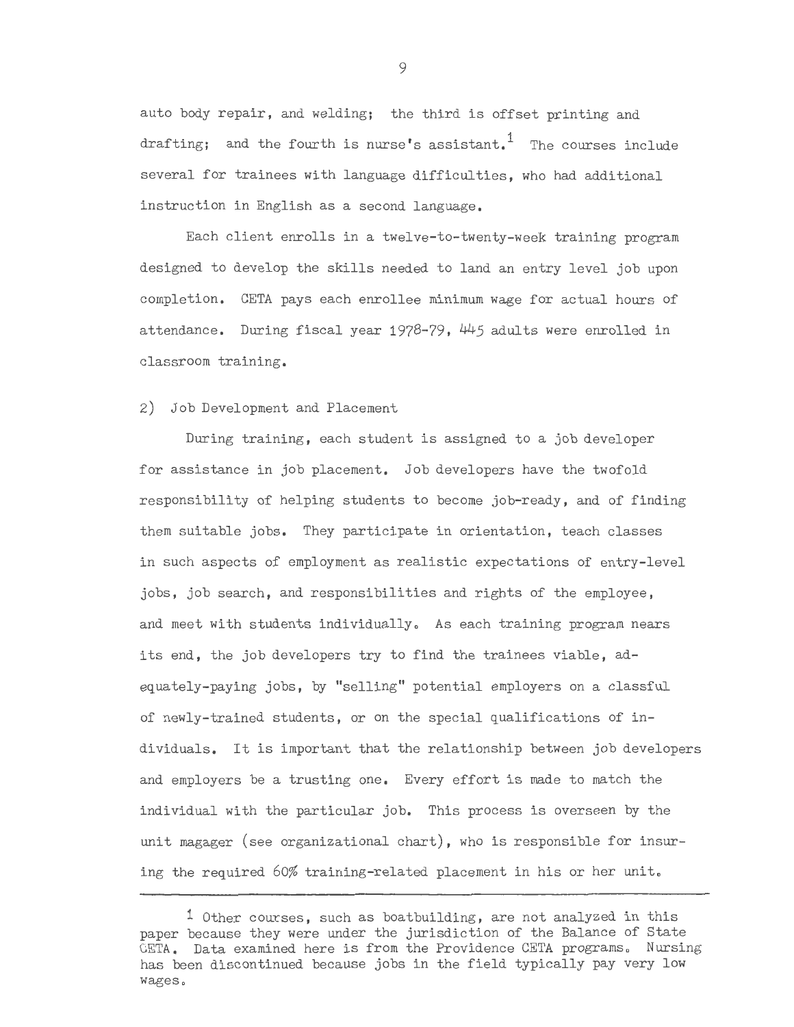auto body repair, and welding; the third is offset printing and drafting; and the fourth is nurse's assistant.[1] The courses include several for trainees with language difficulties, who had additional instruction in English as a second language.

Each client enrolls in a twelve-to-twenty-week training program designed to develop the skills needed to land an entry level job upon completion. CETA pays each enrollee minimum wage for actual hours of attendance. During fiscal year 1978-79, 445 adults were enrolled in classroom training.

2) Job Development and Placement

During training, each student is assigned to a job developer for assistance in job placement. Job developers have the twofold responsibility of helping students to become job-ready, and of finding them suitable jobs. They participate in orientation, teach classes in such aspects of employment as realistic expectations of entry-level jobs, job search, and responsibilities and rights of the employee, and meet with students individually. As each training program nears its end, the job developers try to find the trainees viable, adequately-paying jobs, by "selling" potential employers on a classful of newly-trained students, or on the special qualifications of individuals. It is important that the relationship between job developers and employers be a trusting one. Every effort is made to match the individual with the particular job. This process is overseen by the unit magager (see organizational chart), who is responsible for insuring the required 60% training-related placement in his or her unit.

---

[1] Other courses, such as boatbuilding, are not analyzed in this paper because they were under the jurisdiction of the Balance of State CETA. Data examined here is from the Providence CETA programs. Nursing has been discontinued because jobs in the field typically pay very low wages.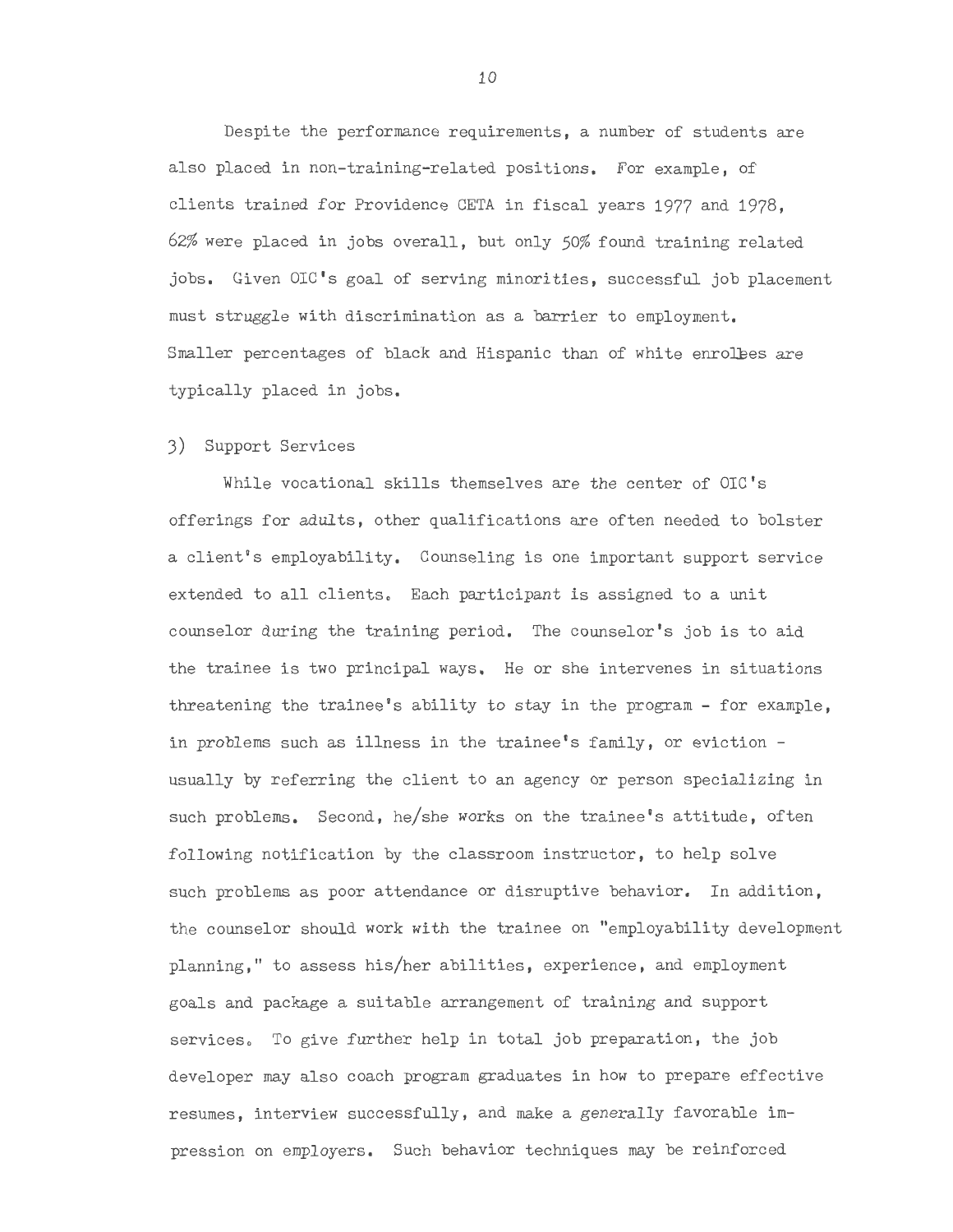Despite the performance requirements, a number of students are also placed in non-training-related positions. For example, of clients trained for Providence CETA in fiscal years 1977 and 1978, 62% were placed in jobs overall, but only 50% found training related jobs. Given OIC's goal of serving minorities, successful job placement must struggle with discrimination as a barrier to employment. Smaller percentages of black and Hispanic than of white enrollees are typically placed in jobs.

3) Support Services

While vocational skills themselves are the center of OIC's offerings for adults, other qualifications are often needed to bolster a client's employability. Counseling is one important support service extended to all clients. Each participant is assigned to a unit counselor during the training period. The counselor's job is to aid the trainee is two principal ways. He or she intervenes in situations threatening the trainee's ability to stay in the program - for example, in problems such as illness in the trainee's family, or eviction - usually by referring the client to an agency or person specializing in such problems. Second, he/she works on the trainee's attitude, often following notification by the classroom instructor, to help solve such problems as poor attendance or disruptive behavior. In addition, the counselor should work with the trainee on "employability development planning," to assess his/her abilities, experience, and employment goals and package a suitable arrangement of training and support services. To give further help in total job preparation, the job developer may also coach program graduates in how to prepare effective resumes, interview successfully, and make a generally favorable impression on employers. Such behavior techniques may be reinforced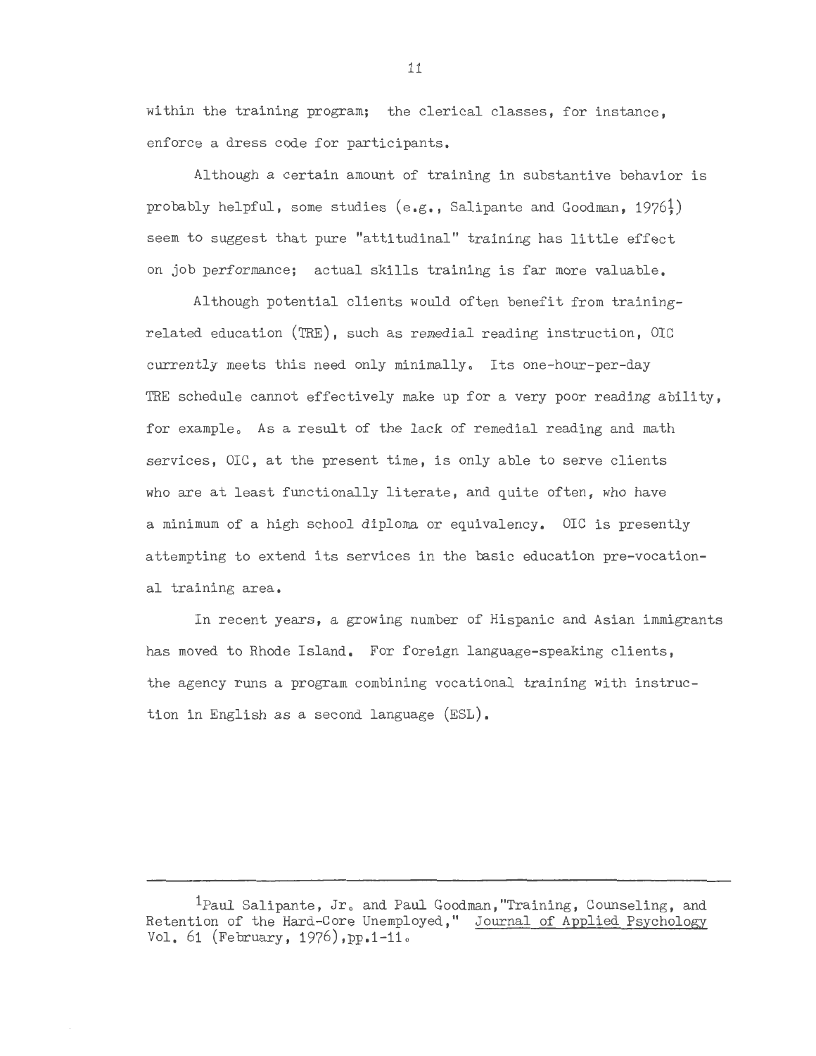within the training program; the clerical classes, for instance, enforce a dress code for participants.

Although a certain amount of training in substantive behavior is probably helpful, some studies (e.g., Salipante and Goodman, 1976[1]) seem to suggest that pure "attitudinal" training has little effect on job performance; actual skills training is far more valuable.

Although potential clients would often benefit from training-related education (TRE), such as remedial reading instruction, OIC currently meets this need only minimally. Its one-hour-per-day TRE schedule cannot effectively make up for a very poor reading ability, for example. As a result of the lack of remedial reading and math services, OIC, at the present time, is only able to serve clients who are at least functionally literate, and quite often, who have a minimum of a high school diploma or equivalency. OIC is presently attempting to extend its services in the basic education pre-vocational training area.

In recent years, a growing number of Hispanic and Asian immigrants has moved to Rhode Island. For foreign language-speaking clients, the agency runs a program combining vocational training with instruction in English as a second language (ESL).

---

[1] Paul Salipante, Jr. and Paul Goodman, "Training, Counseling, and Retention of the Hard-Core Unemployed," Journal of Applied Psychology Vol. 61 (February, 1976), pp. 1-11.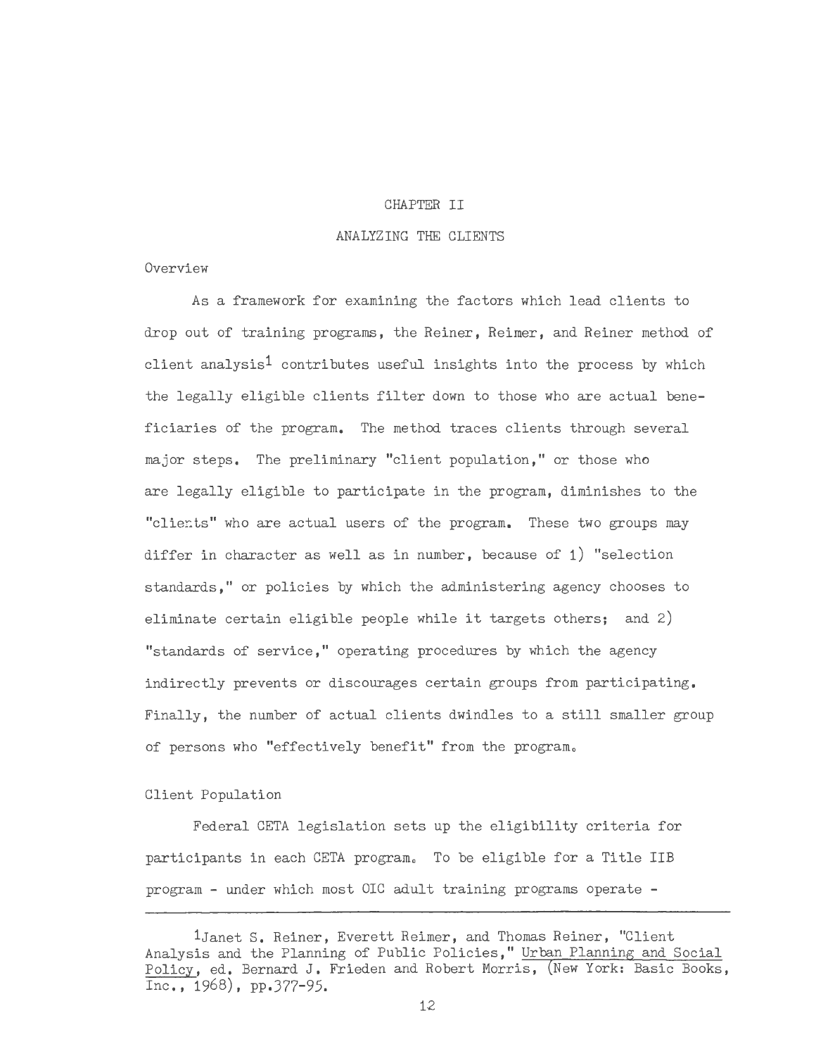## CHAPTER II

## ANALYZING THE CLIENTS

### Overview

As a framework for examining the factors which lead clients to drop out of training programs, the Reiner, Reimer, and Reiner method of client analysis[1] contributes useful insights into the process by which the legally eligible clients filter down to those who are actual beneficiaries of the program. The method traces clients through several major steps. The preliminary "client population," or those who are legally eligible to participate in the program, diminishes to the "clients" who are actual users of the program. These two groups may differ in character as well as in number, because of 1) "selection standards," or policies by which the administering agency chooses to eliminate certain eligible people while it targets others; and 2) "standards of service," operating procedures by which the agency indirectly prevents or discourages certain groups from participating. Finally, the number of actual clients dwindles to a still smaller group of persons who "effectively benefit" from the program.

### Client Population

Federal CETA legislation sets up the eligibility criteria for participants in each CETA program. To be eligible for a Title IIB program - under which most OIC adult training programs operate -

---

[1]Janet S. Reiner, Everett Reimer, and Thomas Reiner, "Client Analysis and the Planning of Public Policies," Urban Planning and Social Policy, ed. Bernard J. Frieden and Robert Morris, (New York: Basic Books, Inc., 1968), pp.377-95.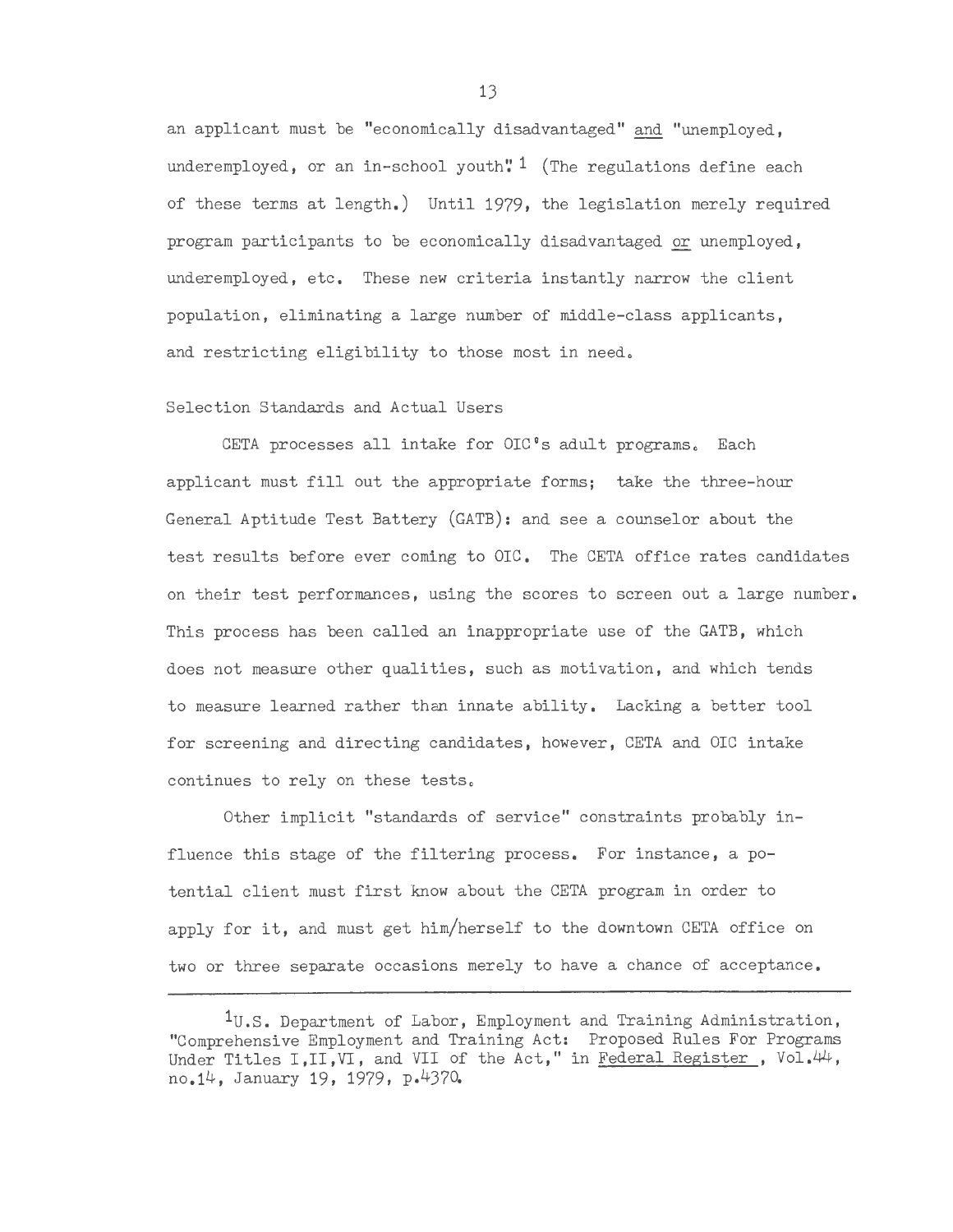an applicant must be "economically disadvantaged" and "unemployed, underemployed, or an in-school youth".[1] (The regulations define each of these terms at length.) Until 1979, the legislation merely required program participants to be economically disadvantaged or unemployed, underemployed, etc. These new criteria instantly narrow the client population, eliminating a large number of middle-class applicants, and restricting eligibility to those most in need.

### Selection Standards and Actual Users

CETA processes all intake for OIC's adult programs. Each applicant must fill out the appropriate forms; take the three-hour General Aptitude Test Battery (GATB): and see a counselor about the test results before ever coming to OIC. The CETA office rates candidates on their test performances, using the scores to screen out a large number. This process has been called an inappropriate use of the GATB, which does not measure other qualities, such as motivation, and which tends to measure learned rather than innate ability. Lacking a better tool for screening and directing candidates, however, CETA and OIC intake continues to rely on these tests.

Other implicit "standards of service" constraints probably influence this stage of the filtering process. For instance, a potential client must first know about the CETA program in order to apply for it, and must get him/herself to the downtown CETA office on two or three separate occasions merely to have a chance of acceptance.

---

[1] U.S. Department of Labor, Employment and Training Administration, "Comprehensive Employment and Training Act: Proposed Rules For Programs Under Titles I,II,VI, and VII of the Act," in Federal Register, Vol.44, no.14, January 19, 1979, p.4370.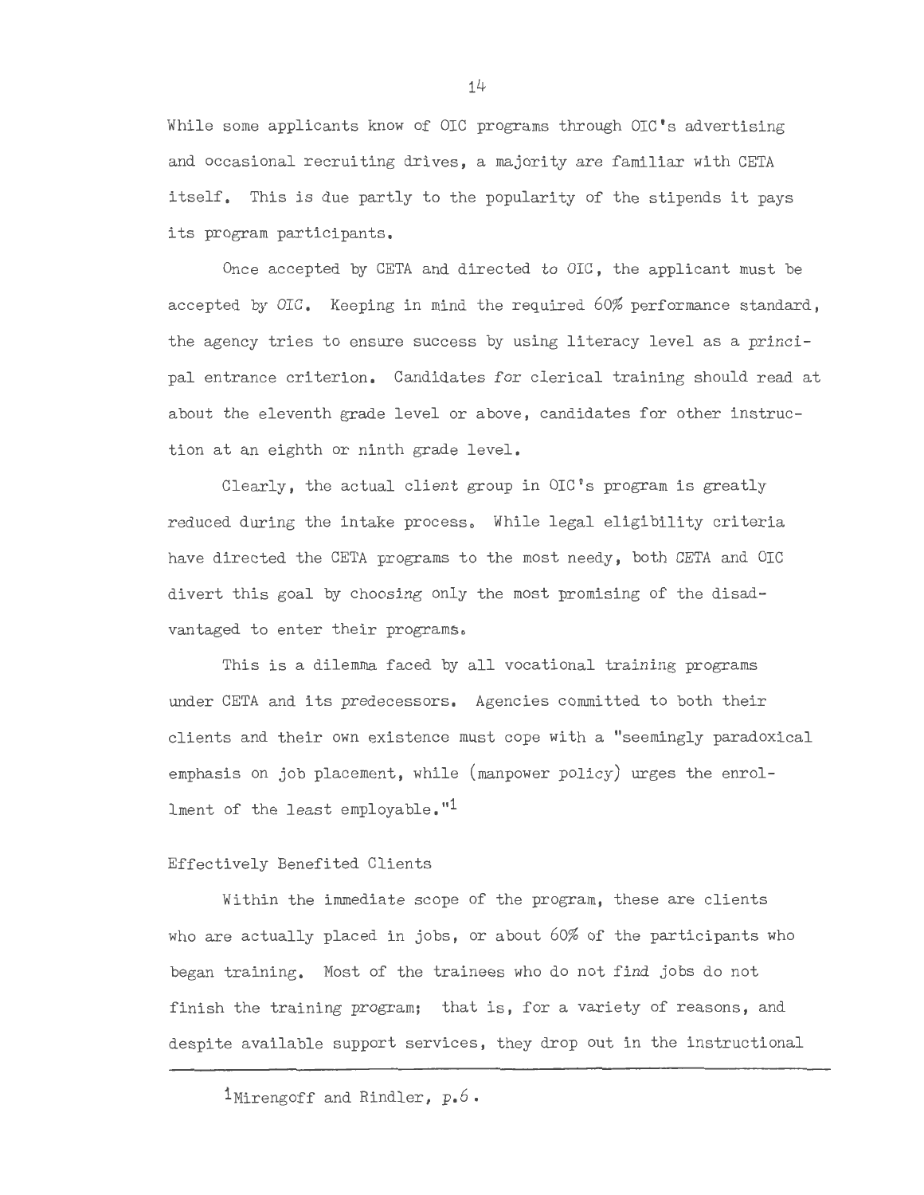While some applicants know of OIC programs through OIC's advertising and occasional recruiting drives, a majority are familiar with CETA itself. This is due partly to the popularity of the stipends it pays its program participants.

Once accepted by CETA and directed to OIC, the applicant must be accepted by OIC. Keeping in mind the required 60% performance standard, the agency tries to ensure success by using literacy level as a principal entrance criterion. Candidates for clerical training should read at about the eleventh grade level or above, candidates for other instruction at an eighth or ninth grade level.

Clearly, the actual client group in OIC's program is greatly reduced during the intake process. While legal eligibility criteria have directed the CETA programs to the most needy, both CETA and OIC divert this goal by choosing only the most promising of the disadvantaged to enter their programs.

This is a dilemma faced by all vocational training programs under CETA and its predecessors. Agencies committed to both their clients and their own existence must cope with a "seemingly paradoxical emphasis on job placement, while (manpower policy) urges the enrollment of the least employable."[1]

### Effectively Benefited Clients

Within the immediate scope of the program, these are clients who are actually placed in jobs, or about 60% of the participants who began training. Most of the trainees who do not find jobs do not finish the training program; that is, for a variety of reasons, and despite available support services, they drop out in the instructional

---

[1] Mirengoff and Rindler, p.6.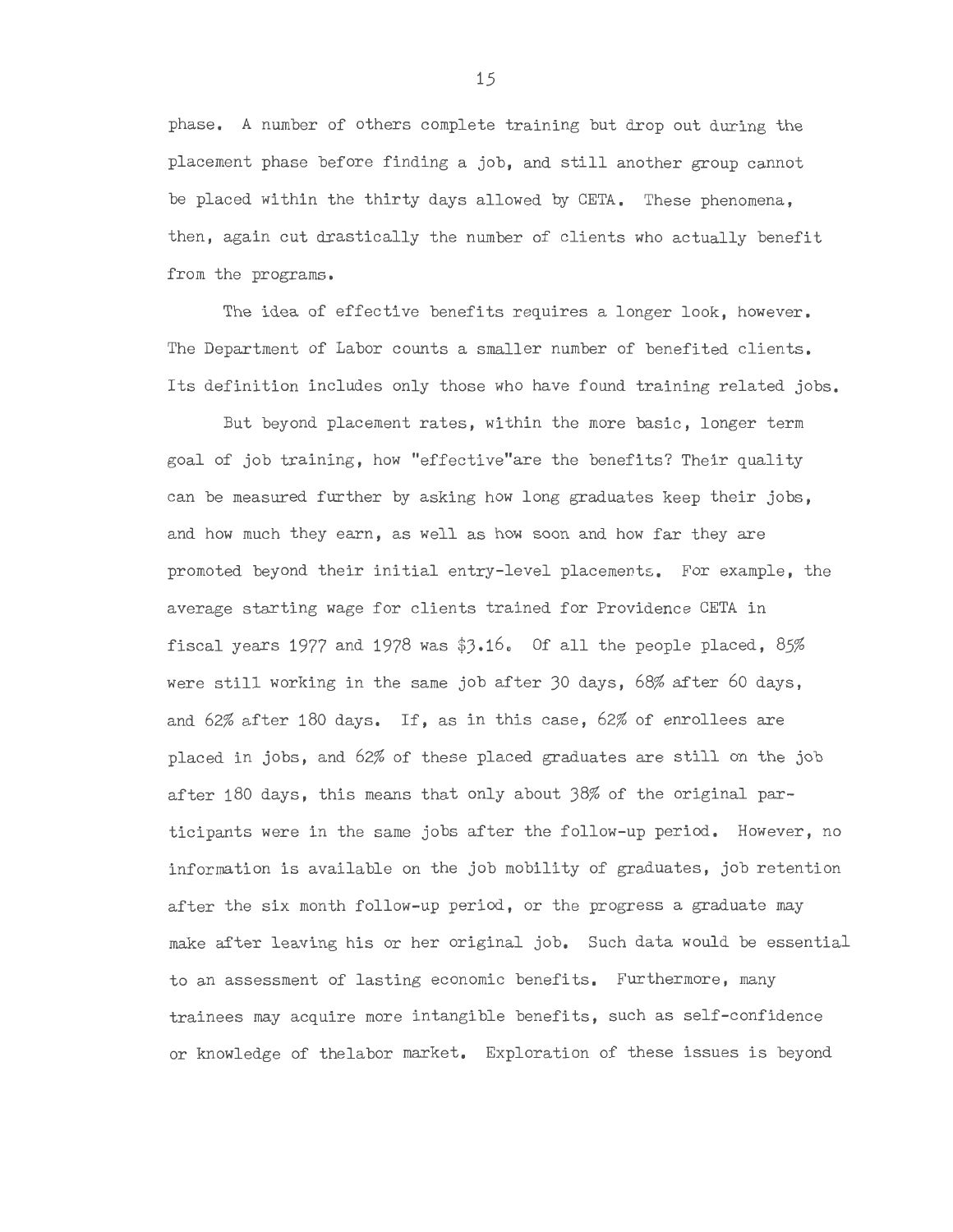phase. A number of others complete training but drop out during the placement phase before finding a job, and still another group cannot be placed within the thirty days allowed by CETA. These phenomena, then, again cut drastically the number of clients who actually benefit from the programs.

The idea of effective benefits requires a longer look, however. The Department of Labor counts a smaller number of benefited clients. Its definition includes only those who have found training related jobs.

But beyond placement rates, within the more basic, longer term goal of job training, how "effective"are the benefits? Their quality can be measured further by asking how long graduates keep their jobs, and how much they earn, as well as how soon and how far they are promoted beyond their initial entry-level placements. For example, the average starting wage for clients trained for Providence CETA in fiscal years 1977 and 1978 was $3.16. Of all the people placed, 85% were still working in the same job after 30 days, 68% after 60 days, and 62% after 180 days. If, as in this case, 62% of enrollees are placed in jobs, and 62% of these placed graduates are still on the job after 180 days, this means that only about 38% of the original participants were in the same jobs after the follow-up period. However, no information is available on the job mobility of graduates, job retention after the six month follow-up period, or the progress a graduate may make after leaving his or her original job. Such data would be essential to an assessment of lasting economic benefits. Furthermore, many trainees may acquire more intangible benefits, such as self-confidence or knowledge of thelabor market. Exploration of these issues is beyond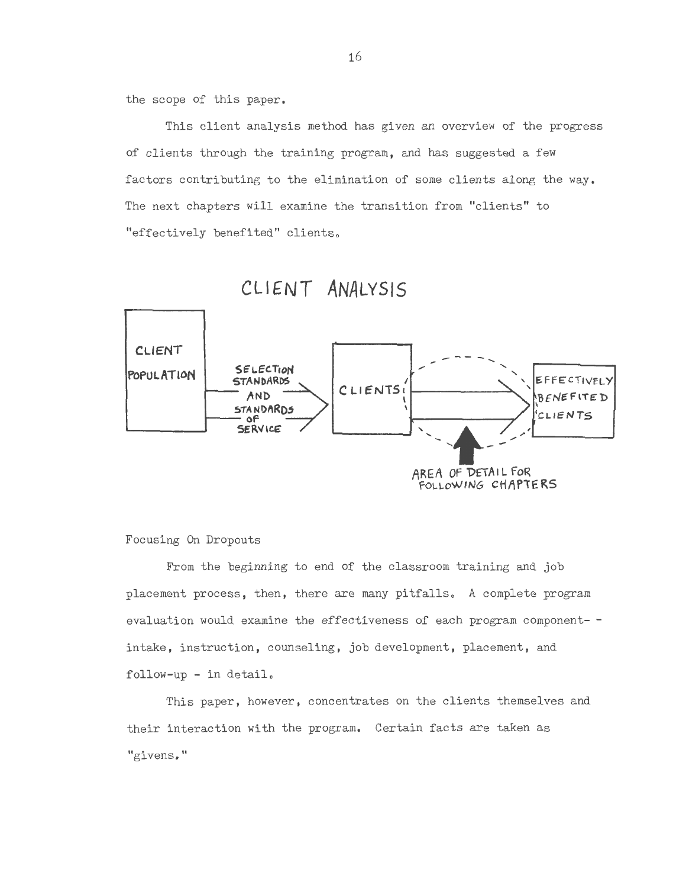the scope of this paper.

This client analysis method has given an overview of the progress of clients through the training program, and has suggested a few factors contributing to the elimination of some clients along the way. The next chapters will examine the transition from "clients" to "effectively benefited" clients.

CLIENT ANALYSIS

CLIENT POPULATION — SELECTION STANDARDS AND STANDARDS OF SERVICE → CLIENTS → EFFECTIVELY BENEFITED CLIENTS

AREA OF DETAIL FOR FOLLOWING CHAPTERS

## Focusing On Dropouts

From the beginning to end of the classroom training and job placement process, then, there are many pitfalls. A complete program evaluation would examine the effectiveness of each program component- - intake, instruction, counseling, job development, placement, and follow-up - in detail.

This paper, however, concentrates on the clients themselves and their interaction with the program. Certain facts are taken as "givens."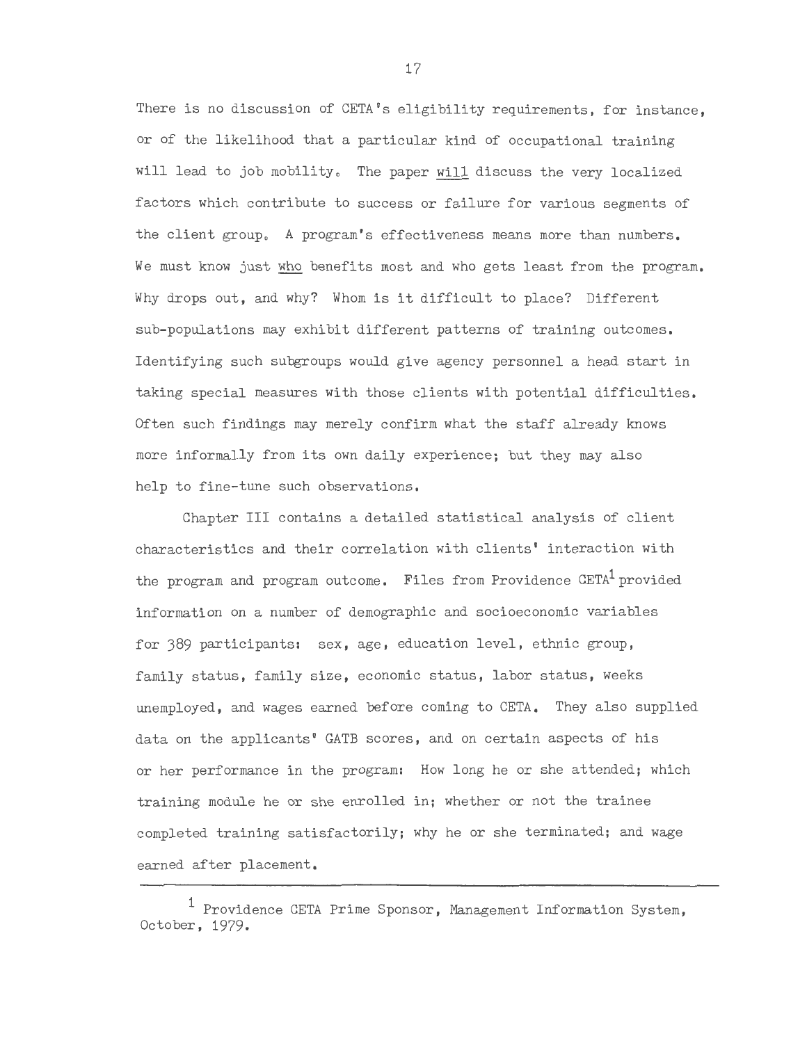There is no discussion of CETA's eligibility requirements, for instance, or of the likelihood that a particular kind of occupational training will lead to job mobility. The paper _will_ discuss the very localized factors which contribute to success or failure for various segments of the client group. A program's effectiveness means more than numbers. We must know just _who_ benefits most and who gets least from the program. Why drops out, and why? Whom is it difficult to place? Different sub-populations may exhibit different patterns of training outcomes. Identifying such subgroups would give agency personnel a head start in taking special measures with those clients with potential difficulties. Often such findings may merely confirm what the staff already knows more informally from its own daily experience; but they may also help to fine-tune such observations.

Chapter III contains a detailed statistical analysis of client characteristics and their correlation with clients' interaction with the program and program outcome. Files from Providence CETA[1] provided information on a number of demographic and socioeconomic variables for 389 participants: sex, age, education level, ethnic group, family status, family size, economic status, labor status, weeks unemployed, and wages earned before coming to CETA. They also supplied data on the applicants' GATB scores, and on certain aspects of his or her performance in the program: How long he or she attended; which training module he or she enrolled in; whether or not the trainee completed training satisfactorily; why he or she terminated; and wage earned after placement.

---

[1] Providence CETA Prime Sponsor, Management Information System, October, 1979.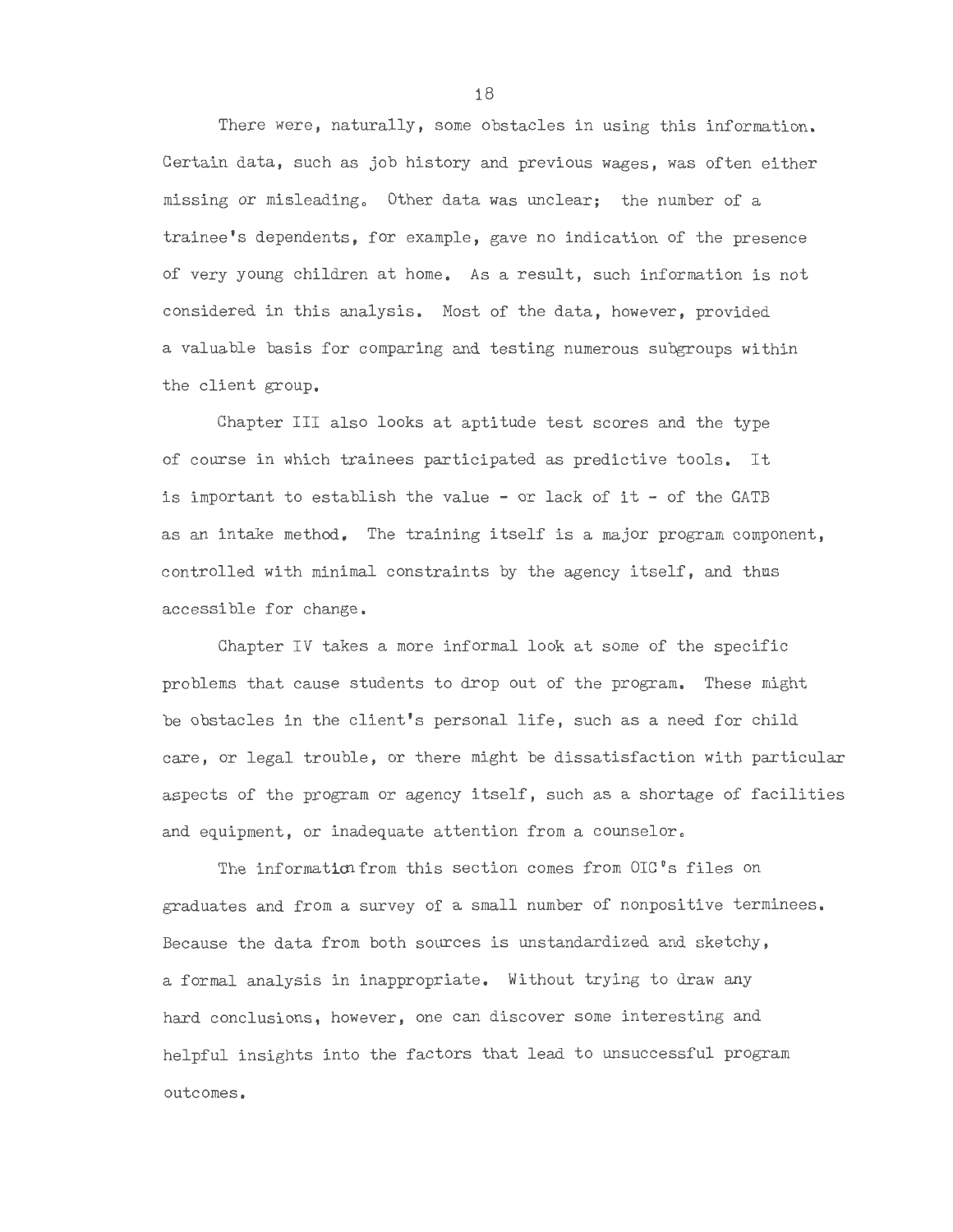There were, naturally, some obstacles in using this information. Certain data, such as job history and previous wages, was often either missing or misleading. Other data was unclear; the number of a trainee's dependents, for example, gave no indication of the presence of very young children at home. As a result, such information is not considered in this analysis. Most of the data, however, provided a valuable basis for comparing and testing numerous subgroups within the client group.

Chapter III also looks at aptitude test scores and the type of course in which trainees participated as predictive tools. It is important to establish the value - or lack of it - of the GATB as an intake method. The training itself is a major program component, controlled with minimal constraints by the agency itself, and thus accessible for change.

Chapter IV takes a more informal look at some of the specific problems that cause students to drop out of the program. These might be obstacles in the client's personal life, such as a need for child care, or legal trouble, or there might be dissatisfaction with particular aspects of the program or agency itself, such as a shortage of facilities and equipment, or inadequate attention from a counselor.

The information from this section comes from OIC's files on graduates and from a survey of a small number of nonpositive terminees. Because the data from both sources is unstandardized and sketchy, a formal analysis in inappropriate. Without trying to draw any hard conclusions, however, one can discover some interesting and helpful insights into the factors that lead to unsuccessful program outcomes.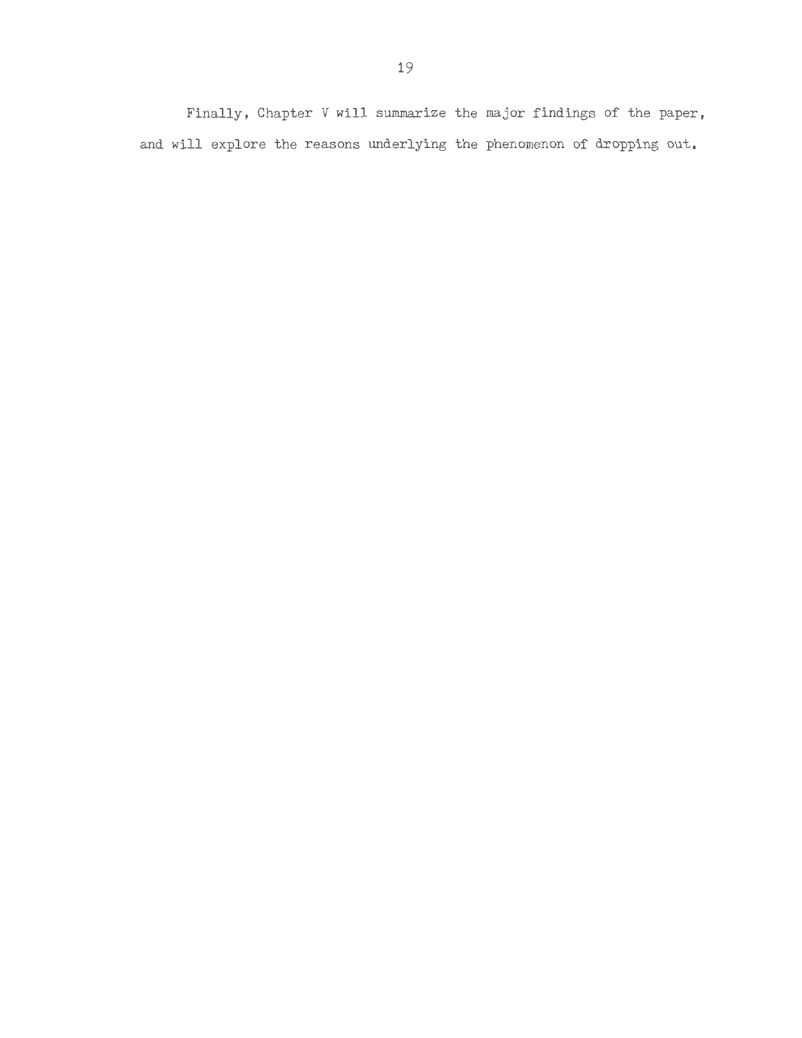Finally, Chapter V will summarize the major findings of the paper, and will explore the reasons underlying the phenomenon of dropping out.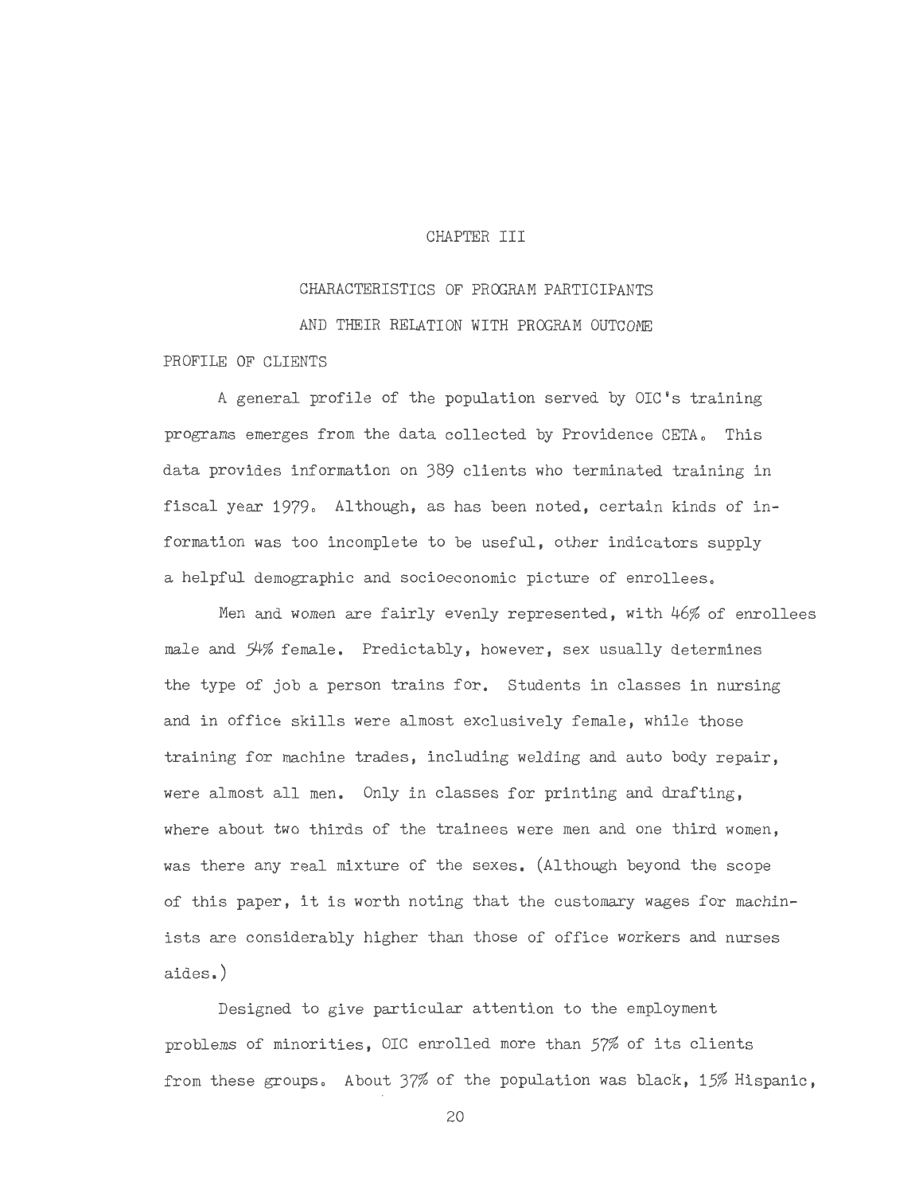# CHAPTER III

## CHARACTERISTICS OF PROGRAM PARTICIPANTS AND THEIR RELATION WITH PROGRAM OUTCOME

### PROFILE OF CLIENTS

A general profile of the population served by OIC's training programs emerges from the data collected by Providence CETA. This data provides information on 389 clients who terminated training in fiscal year 1979. Although, as has been noted, certain kinds of information was too incomplete to be useful, other indicators supply a helpful demographic and socioeconomic picture of enrollees.

Men and women are fairly evenly represented, with 46% of enrollees male and 54% female. Predictably, however, sex usually determines the type of job a person trains for. Students in classes in nursing and in office skills were almost exclusively female, while those training for machine trades, including welding and auto body repair, were almost all men. Only in classes for printing and drafting, where about two thirds of the trainees were men and one third women, was there any real mixture of the sexes. (Although beyond the scope of this paper, it is worth noting that the customary wages for machinists are considerably higher than those of office workers and nurses aides.)

Designed to give particular attention to the employment problems of minorities, OIC enrolled more than 57% of its clients from these groups. About 37% of the population was black, 15% Hispanic,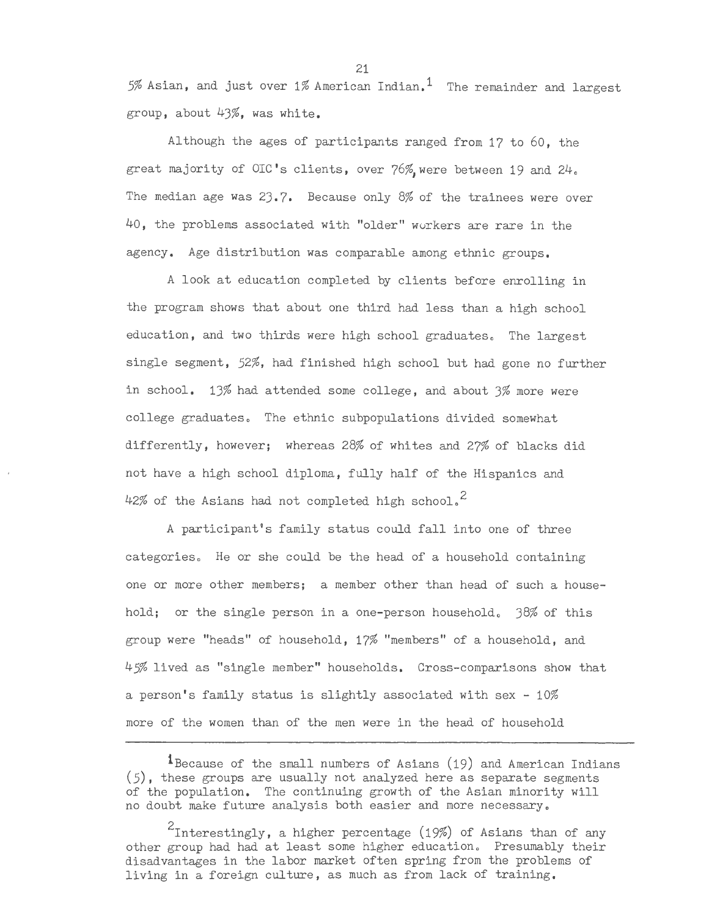5% Asian, and just over 1% American Indian.[1] The remainder and largest group, about 43%, was white.

Although the ages of participants ranged from 17 to 60, the great majority of OIC's clients, over 76%, were between 19 and 24. The median age was 23.7. Because only 8% of the trainees were over 40, the problems associated with "older" workers are rare in the agency. Age distribution was comparable among ethnic groups.

A look at education completed by clients before enrolling in the program shows that about one third had less than a high school education, and two thirds were high school graduates. The largest single segment, 52%, had finished high school but had gone no further in school. 13% had attended some college, and about 3% more were college graduates. The ethnic subpopulations divided somewhat differently, however; whereas 28% of whites and 27% of blacks did not have a high school diploma, fully half of the Hispanics and 42% of the Asians had not completed high school.[2]

A participant's family status could fall into one of three categories. He or she could be the head of a household containing one or more other members; a member other than head of such a household; or the single person in a one-person household. 38% of this group were "heads" of household, 17% "members" of a household, and 45% lived as "single member" households. Cross-comparisons show that a person's family status is slightly associated with sex - 10% more of the women than of the men were in the head of household

---

[1] Because of the small numbers of Asians (19) and American Indians (5), these groups are usually not analyzed here as separate segments of the population. The continuing growth of the Asian minority will no doubt make future analysis both easier and more necessary.

[2] Interestingly, a higher percentage (19%) of Asians than of any other group had had at least some higher education. Presumably their disadvantages in the labor market often spring from the problems of living in a foreign culture, as much as from lack of training.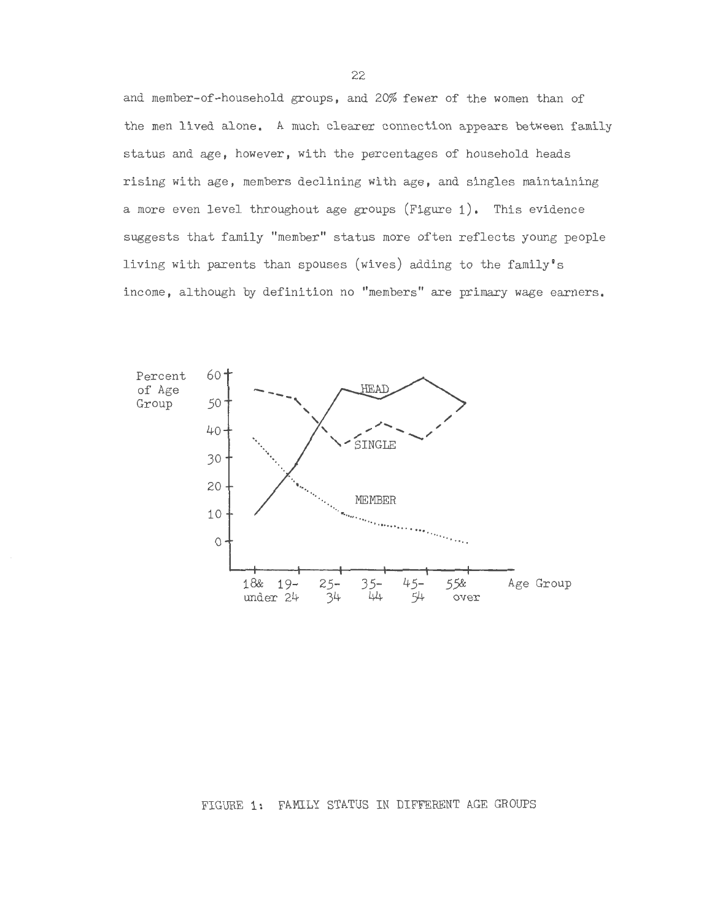and member-of-household groups, and 20% fewer of the women than of the men lived alone. A much clearer connection appears between family status and age, however, with the percentages of household heads rising with age, members declining with age, and singles maintaining a more even level throughout age groups (Figure 1). This evidence suggests that family "member" status more often reflects young people living with parents than spouses (wives) adding to the family's income, although by definition no "members" are primary wage earners.

FIGURE 1: FAMILY STATUS IN DIFFERENT AGE GROUPS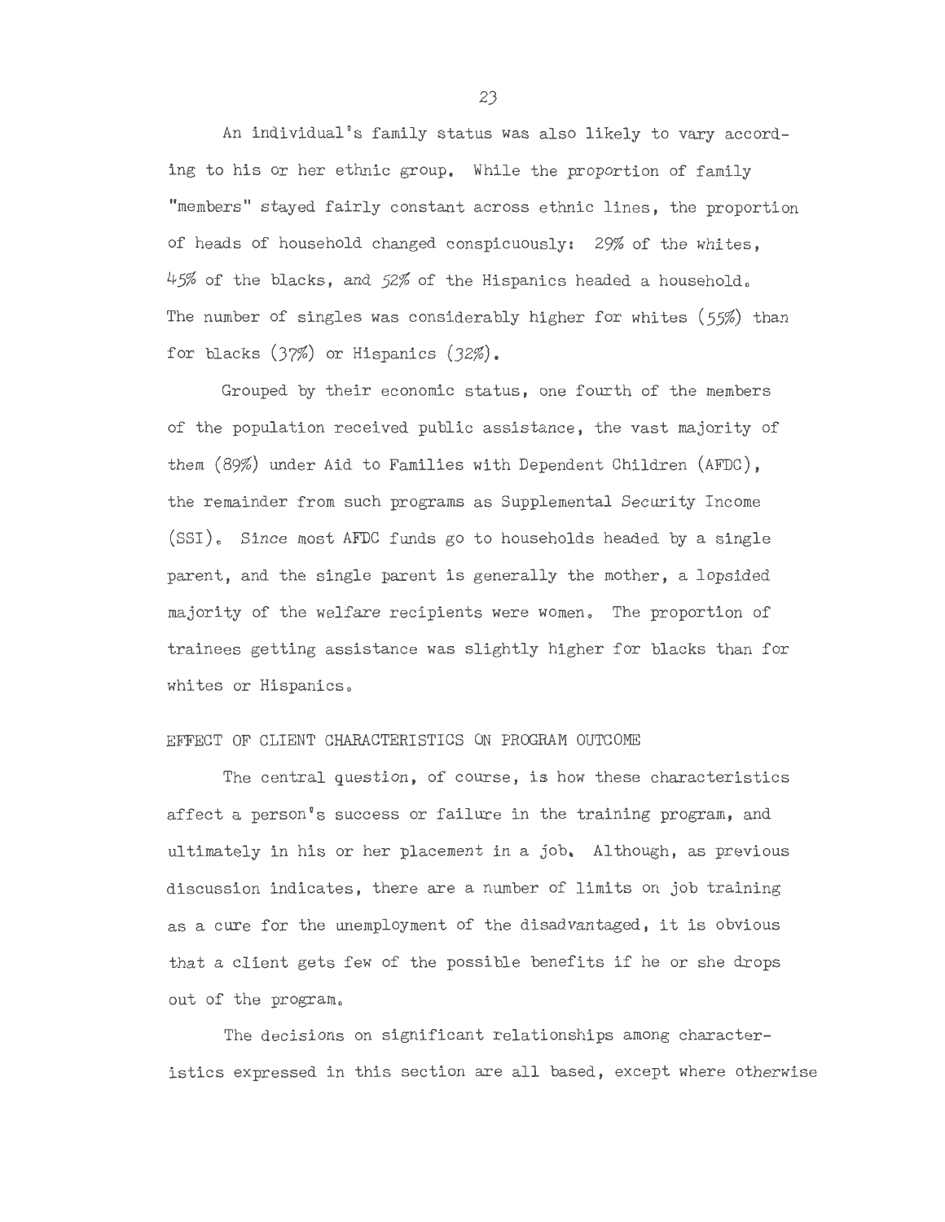An individual's family status was also likely to vary according to his or her ethnic group. While the proportion of family "members" stayed fairly constant across ethnic lines, the proportion of heads of household changed conspicuously: 29% of the whites, 45% of the blacks, and 52% of the Hispanics headed a household. The number of singles was considerably higher for whites (55%) than for blacks (37%) or Hispanics (32%).

Grouped by their economic status, one fourth of the members of the population received public assistance, the vast majority of them (89%) under Aid to Families with Dependent Children (AFDC), the remainder from such programs as Supplemental Security Income (SSI). Since most AFDC funds go to households headed by a single parent, and the single parent is generally the mother, a lopsided majority of the welfare recipients were women. The proportion of trainees getting assistance was slightly higher for blacks than for whites or Hispanics.

## EFFECT OF CLIENT CHARACTERISTICS ON PROGRAM OUTCOME

The central question, of course, is how these characteristics affect a person's success or failure in the training program, and ultimately in his or her placement in a job. Although, as previous discussion indicates, there are a number of limits on job training as a cure for the unemployment of the disadvantaged, it is obvious that a client gets few of the possible benefits if he or she drops out of the program.

The decisions on significant relationships among characteristics expressed in this section are all based, except where otherwise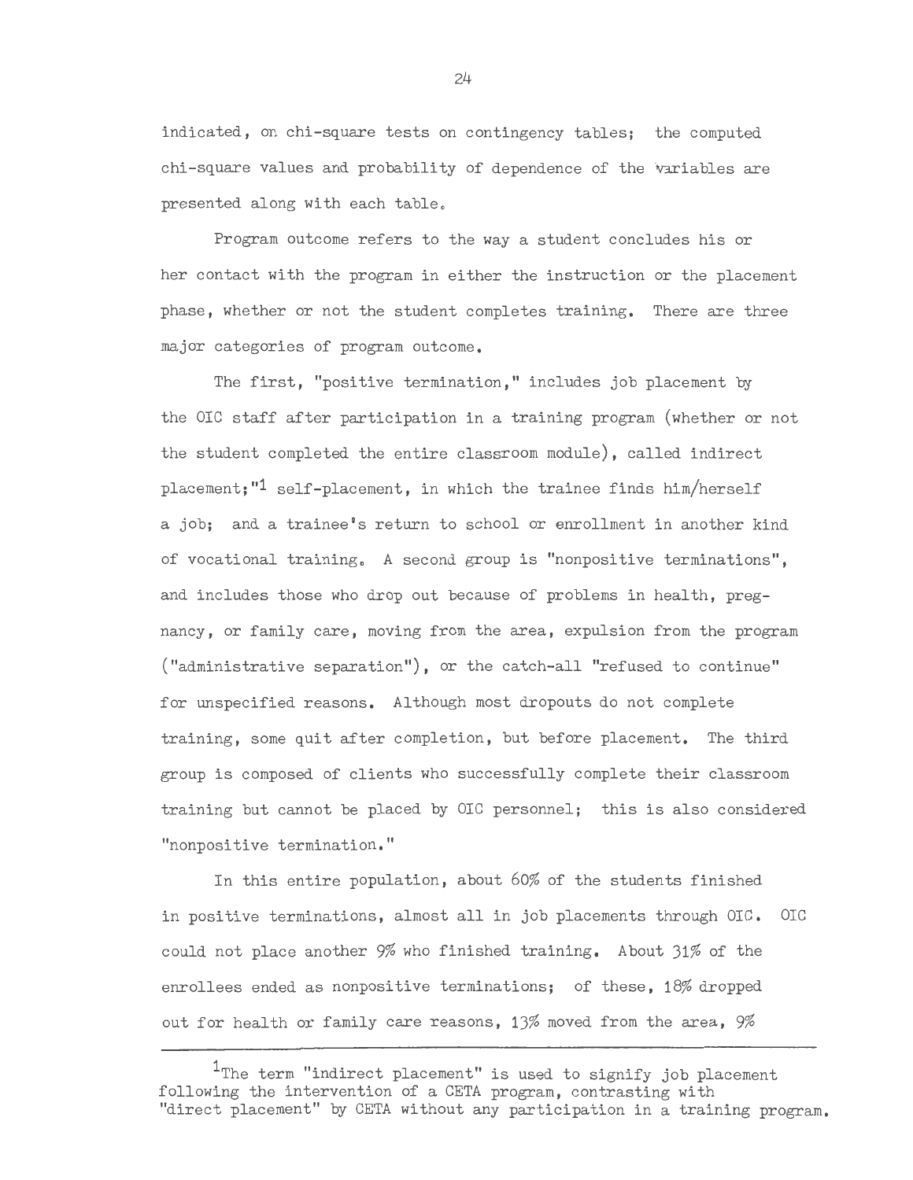indicated, on chi-square tests on contingency tables; the computed chi-square values and probability of dependence of the variables are presented along with each table.

Program outcome refers to the way a student concludes his or her contact with the program in either the instruction or the placement phase, whether or not the student completes training. There are three major categories of program outcome.

The first, "positive termination," includes job placement by the OIC staff after participation in a training program (whether or not the student completed the entire classroom module), called indirect placement;"[1] self-placement, in which the trainee finds him/herself a job; and a trainee's return to school or enrollment in another kind of vocational training. A second group is "nonpositive terminations", and includes those who drop out because of problems in health, pregnancy, or family care, moving from the area, expulsion from the program ("administrative separation"), or the catch-all "refused to continue" for unspecified reasons. Although most dropouts do not complete training, some quit after completion, but before placement. The third group is composed of clients who successfully complete their classroom training but cannot be placed by OIC personnel; this is also considered "nonpositive termination."

In this entire population, about 60% of the students finished in positive terminations, almost all in job placements through OIC. OIC could not place another 9% who finished training. About 31% of the enrollees ended as nonpositive terminations; of these, 18% dropped out for health or family care reasons, 13% moved from the area, 9%

---

[1]The term "indirect placement" is used to signify job placement following the intervention of a CETA program, contrasting with "direct placement" by CETA without any participation in a training program.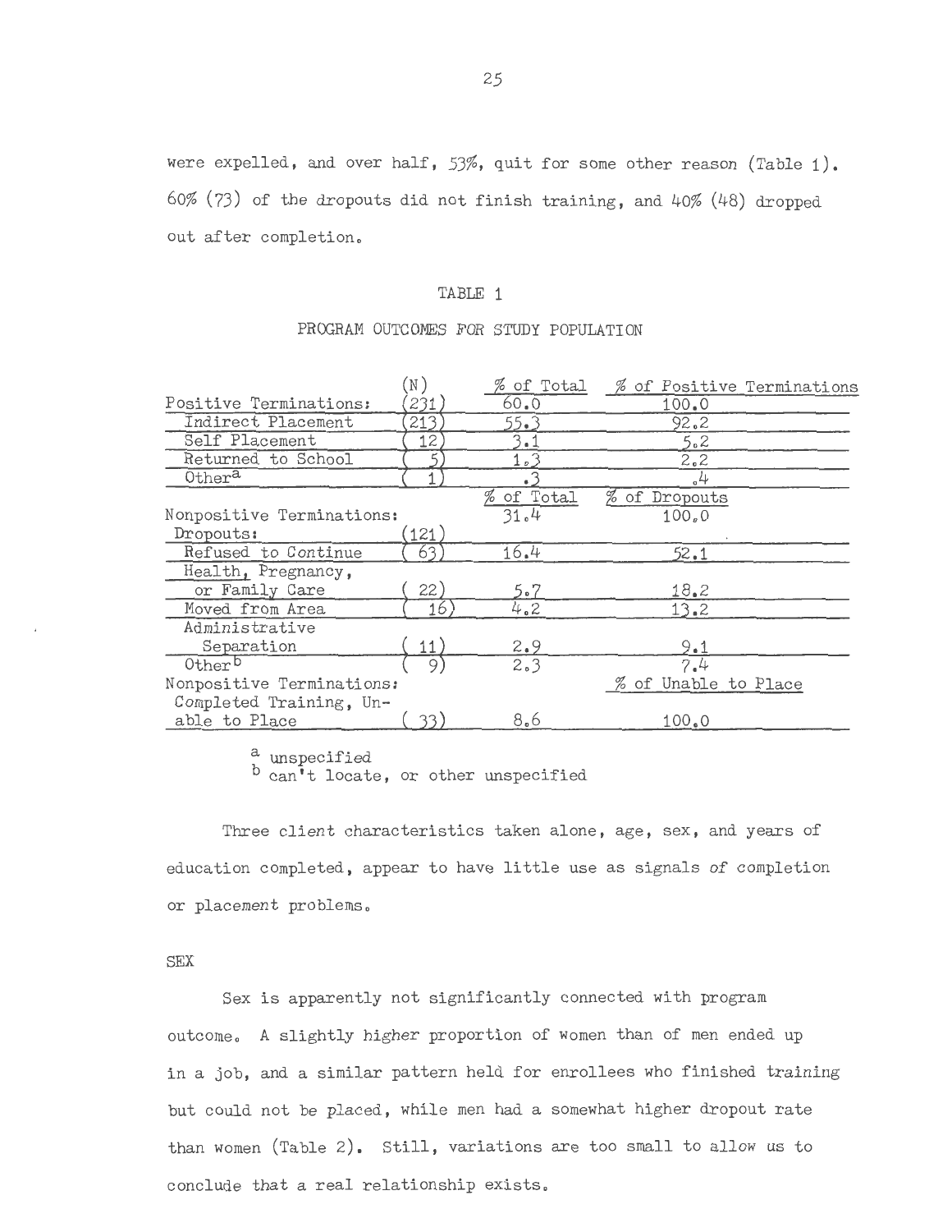were expelled, and over half, 53%, quit for some other reason (Table 1). 60% (73) of the dropouts did not finish training, and 40% (48) dropped out after completion.

TABLE 1

PROGRAM OUTCOMES FOR STUDY POPULATION

| | (N) | % of Total | % of Positive Terminations |
|---|---|---|---|
| Positive Terminations: | (231) | 60.0 | 100.0 |
| Indirect Placement | (213) | 55.3 | 92.2 |
| Self Placement | ( 12) | 3.1 | 5.2 |
| Returned to School | ( 5) | 1.3 | 2.2 |
| Other[a] | ( 1) | .3 | .4 |
| | | % of Total | % of Dropouts |
| Nonpositive Terminations: | | 31.4 | 100.0 |
| Dropouts: | (121) | | |
| Refused to Continue | ( 63) | 16.4 | 52.1 |
| Health, Pregnancy, or Family Care | ( 22) | 5.7 | 18.2 |
| Moved from Area | ( 16) | 4.2 | 13.2 |
| Administrative Separation | ( 11) | 2.9 | 9.1 |
| Other[b] | ( 9) | 2.3 | 7.4 |
| Nonpositive Terminations: | | | % of Unable to Place |
| Completed Training, Unable to Place | ( 33) | 8.6 | 100.0 |

[a] unspecified
[b] can't locate, or other unspecified

Three client characteristics taken alone, age, sex, and years of education completed, appear to have little use as signals of completion or placement problems.

SEX

Sex is apparently not significantly connected with program outcome. A slightly higher proportion of women than of men ended up in a job, and a similar pattern held for enrollees who finished training but could not be placed, while men had a somewhat higher dropout rate than women (Table 2). Still, variations are too small to allow us to conclude that a real relationship exists.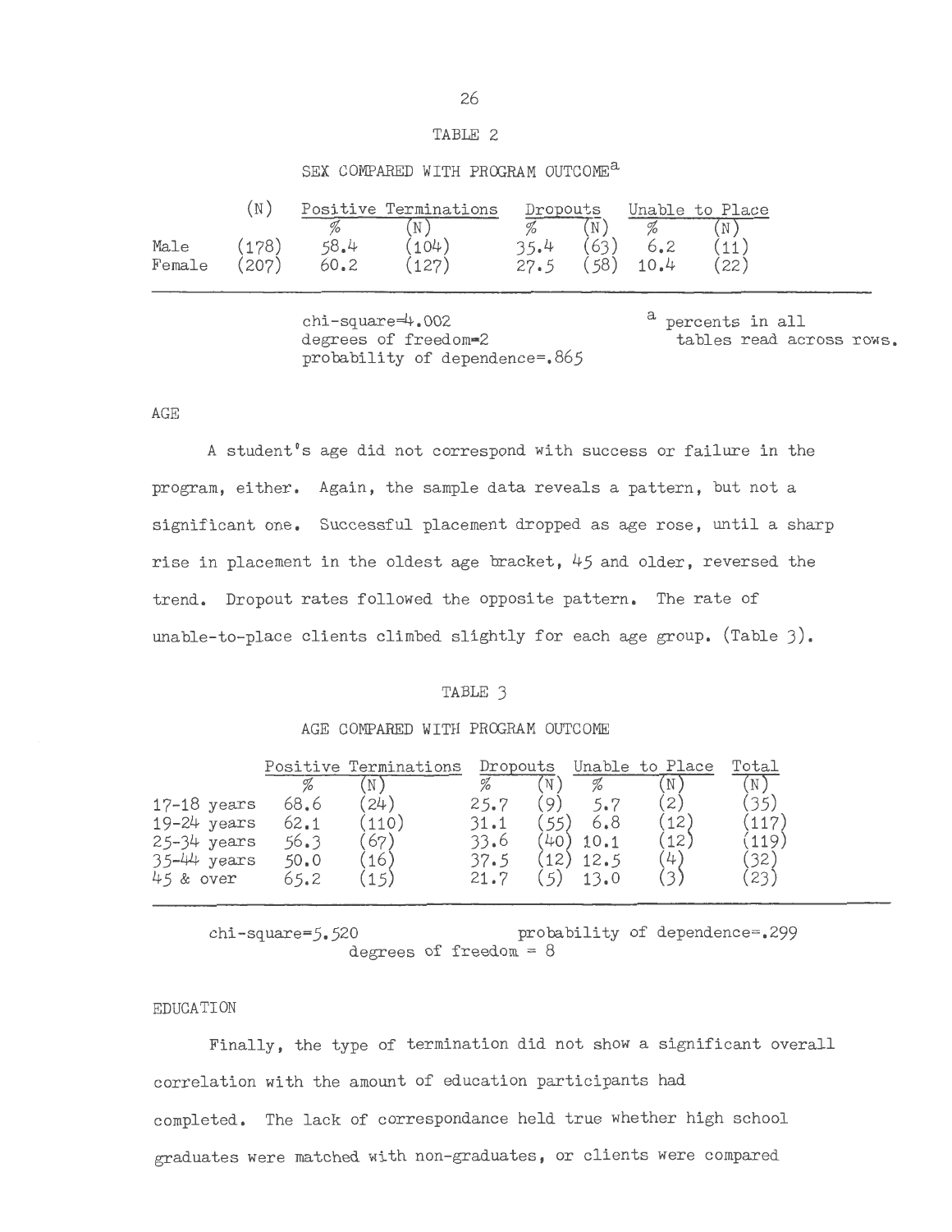TABLE 2

SEX COMPARED WITH PROGRAM OUTCOME[a]

| | (N) | Positive Terminations | | Dropouts | | Unable to Place | |
|---|---|---|---|---|---|---|---|
| | | % | (N) | % | (N) | % | (N) |
| Male | (178) | 58.4 | (104) | 35.4 | (63) | 6.2 | (11) |
| Female | (207) | 60.2 | (127) | 27.5 | (58) | 10.4 | (22) |

chi-square=4.002
degrees of freedom=2
probability of dependence=.865

[a] percents in all tables read across rows.

AGE

A student's age did not correspond with success or failure in the program, either. Again, the sample data reveals a pattern, but not a significant one. Successful placement dropped as age rose, until a sharp rise in placement in the oldest age bracket, 45 and older, reversed the trend. Dropout rates followed the opposite pattern. The rate of unable-to-place clients climbed slightly for each age group. (Table 3).

TABLE 3

AGE COMPARED WITH PROGRAM OUTCOME

| | Positive Terminations | | Dropouts | | Unable to Place | | Total |
|---|---|---|---|---|---|---|---|
| | % | (N) | % | (N) | % | (N) | (N) |
| 17-18 years | 68.6 | (24) | 25.7 | (9) | 5.7 | (2) | (35) |
| 19-24 years | 62.1 | (110) | 31.1 | (55) | 6.8 | (12) | (117) |
| 25-34 years | 56.3 | (67) | 33.6 | (40) | 10.1 | (12) | (119) |
| 35-44 years | 50.0 | (16) | 37.5 | (12) | 12.5 | (4) | (32) |
| 45 & over | 65.2 | (15) | 21.7 | (5) | 13.0 | (3) | (23) |

chi-square=5.520
probability of dependence=.299
degrees of freedom = 8

EDUCATION

Finally, the type of termination did not show a significant overall correlation with the amount of education participants had completed. The lack of correspondance held true whether high school graduates were matched with non-graduates, or clients were compared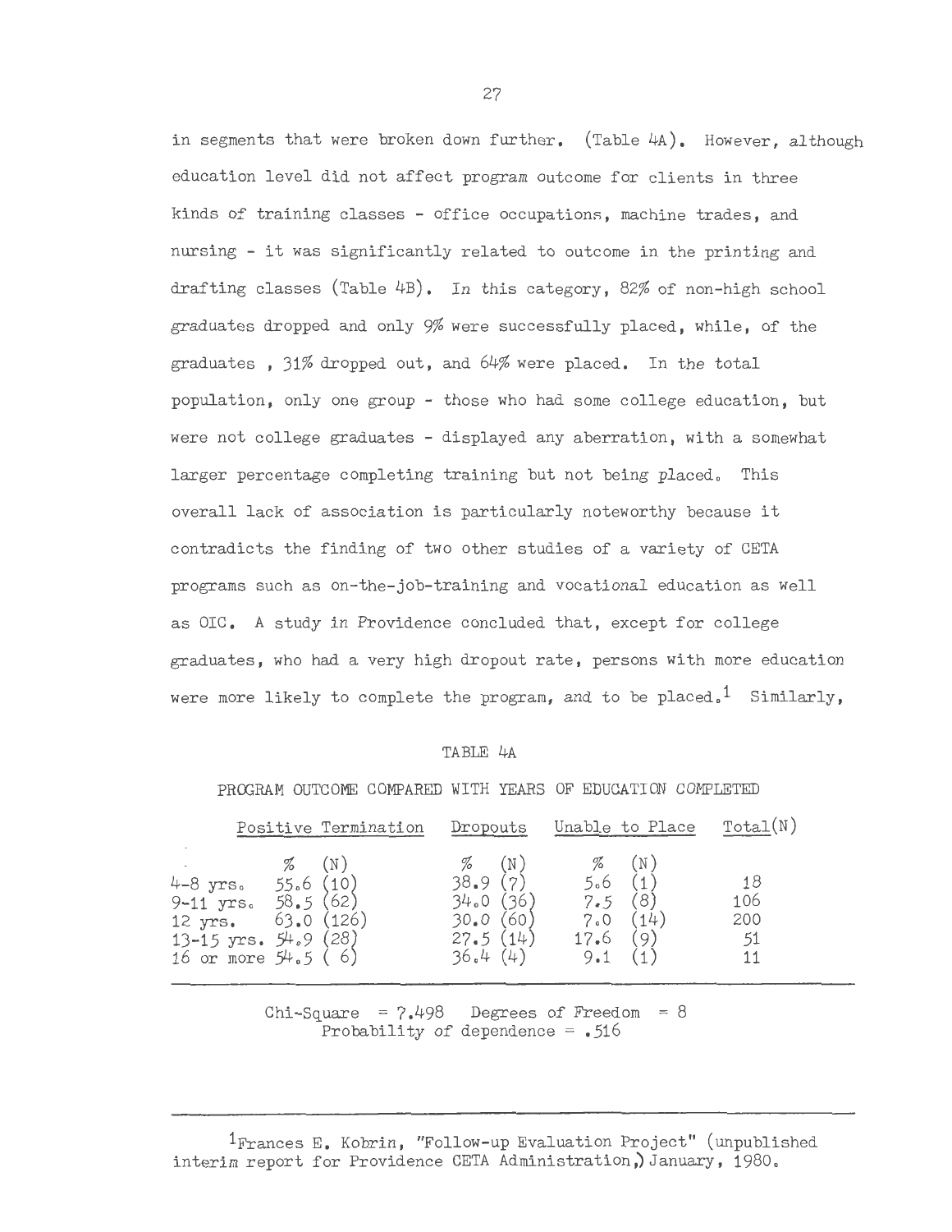in segments that were broken down further. (Table 4A). However, although education level did not affect program outcome for clients in three kinds of training classes - office occupations, machine trades, and nursing - it was significantly related to outcome in the printing and drafting classes (Table 4B). In this category, 82% of non-high school graduates dropped and only 9% were successfully placed, while, of the graduates , 31% dropped out, and 64% were placed. In the total population, only one group - those who had some college education, but were not college graduates - displayed any aberration, with a somewhat larger percentage completing training but not being placed. This overall lack of association is particularly noteworthy because it contradicts the finding of two other studies of a variety of CETA programs such as on-the-job-training and vocational education as well as OIC. A study in Providence concluded that, except for college graduates, who had a very high dropout rate, persons with more education were more likely to complete the program, and to be placed.[1] Similarly,

TABLE 4A

PROGRAM OUTCOME COMPARED WITH YEARS OF EDUCATION COMPLETED

| | Positive Termination | | Dropouts | | Unable to Place | | Total(N) |
|---|---|---|---|---|---|---|---|
| | % | (N) | % | (N) | % | (N) | |
| 4-8 yrs. | 55.6 | (10) | 38.9 | (7) | 5.6 | (1) | 18 |
| 9-11 yrs. | 58.5 | (62) | 34.0 | (36) | 7.5 | (8) | 106 |
| 12 yrs. | 63.0 | (126) | 30.0 | (60) | 7.0 | (14) | 200 |
| 13-15 yrs. | 54.9 | (28) | 27.5 | (14) | 17.6 | (9) | 51 |
| 16 or more | 54.5 | ( 6) | 36.4 | (4) | 9.1 | (1) | 11 |

Chi-Square = 7.498 Degrees of Freedom = 8
Probability of dependence = .516

[1]Frances E. Kobrin, "Follow-up Evaluation Project" (unpublished interim report for Providence CETA Administration,) January, 1980.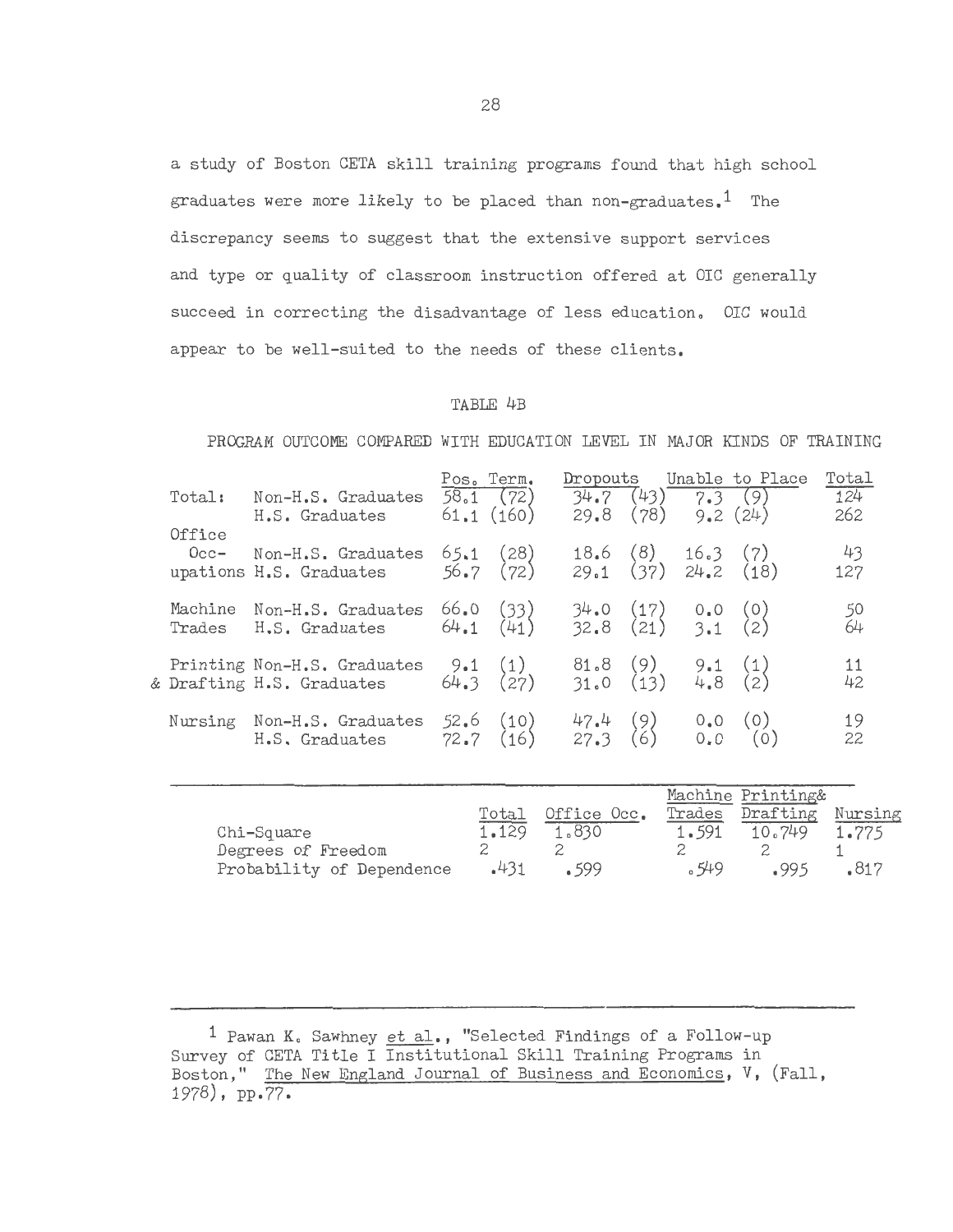a study of Boston CETA skill training programs found that high school graduates were more likely to be placed than non-graduates.[1] The discrepancy seems to suggest that the extensive support services and type or quality of classroom instruction offered at OIC generally succeed in correcting the disadvantage of less education. OIC would appear to be well-suited to the needs of these clients.

TABLE 4B

PROGRAM OUTCOME COMPARED WITH EDUCATION LEVEL IN MAJOR KINDS OF TRAINING

| | | Pos. Term. | | Dropouts | | Unable to Place | | Total |
|---|---|---|---|---|---|---|---|---|
| Total: | Non-H.S. Graduates | 58.1 | (72) | 34.7 | (43) | 7.3 | (9) | 124 |
| | H.S. Graduates | 61.1 | (160) | 29.8 | (78) | 9.2 | (24) | 262 |
| Office Occupations | Non-H.S. Graduates | 65.1 | (28) | 18.6 | (8) | 16.3 | (7) | 43 |
| | H.S. Graduates | 56.7 | (72) | 29.1 | (37) | 24.2 | (18) | 127 |
| Machine Trades | Non-H.S. Graduates | 66.0 | (33) | 34.0 | (17) | 0.0 | (0) | 50 |
| | H.S. Graduates | 64.1 | (41) | 32.8 | (21) | 3.1 | (2) | 64 |
| Printing & Drafting | Non-H.S. Graduates | 9.1 | (1) | 81.8 | (9) | 9.1 | (1) | 11 |
| | H.S. Graduates | 64.3 | (27) | 31.0 | (13) | 4.8 | (2) | 42 |
| Nursing | Non-H.S. Graduates | 52.6 | (10) | 47.4 | (9) | 0.0 | (0) | 19 |
| | H.S. Graduates | 72.7 | (16) | 27.3 | (6) | 0.0 | (0) | 22 |

| | Total | Office Occ. | Machine Trades | Printing& Drafting | Nursing |
|---|---|---|---|---|---|
| Chi-Square | 1.129 | 1.830 | 1.591 | 10.749 | 1.775 |
| Degrees of Freedom | 2 | 2 | 2 | 2 | 1 |
| Probability of Dependence | .431 | .599 | .549 | .995 | .817 |

[1] Pawan K. Sawhney *et al.*, "Selected Findings of a Follow-up Survey of CETA Title I Institutional Skill Training Programs in Boston," The New England Journal of Business and Economics, V, (Fall, 1978), pp.77.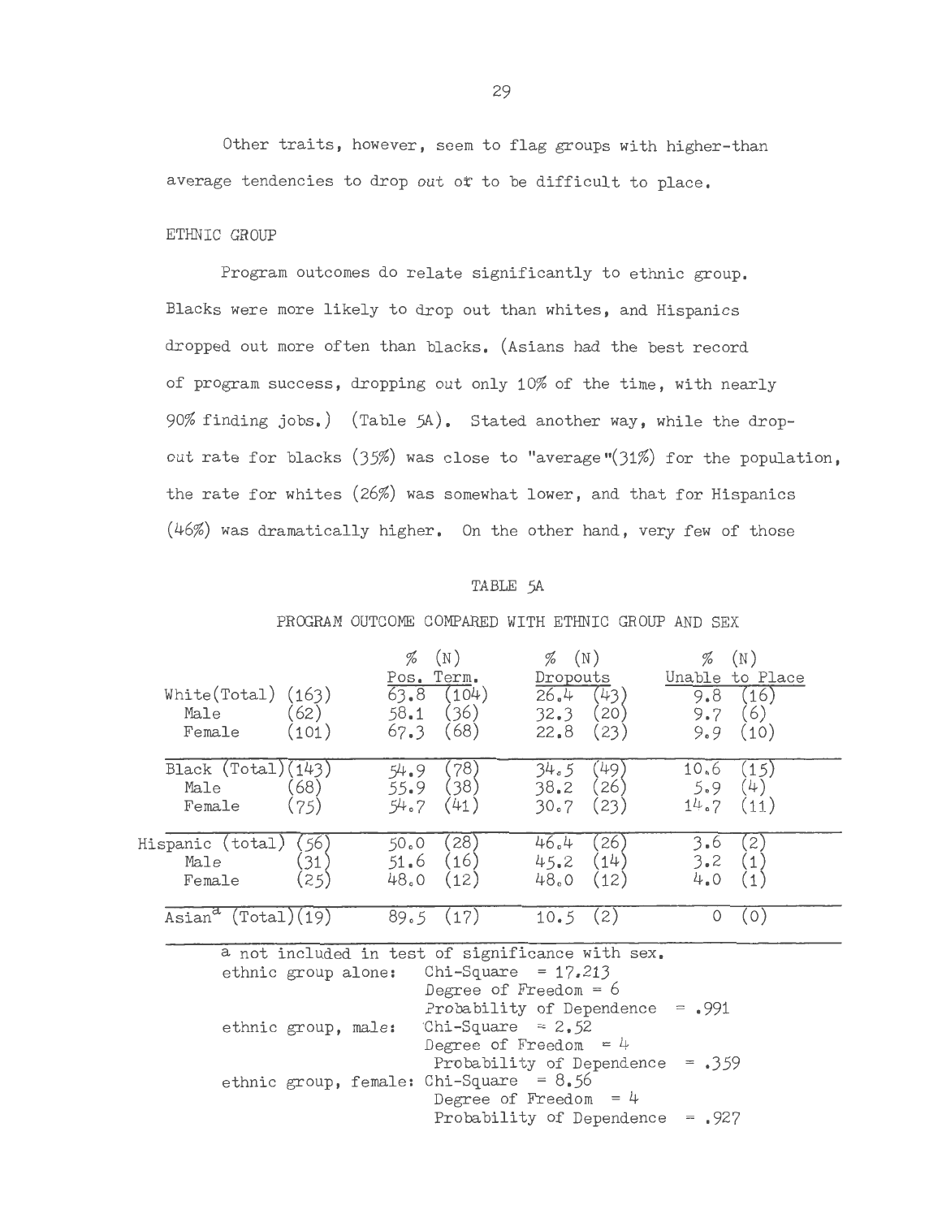Other traits, however, seem to flag groups with higher-than average tendencies to drop out or to be difficult to place.

ETHNIC GROUP

Program outcomes do relate significantly to ethnic group. Blacks were more likely to drop out than whites, and Hispanics dropped out more often than blacks. (Asians had the best record of program success, dropping out only 10% of the time, with nearly 90% finding jobs.) (Table 5A). Stated another way, while the drop-out rate for blacks (35%) was close to "average"(31%) for the population, the rate for whites (26%) was somewhat lower, and that for Hispanics (46%) was dramatically higher. On the other hand, very few of those

TABLE 5A

PROGRAM OUTCOME COMPARED WITH ETHNIC GROUP AND SEX

| | % Pos. Term. | (N) | % Dropouts | (N) | % Unable to Place | (N) |
|---|---|---|---|---|---|---|
| White(Total) (163) | 63.8 | (104) | 26.4 | (43) | 9.8 | (16) |
| Male (62) | 58.1 | (36) | 32.3 | (20) | 9.7 | (6) |
| Female (101) | 67.3 | (68) | 22.8 | (23) | 9.9 | (10) |
| Black (Total)(143) | 54.9 | (78) | 34.5 | (49) | 10.6 | (15) |
| Male (68) | 55.9 | (38) | 38.2 | (26) | 5.9 | (4) |
| Female (75) | 54.7 | (41) | 30.7 | (23) | 14.7 | (11) |
| Hispanic (total) (56) | 50.0 | (28) | 46.4 | (26) | 3.6 | (2) |
| Male (31) | 51.6 | (16) | 45.2 | (14) | 3.2 | (1) |
| Female (25) | 48.0 | (12) | 48.0 | (12) | 4.0 | (1) |
| Asian[a] (Total)(19) | 89.5 | (17) | 10.5 | (2) | 0 | (0) |

[a] not included in test of significance with sex.

ethnic group alone: Chi-Square = 17.213
Degree of Freedom = 6
Probability of Dependence = .991

ethnic group, male: Chi-Square = 2.52
Degree of Freedom = 4
Probability of Dependence = .359

ethnic group, female: Chi-Square = 8.56
Degree of Freedom = 4
Probability of Dependence = .927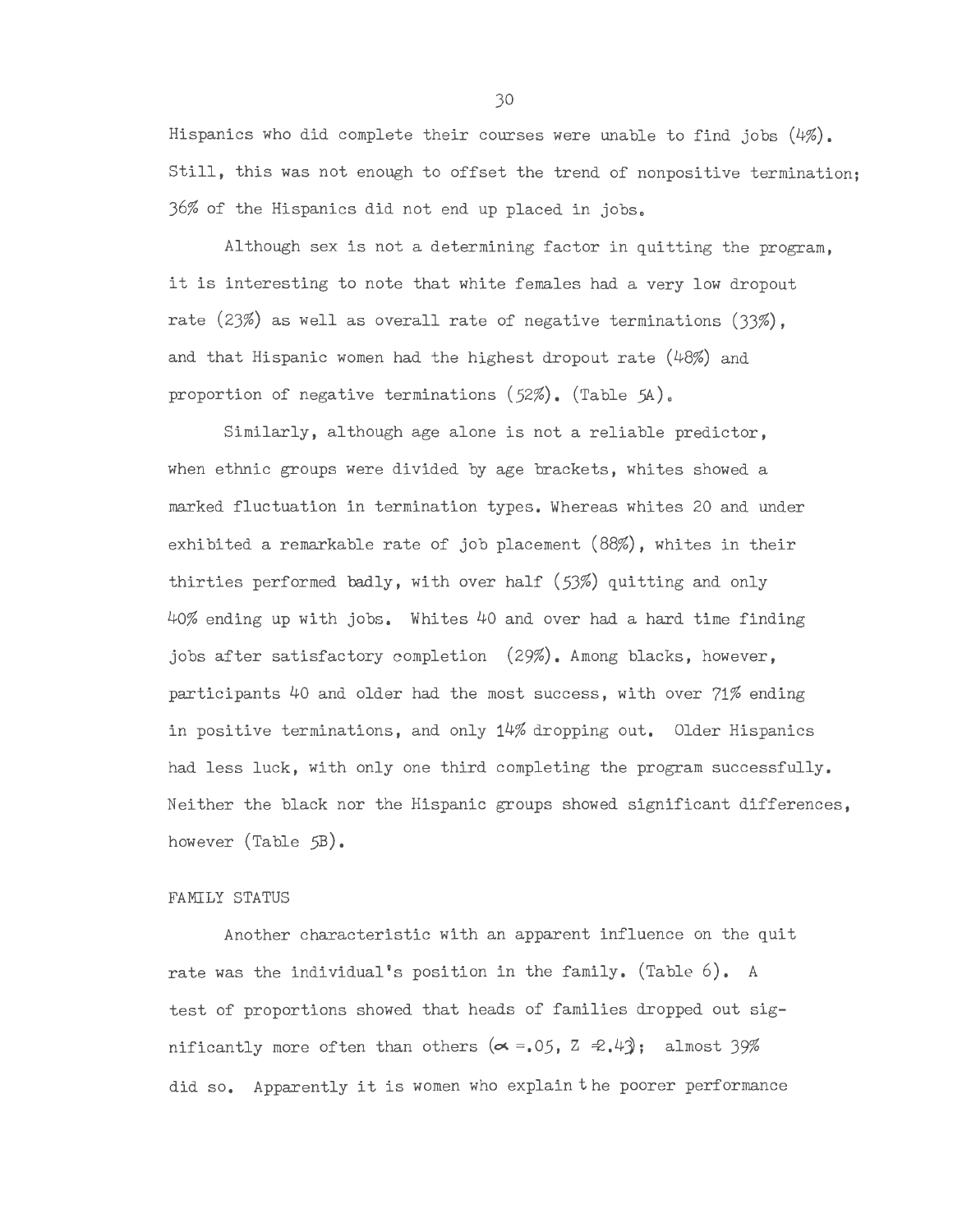Hispanics who did complete their courses were unable to find jobs (4%). Still, this was not enough to offset the trend of nonpositive termination; 36% of the Hispanics did not end up placed in jobs.

Although sex is not a determining factor in quitting the program, it is interesting to note that white females had a very low dropout rate (23%) as well as overall rate of negative terminations (33%), and that Hispanic women had the highest dropout rate (48%) and proportion of negative terminations (52%). (Table 5A).

Similarly, although age alone is not a reliable predictor, when ethnic groups were divided by age brackets, whites showed a marked fluctuation in termination types. Whereas whites 20 and under exhibited a remarkable rate of job placement (88%), whites in their thirties performed badly, with over half (53%) quitting and only 40% ending up with jobs. Whites 40 and over had a hard time finding jobs after satisfactory completion (29%). Among blacks, however, participants 40 and older had the most success, with over 71% ending in positive terminations, and only 14% dropping out. Older Hispanics had less luck, with only one third completing the program successfully. Neither the black nor the Hispanic groups showed significant differences, however (Table 5B).

## FAMILY STATUS

Another characteristic with an apparent influence on the quit rate was the individual's position in the family. (Table 6). A test of proportions showed that heads of families dropped out significantly more often than others ($\alpha = .05$, $Z = 2.43$); almost 39% did so. Apparently it is women who explain the poorer performance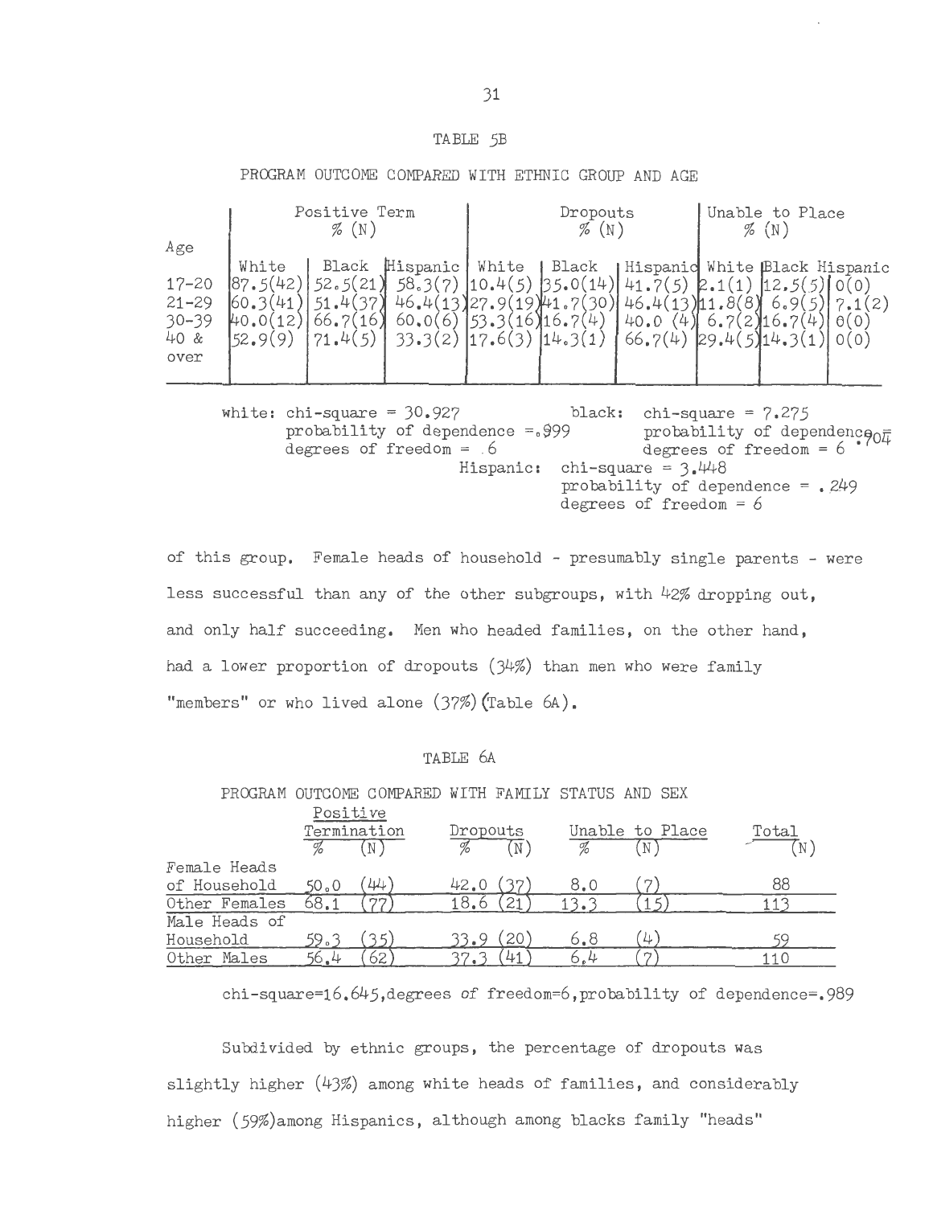TABLE 5B

PROGRAM OUTCOME COMPARED WITH ETHNIC GROUP AND AGE

| Age | Positive Term % (N) | | | Dropouts % (N) | | | Unable to Place % (N) | | |
|---|---|---|---|---|---|---|---|---|---|
| | White | Black | Hispanic | White | Black | Hispanic | White | Black | Hispanic |
| 17-20 | 87.5(42) | 52.5(21) | 58.3(7) | 10.4(5) | 35.0(14) | 41.7(5) | 2.1(1) | 12.5(5) | 0(0) |
| 21-29 | 60.3(41) | 51.4(37) | 46.4(13) | 27.9(19) | 41.7(30) | 46.4(13) | 11.8(8) | 6.9(5) | 7.1(2) |
| 30-39 | 40.0(12) | 66.7(16) | 60.0(6) | 53.3(16) | 16.7(4) | 40.0 (4) | 6.7(2) | 16.7(4) | 0(0) |
| 40 & over | 52.9(9) | 71.4(5) | 33.3(2) | 17.6(3) | 14.3(1) | 66.7(4) | 29.4(5) | 14.3(1) | 0(0) |

white: chi-square = 30.927
probability of dependence = .999
degrees of freedom = 6

black: chi-square = 7.275
probability of dependence = .704
degrees of freedom = 6

Hispanic: chi-square = 3.448
probability of dependence = .249
degrees of freedom = 6

of this group. Female heads of household - presumably single parents - were less successful than any of the other subgroups, with 42% dropping out, and only half succeeding. Men who headed families, on the other hand, had a lower proportion of dropouts (34%) than men who were family "members" or who lived alone (37%) (Table 6A).

TABLE 6A

PROGRAM OUTCOME COMPARED WITH FAMILY STATUS AND SEX

| | Positive Termination % | (N) | Dropouts % | (N) | Unable to Place % | (N) | Total (N) |
|---|---|---|---|---|---|---|---|
| Female Heads of Household | 50.0 | (44) | 42.0 | (37) | 8.0 | (7) | 88 |
| Other Females | 68.1 | (77) | 18.6 | (21) | 13.3 | (15) | 113 |
| Male Heads of Household | 59.3 | (35) | 33.9 | (20) | 6.8 | (4) | 59 |
| Other Males | 56.4 | (62) | 37.3 | (41) | 6.4 | (7) | 110 |

chi-square=16.645, degrees of freedom=6, probability of dependence=.989

Subdivided by ethnic groups, the percentage of dropouts was slightly higher (43%) among white heads of families, and considerably higher (59%) among Hispanics, although among blacks family "heads"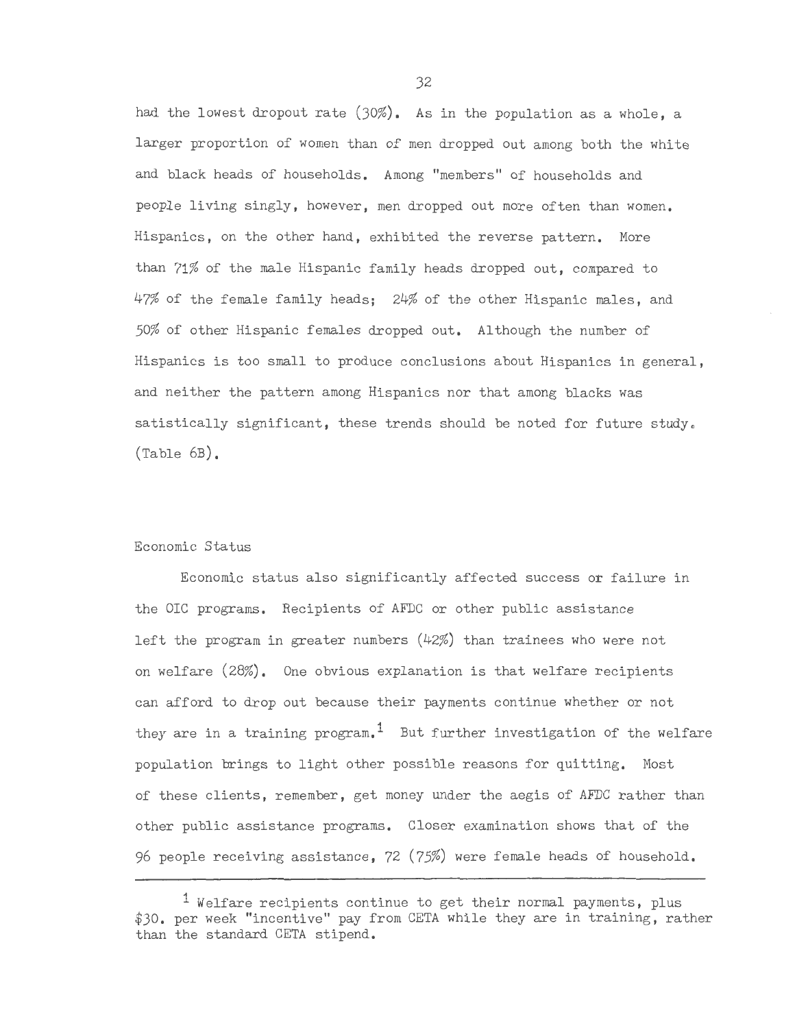had the lowest dropout rate (30%). As in the population as a whole, a larger proportion of women than of men dropped out among both the white and black heads of households. Among "members" of households and people living singly, however, men dropped out more often than women. Hispanics, on the other hand, exhibited the reverse pattern. More than 71% of the male Hispanic family heads dropped out, compared to 47% of the female family heads; 24% of the other Hispanic males, and 50% of other Hispanic females dropped out. Although the number of Hispanics is too small to produce conclusions about Hispanics in general, and neither the pattern among Hispanics nor that among blacks was satistically significant, these trends should be noted for future study. (Table 6B).

## Economic Status

Economic status also significantly affected success or failure in the OIC programs. Recipients of AFDC or other public assistance left the program in greater numbers (42%) than trainees who were not on welfare (28%). One obvious explanation is that welfare recipients can afford to drop out because their payments continue whether or not they are in a training program.[1] But further investigation of the welfare population brings to light other possible reasons for quitting. Most of these clients, remember, get money under the aegis of AFDC rather than other public assistance programs. Closer examination shows that of the 96 people receiving assistance, 72 (75%) were female heads of household.

---

[1] Welfare recipients continue to get their normal payments, plus $30. per week "incentive" pay from CETA while they are in training, rather than the standard CETA stipend.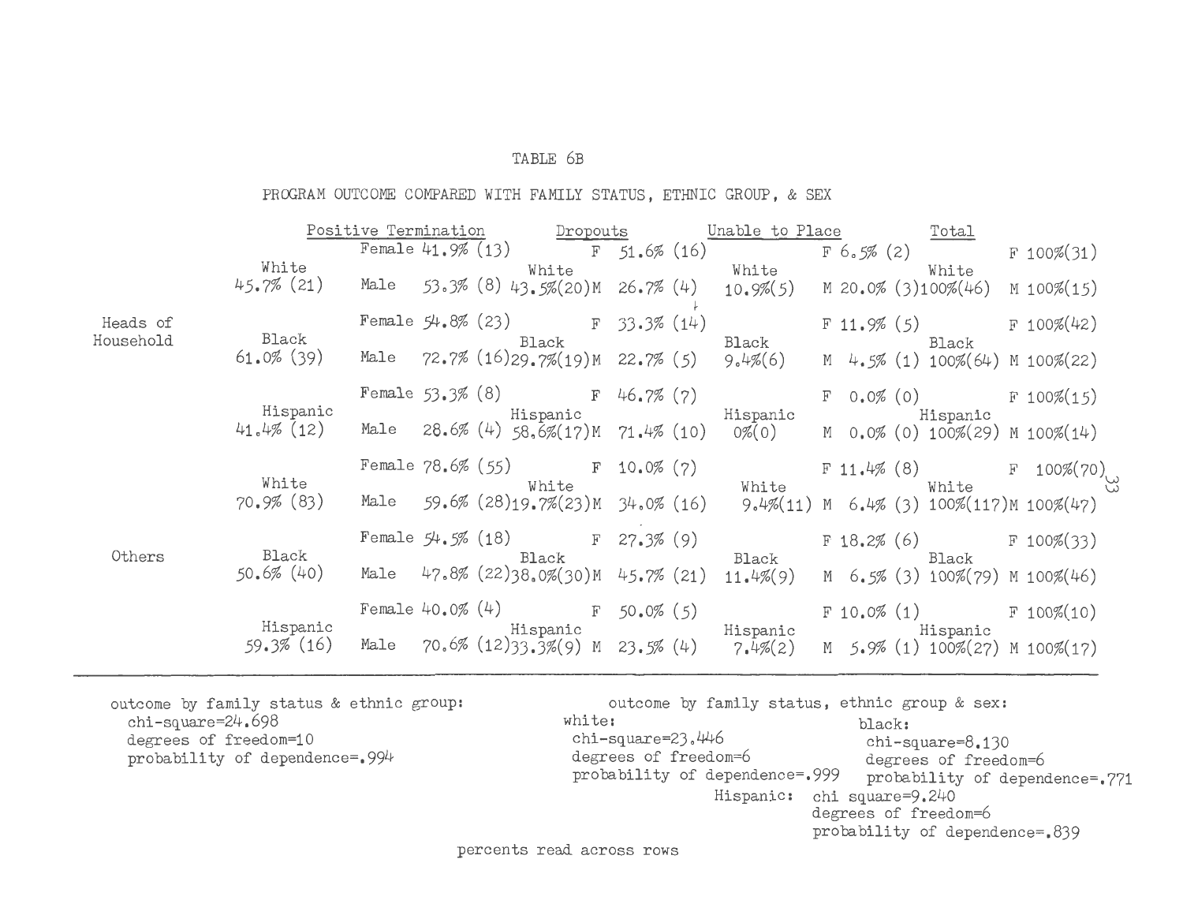TABLE 6B

PROGRAM OUTCOME COMPARED WITH FAMILY STATUS, ETHNIC GROUP, & SEX

| | | | Positive Termination | | Dropouts | | Unable to Place | | Total | |
|---|---|---|---|---|---|---|---|---|---|---|
| Heads of Household | White 45.7% (21) | Female | 41.9% (13) | White 43.5%(20) | F 51.6% (16) | White 10.9%(5) | F 6.5% (2) | White 100%(46) | F 100%(31) |
| | | Male | 53.3% (8) | | M 26.7% (4) | | M 20.0% (3) | | M 100%(15) |
| | Black 61.0% (39) | Female | 54.8% (23) | Black 29.7%(19) | F 33.3% (14) | Black 9.4%(6) | F 11.9% (5) | Black 100%(64) | F 100%(42) |
| | | Male | 72.7% (16) | | M 22.7% (5) | | M 4.5% (1) | | M 100%(22) |
| | Hispanic 41.4% (12) | Female | 53.3% (8) | Hispanic 58.6%(17) | F 46.7% (7) | Hispanic 0%(0) | F 0.0% (0) | Hispanic 100%(29) | F 100%(15) |
| | | Male | 28.6% (4) | | M 71.4% (10) | | M 0.0% (0) | | M 100%(14) |
| Others | White 70.9% (83) | Female | 78.6% (55) | White 19.7%(23) | F 10.0% (7) | White 9.4%(11) | F 11.4% (8) | White 100%(117) | F 100%(70) |
| | | Male | 59.6% (28) | | M 34.0% (16) | | M 6.4% (3) | | M 100%(47) |
| | Black 50.6% (40) | Female | 54.5% (18) | Black 38.0%(30) | F 27.3% (9) | Black 11.4%(9) | F 18.2% (6) | Black 100%(79) | F 100%(33) |
| | | Male | 47.8% (22) | | M 45.7% (21) | | M 6.5% (3) | | M 100%(46) |
| | Hispanic 59.3% (16) | Female | 40.0% (4) | Hispanic 33.3%(9) | F 50.0% (5) | Hispanic 7.4%(2) | F 10.0% (1) | Hispanic 100%(27) | F 100%(10) |
| | | Male | 70.6% (12) | | M 23.5% (4) | | M 5.9% (1) | | M 100%(17) |

outcome by family status & ethnic group:
chi-square=24.698
degrees of freedom=10
probability of dependence=.994

outcome by family status, ethnic group & sex:

white:
chi-square=23.446
degrees of freedom=6
probability of dependence=.999

black:
chi-square=8.130
degrees of freedom=6
probability of dependence=.771

Hispanic:
chi square=9.240
degrees of freedom=6
probability of dependence=.839

percents read across rows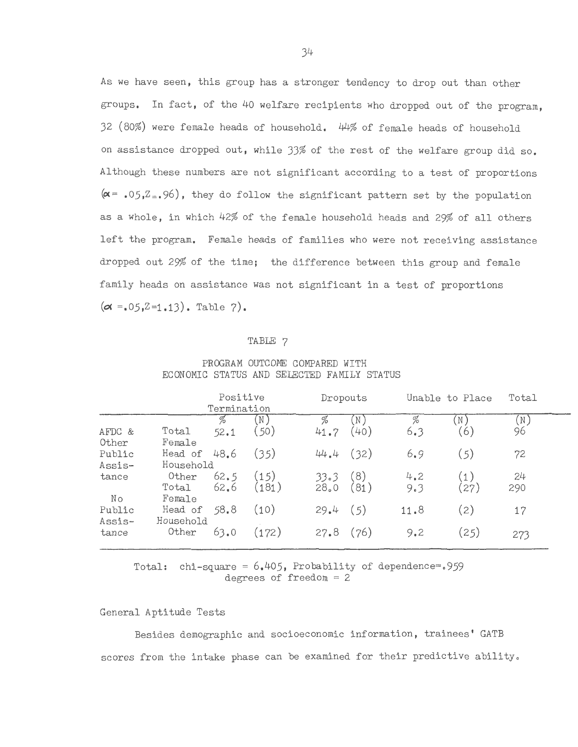As we have seen, this group has a stronger tendency to drop out than other groups. In fact, of the 40 welfare recipients who dropped out of the program, 32 (80%) were female heads of household. 44% of female heads of household on assistance dropped out, while 33% of the rest of the welfare group did so. Although these numbers are not significant according to a test of proportions ($\alpha = .05, Z = .96$), they do follow the significant pattern set by the population as a whole, in which 42% of the female household heads and 29% of all others left the program. Female heads of families who were not receiving assistance dropped out 29% of the time; the difference between this group and female family heads on assistance was not significant in a test of proportions ($\alpha = .05, Z = 1.13$). Table 7).

TABLE 7

PROGRAM OUTCOME COMPARED WITH ECONOMIC STATUS AND SELECTED FAMILY STATUS

| | | Positive Termination | | Dropouts | | Unable to Place | | Total |
|---|---|---|---|---|---|---|---|---|
| | | % | (N) | % | (N) | % | (N) | (N) |
| AFDC & Other Public Assistance | Total | 52.1 | (50) | 41.7 | (40) | 6.3 | (6) | 96 |
| | Female Head of Household | 48.6 | (35) | 44.4 | (32) | 6.9 | (5) | 72 |
| | Other | 62.5 | (15) | 33.3 | (8) | 4.2 | (1) | 24 |
| No Public Assistance | Total | 62.6 | (181) | 28.0 | (81) | 9.3 | (27) | 290 |
| | Female Head of Household | 58.8 | (10) | 29.4 | (5) | 11.8 | (2) | 17 |
| | Other | 63.0 | (172) | 27.8 | (76) | 9.2 | (25) | 273 |

Total: chi-square = 6.405, Probability of dependence=.959
degrees of freedom = 2

General Aptitude Tests

Besides demographic and socioeconomic information, trainees' GATB scores from the intake phase can be examined for their predictive ability.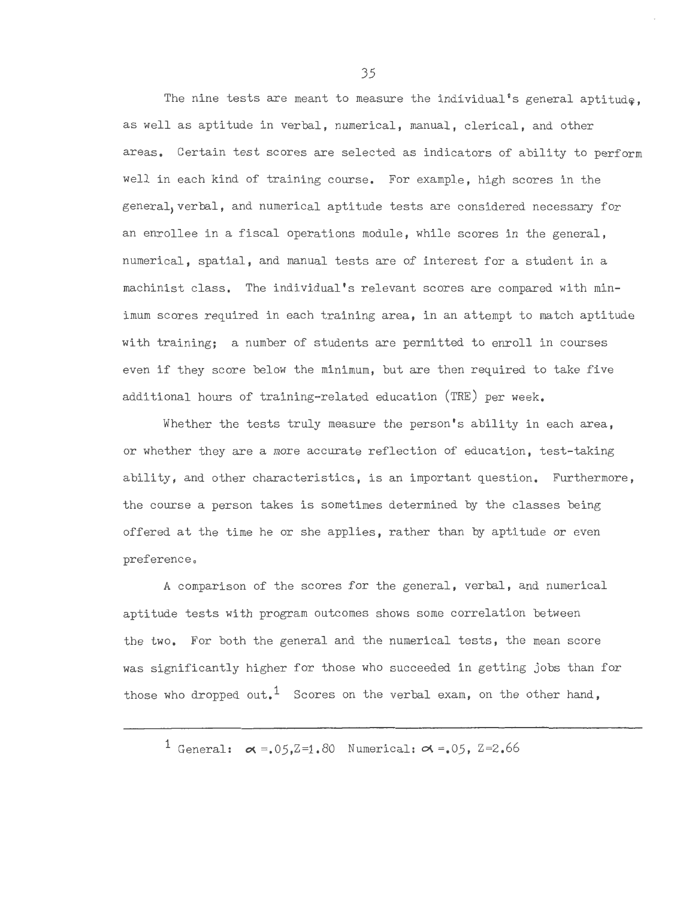The nine tests are meant to measure the individual's general aptitude, as well as aptitude in verbal, numerical, manual, clerical, and other areas. Certain test scores are selected as indicators of ability to perform well in each kind of training course. For example, high scores in the general, verbal, and numerical aptitude tests are considered necessary for an enrollee in a fiscal operations module, while scores in the general, numerical, spatial, and manual tests are of interest for a student in a machinist class. The individual's relevant scores are compared with minimum scores required in each training area, in an attempt to match aptitude with training; a number of students are permitted to enroll in courses even if they score below the minimum, but are then required to take five additional hours of training-related education (TRE) per week.

Whether the tests truly measure the person's ability in each area, or whether they are a more accurate reflection of education, test-taking ability, and other characteristics, is an important question. Furthermore, the course a person takes is sometimes determined by the classes being offered at the time he or she applies, rather than by aptitude or even preference.

A comparison of the scores for the general, verbal, and numerical aptitude tests with program outcomes shows some correlation between the two. For both the general and the numerical tests, the mean score was significantly higher for those who succeeded in getting jobs than for those who dropped out.[1] Scores on the verbal exam, on the other hand,

---

[1] General: $\alpha = .05, Z = 1.80$ Numerical: $\alpha = .05, Z = 2.66$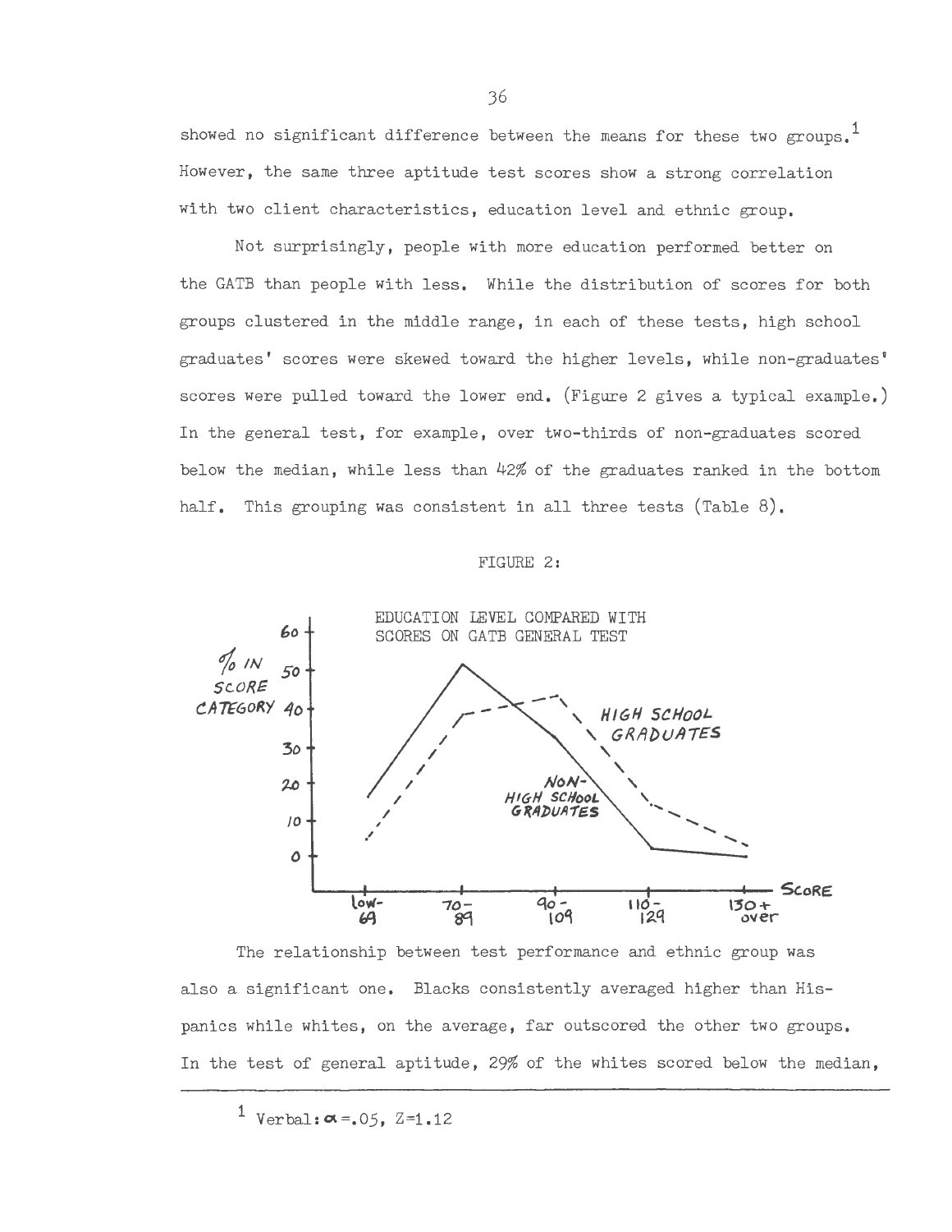showed no significant difference between the means for these two groups.[1] However, the same three aptitude test scores show a strong correlation with two client characteristics, education level and ethnic group.

Not surprisingly, people with more education performed better on the GATB than people with less. While the distribution of scores for both groups clustered in the middle range, in each of these tests, high school graduates' scores were skewed toward the higher levels, while non-graduates' scores were pulled toward the lower end. (Figure 2 gives a typical example.) In the general test, for example, over two-thirds of non-graduates scored below the median, while less than 42% of the graduates ranked in the bottom half. This grouping was consistent in all three tests (Table 8).

FIGURE 2:

EDUCATION LEVEL COMPARED WITH SCORES ON GATB GENERAL TEST

The relationship between test performance and ethnic group was also a significant one. Blacks consistently averaged higher than Hispanics while whites, on the average, far outscored the other two groups. In the test of general aptitude, 29% of the whites scored below the median,

---

[1] Verbal: $\alpha = .05$, Z=1.12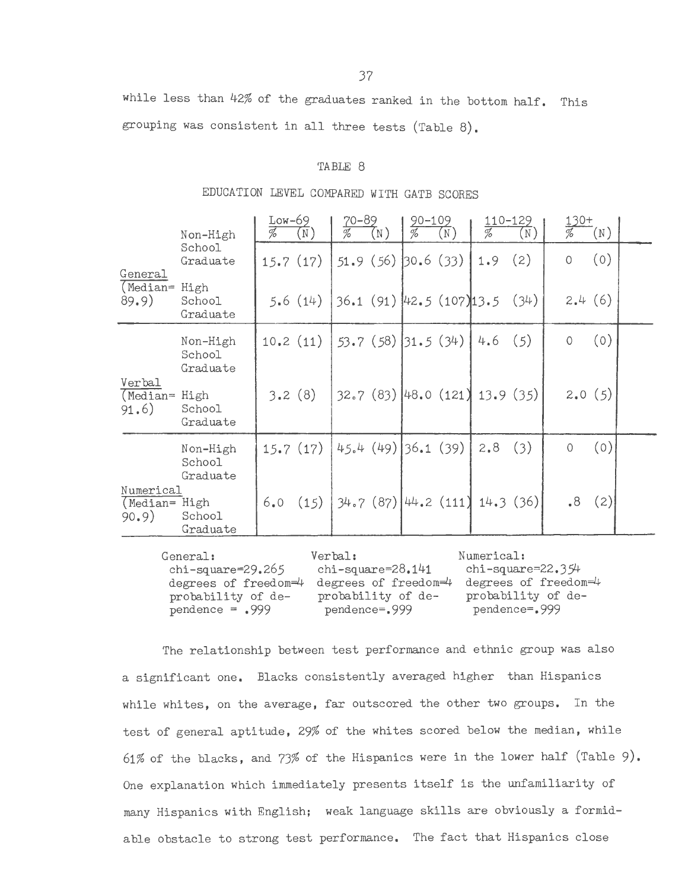while less than 42% of the graduates ranked in the bottom half. This grouping was consistent in all three tests (Table 8).

TABLE 8

EDUCATION LEVEL COMPARED WITH GATB SCORES

| | | Low-69 % (N) | 70-89 % (N) | 90-109 % (N) | 110-129 % (N) | 130+ % (N) |
|---|---|---|---|---|---|---|
| General (Median= 89.9) | Non-High School Graduate | 15.7 (17) | 51.9 (56) | 30.6 (33) | 1.9 (2) | 0 (0) |
| | High School Graduate | 5.6 (14) | 36.1 (91) | 42.5 (107) | 13.5 (34) | 2.4 (6) |
| Verbal (Median= 91.6) | Non-High School Graduate | 10.2 (11) | 53.7 (58) | 31.5 (34) | 4.6 (5) | 0 (0) |
| | High School Graduate | 3.2 (8) | 32.7 (83) | 48.0 (121) | 13.9 (35) | 2.0 (5) |
| Numerical (Median= 90.9) | Non-High School Graduate | 15.7 (17) | 45.4 (49) | 36.1 (39) | 2.8 (3) | 0 (0) |
| | High School Graduate | 6.0 (15) | 34.7 (87) | 44.2 (111) | 14.3 (36) | .8 (2) |

General:
chi-square=29.265
degrees of freedom=4
probability of dependence = .999

Verbal:
chi-square=28.141
degrees of freedom=4
probability of dependence=.999

Numerical:
chi-square=22.354
degrees of freedom=4
probability of dependence=.999

The relationship between test performance and ethnic group was also a significant one. Blacks consistently averaged higher than Hispanics while whites, on the average, far outscored the other two groups. In the test of general aptitude, 29% of the whites scored below the median, while 61% of the blacks, and 73% of the Hispanics were in the lower half (Table 9). One explanation which immediately presents itself is the unfamiliarity of many Hispanics with English; weak language skills are obviously a formidable obstacle to strong test performance. The fact that Hispanics close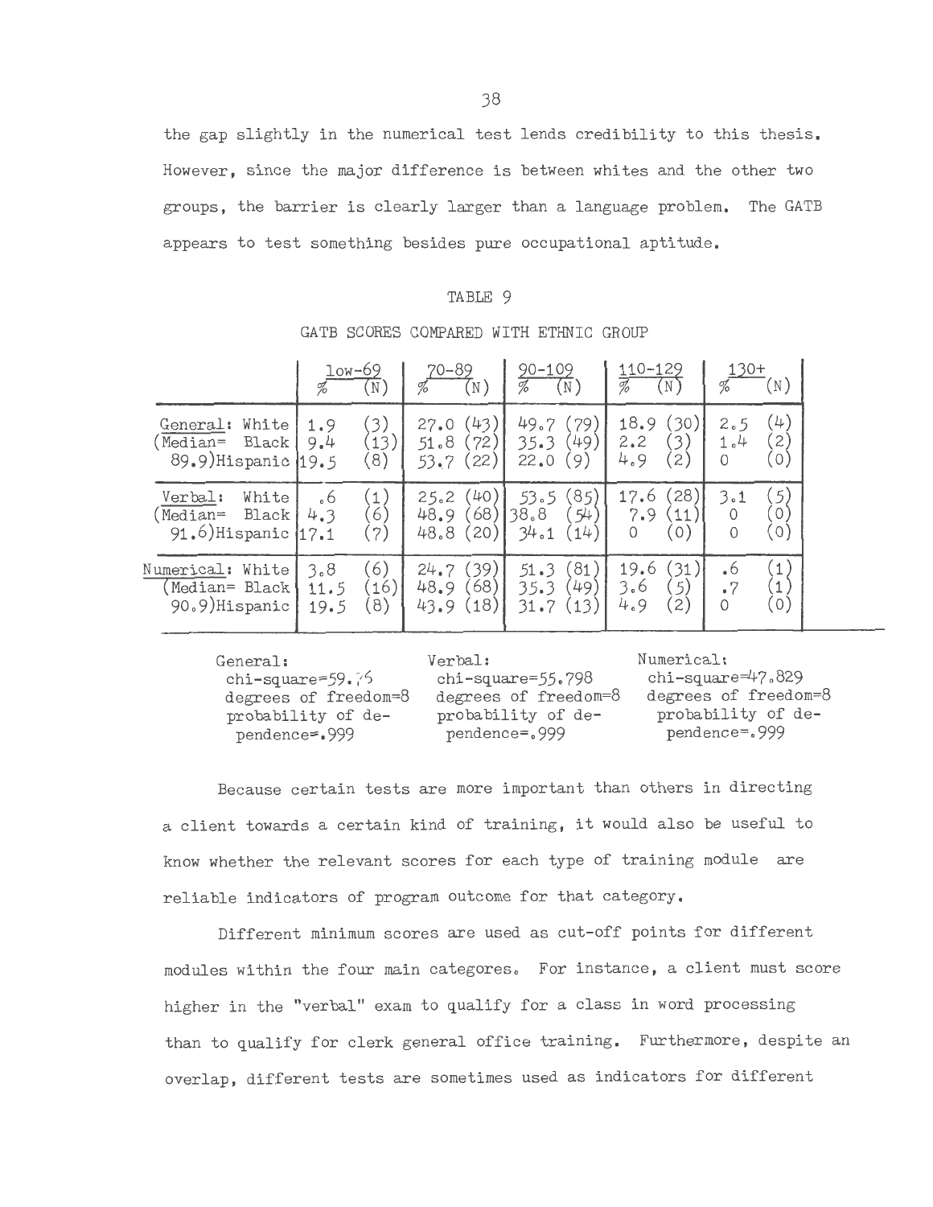the gap slightly in the numerical test lends credibility to this thesis. However, since the major difference is between whites and the other two groups, the barrier is clearly larger than a language problem. The GATB appears to test something besides pure occupational aptitude.

TABLE 9

GATB SCORES COMPARED WITH ETHNIC GROUP

| | low-69 % | (N) | 70-89 % | (N) | 90-109 % | (N) | 110-129 % | (N) | 130+ % | (N) |
|---|---|---|---|---|---|---|---|---|---|---|
| General: White | 1.9 | (3) | 27.0 | (43) | 49.7 | (79) | 18.9 | (30) | 2.5 | (4) |
| (Median= Black | 9.4 | (13) | 51.8 | (72) | 35.3 | (49) | 2.2 | (3) | 1.4 | (2) |
| 89.9)Hispanic | 19.5 | (8) | 53.7 | (22) | 22.0 | (9) | 4.9 | (2) | 0 | (0) |
| Verbal: White | .6 | (1) | 25.2 | (40) | 53.5 | (85) | 17.6 | (28) | 3.1 | (5) |
| (Median= Black | 4.3 | (6) | 48.9 | (68) | 38.8 | (54) | 7.9 | (11) | 0 | (0) |
| 91.6)Hispanic | 17.1 | (7) | 48.8 | (20) | 34.1 | (14) | 0 | (0) | 0 | (0) |
| Numerical: White | 3.8 | (6) | 24.7 | (39) | 51.3 | (81) | 19.6 | (31) | .6 | (1) |
| (Median= Black | 11.5 | (16) | 48.9 | (68) | 35.3 | (49) | 3.6 | (5) | .7 | (1) |
| 90.9)Hispanic | 19.5 | (8) | 43.9 | (18) | 31.7 | (13) | 4.9 | (2) | 0 | (0) |

General:
chi-square=59.76
degrees of freedom=8
probability of dependence=.999

Verbal:
chi-square=55.798
degrees of freedom=8
probability of dependence=.999

Numerical:
chi-square=47.829
degrees of freedom=8
probability of dependence=.999

Because certain tests are more important than others in directing a client towards a certain kind of training, it would also be useful to know whether the relevant scores for each type of training module are reliable indicators of program outcome for that category.

Different minimum scores are used as cut-off points for different modules within the four main categores. For instance, a client must score higher in the "verbal" exam to qualify for a class in word processing than to qualify for clerk general office training. Furthermore, despite an overlap, different tests are sometimes used as indicators for different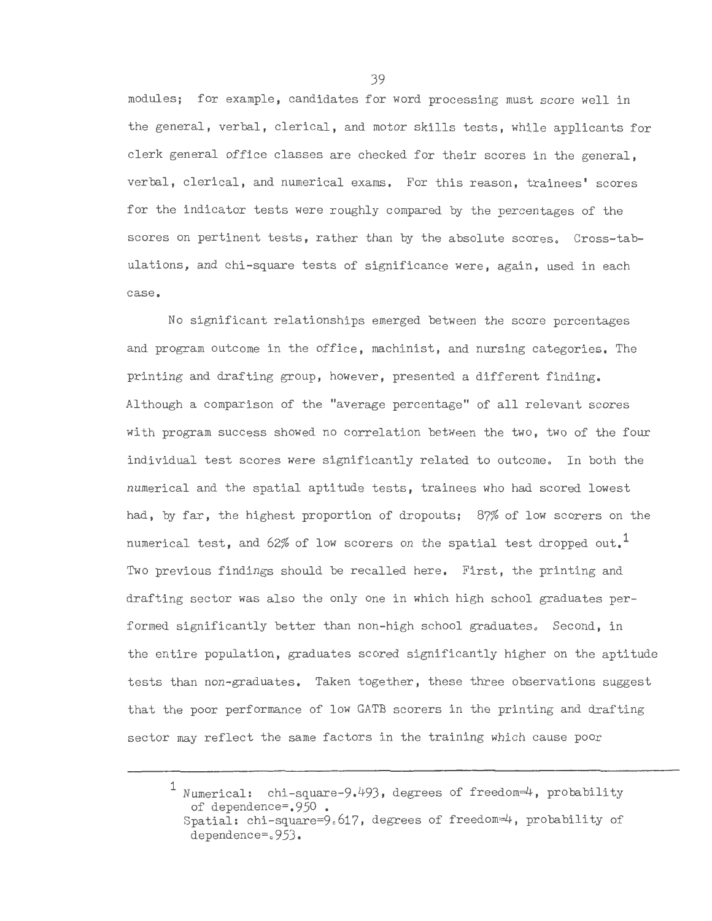modules; for example, candidates for word processing must score well in the general, verbal, clerical, and motor skills tests, while applicants for clerk general office classes are checked for their scores in the general, verbal, clerical, and numerical exams. For this reason, trainees' scores for the indicator tests were roughly compared by the percentages of the scores on pertinent tests, rather than by the absolute scores. Cross-tabulations, and chi-square tests of significance were, again, used in each case.

No significant relationships emerged between the score percentages and program outcome in the office, machinist, and nursing categories. The printing and drafting group, however, presented a different finding. Although a comparison of the "average percentage" of all relevant scores with program success showed no correlation between the two, two of the four individual test scores were significantly related to outcome. In both the numerical and the spatial aptitude tests, trainees who had scored lowest had, by far, the highest proportion of dropouts; 87% of low scorers on the numerical test, and 62% of low scorers on the spatial test dropped out.[1] Two previous findings should be recalled here. First, the printing and drafting sector was also the only one in which high school graduates performed significantly better than non-high school graduates. Second, in the entire population, graduates scored significantly higher on the aptitude tests than non-graduates. Taken together, these three observations suggest that the poor performance of low GATB scorers in the printing and drafting sector may reflect the same factors in the training which cause poor

---

[1] Numerical: chi-square-9.493, degrees of freedom=4, probability of dependence=.950 .
Spatial: chi-square=9.617, degrees of freedom=4, probability of dependence=.953.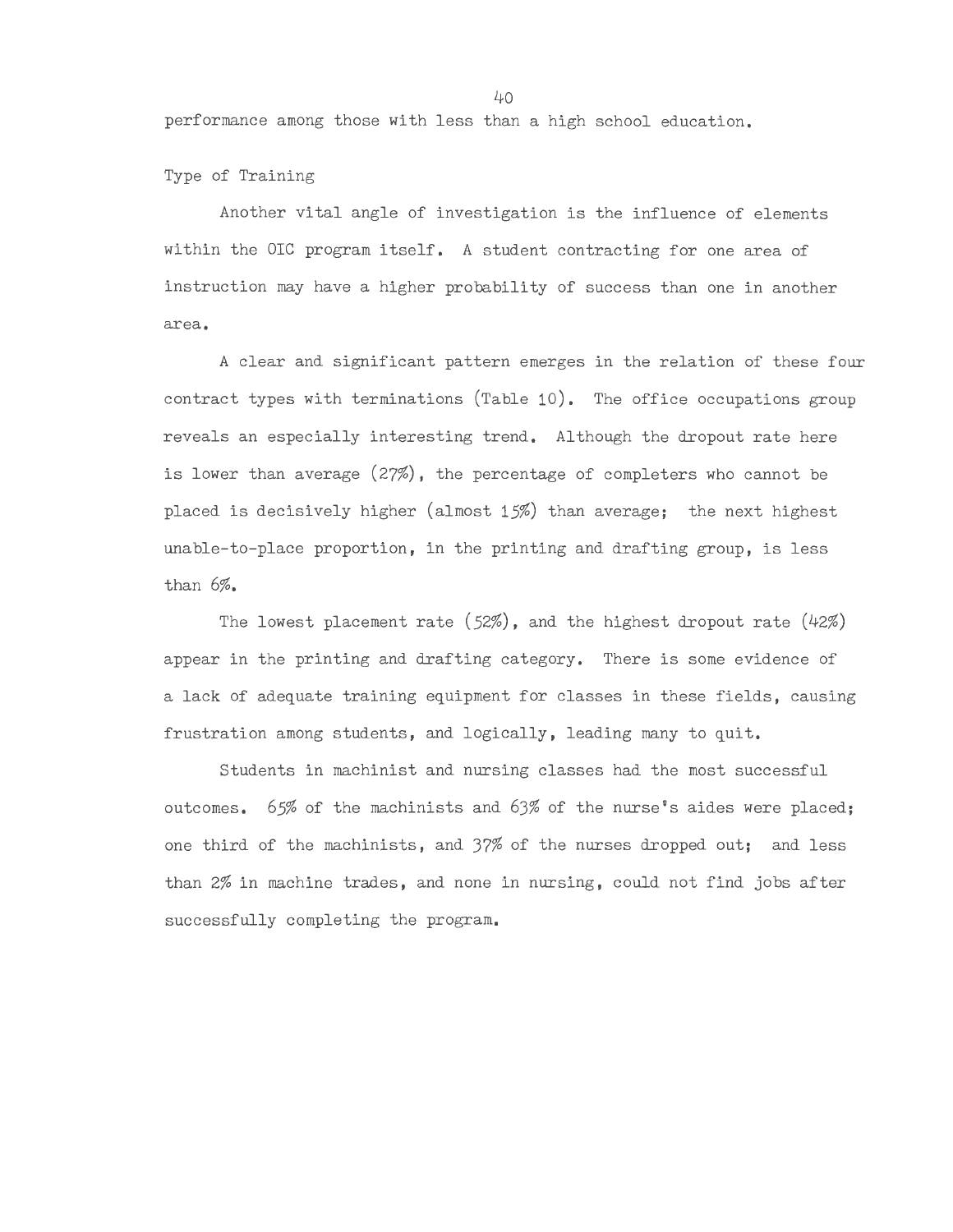performance among those with less than a high school education.

### Type of Training

Another vital angle of investigation is the influence of elements within the OIC program itself. A student contracting for one area of instruction may have a higher probability of success than one in another area.

A clear and significant pattern emerges in the relation of these four contract types with terminations (Table 10). The office occupations group reveals an especially interesting trend. Although the dropout rate here is lower than average (27%), the percentage of completers who cannot be placed is decisively higher (almost 15%) than average; the next highest unable-to-place proportion, in the printing and drafting group, is less than 6%.

The lowest placement rate (52%), and the highest dropout rate (42%) appear in the printing and drafting category. There is some evidence of a lack of adequate training equipment for classes in these fields, causing frustration among students, and logically, leading many to quit.

Students in machinist and nursing classes had the most successful outcomes. 65% of the machinists and 63% of the nurse's aides were placed; one third of the machinists, and 37% of the nurses dropped out; and less than 2% in machine trades, and none in nursing, could not find jobs after successfully completing the program.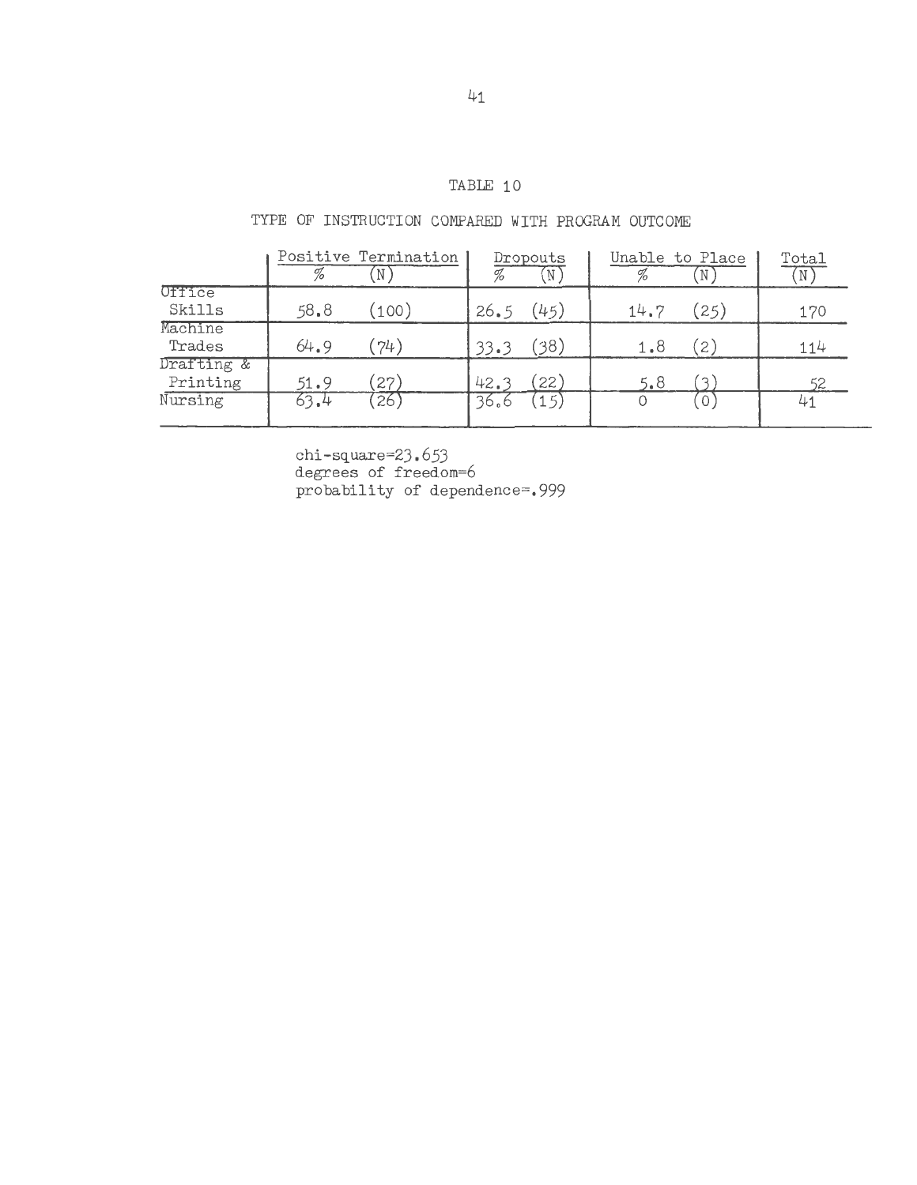TABLE 10

TYPE OF INSTRUCTION COMPARED WITH PROGRAM OUTCOME

| | Positive Termination | | Dropouts | | Unable to Place | | Total |
|---|---|---|---|---|---|---|---|
| | % | (N) | % | (N) | % | (N) | (N) |
| Office Skills | 58.8 | (100) | 26.5 | (45) | 14.7 | (25) | 170 |
| Machine Trades | 64.9 | (74) | 33.3 | (38) | 1.8 | (2) | 114 |
| Drafting & Printing | 51.9 | (27) | 42.3 | (22) | 5.8 | (3) | 52 |
| Nursing | 63.4 | (26) | 36.6 | (15) | 0 | (0) | 41 |

chi-square=23.653
degrees of freedom=6
probability of dependence=.999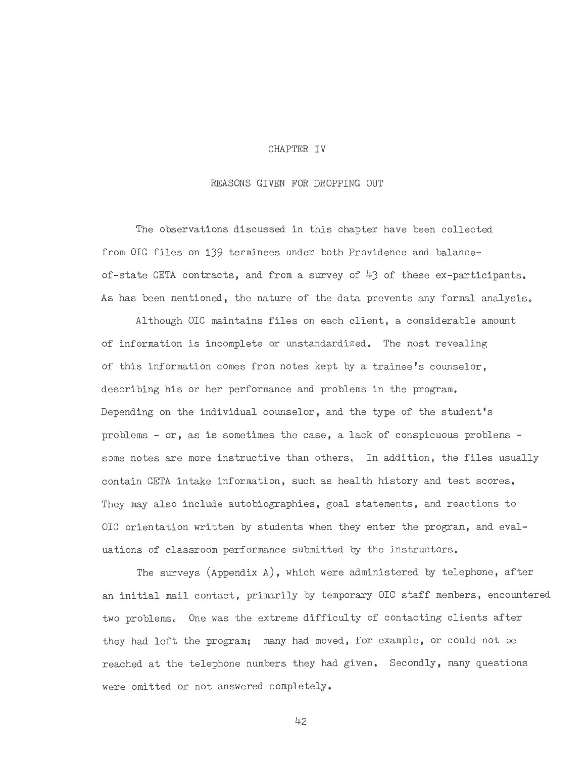# CHAPTER IV

## REASONS GIVEN FOR DROPPING OUT

The observations discussed in this chapter have been collected from OIC files on 139 terminees under both Providence and balance-of-state CETA contracts, and from a survey of 43 of these ex-participants. As has been mentioned, the nature of the data prevents any formal analysis.

Although OIC maintains files on each client, a considerable amount of information is incomplete or unstandardized. The most revealing of this information comes from notes kept by a trainee's counselor, describing his or her performance and problems in the program. Depending on the individual counselor, and the type of the student's problems - or, as is sometimes the case, a lack of conspicuous problems - some notes are more instructive than others. In addition, the files usually contain CETA intake information, such as health history and test scores. They may also include autobiographies, goal statements, and reactions to OIC orientation written by students when they enter the program, and evaluations of classroom performance submitted by the instructors.

The surveys (Appendix A), which were administered by telephone, after an initial mail contact, primarily by temporary OIC staff members, encountered two problems. One was the extreme difficulty of contacting clients after they had left the program; many had moved, for example, or could not be reached at the telephone numbers they had given. Secondly, many questions were omitted or not answered completely.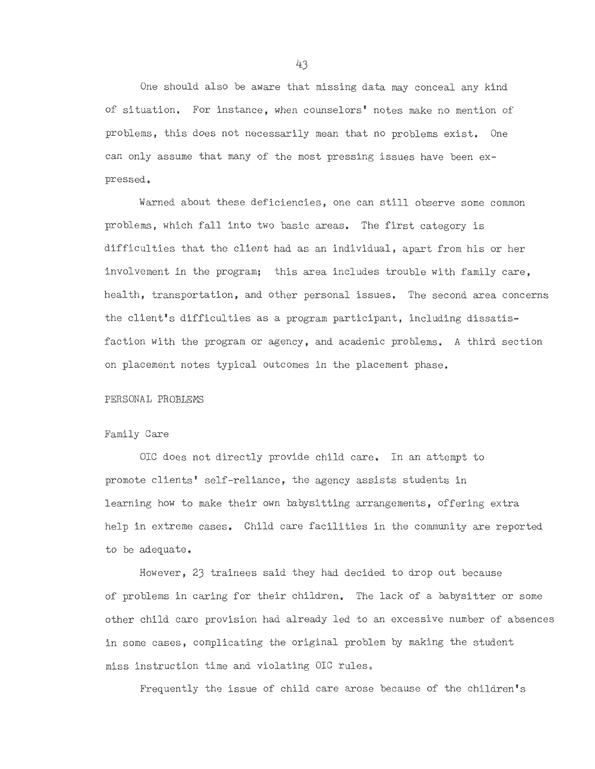One should also be aware that missing data may conceal any kind of situation. For instance, when counselors' notes make no mention of problems, this does not necessarily mean that no problems exist. One can only assume that many of the most pressing issues have been expressed.

Warned about these deficiencies, one can still observe some common problems, which fall into two basic areas. The first category is difficulties that the client had as an individual, apart from his or her involvement in the program; this area includes trouble with family care, health, transportation, and other personal issues. The second area concerns the client's difficulties as a program participant, including dissatisfaction with the program or agency, and academic problems. A third section on placement notes typical outcomes in the placement phase.

## PERSONAL PROBLEMS

### Family Care

OIC does not directly provide child care. In an attempt to promote clients' self-reliance, the agency assists students in learning how to make their own babysitting arrangements, offering extra help in extreme cases. Child care facilities in the community are reported to be adequate.

However, 23 trainees said they had decided to drop out because of problems in caring for their children. The lack of a babysitter or some other child care provision had already led to an excessive number of absences in some cases, complicating the original problem by making the student miss instruction time and violating OIC rules.

Frequently the issue of child care arose because of the children's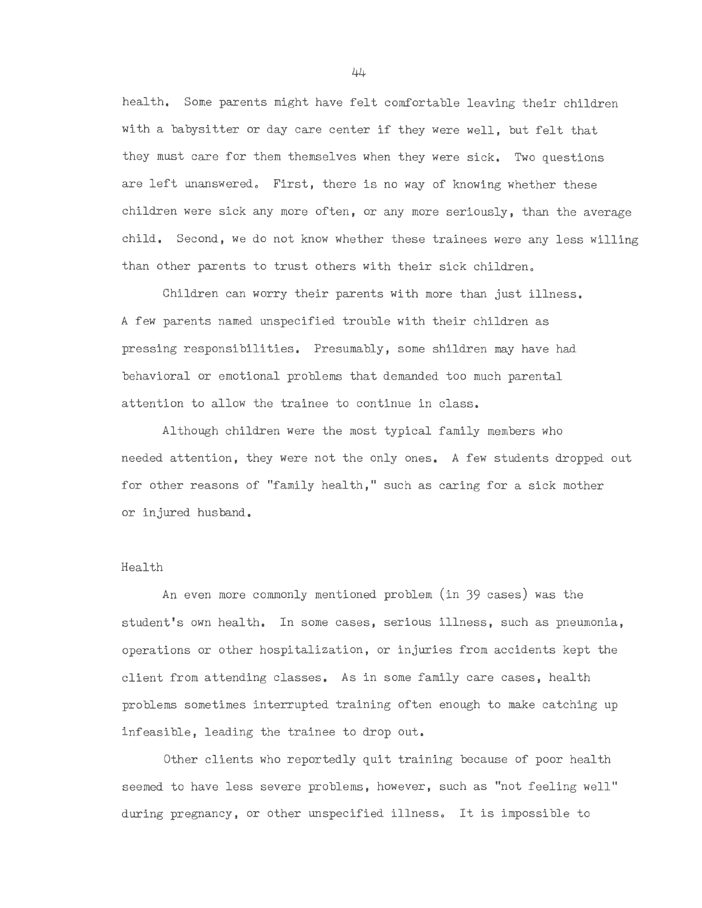health. Some parents might have felt comfortable leaving their children with a babysitter or day care center if they were well, but felt that they must care for them themselves when they were sick. Two questions are left unanswered. First, there is no way of knowing whether these children were sick any more often, or any more seriously, than the average child. Second, we do not know whether these trainees were any less willing than other parents to trust others with their sick children.

Children can worry their parents with more than just illness. A few parents named unspecified trouble with their children as pressing responsibilities. Presumably, some shildren may have had behavioral or emotional problems that demanded too much parental attention to allow the trainee to continue in class.

Although children were the most typical family members who needed attention, they were not the only ones. A few students dropped out for other reasons of "family health," such as caring for a sick mother or injured husband.

### Health

An even more commonly mentioned problem (in 39 cases) was the student's own health. In some cases, serious illness, such as pneumonia, operations or other hospitalization, or injuries from accidents kept the client from attending classes. As in some family care cases, health problems sometimes interrupted training often enough to make catching up infeasible, leading the trainee to drop out.

Other clients who reportedly quit training because of poor health seemed to have less severe problems, however, such as "not feeling well" during pregnancy, or other unspecified illness. It is impossible to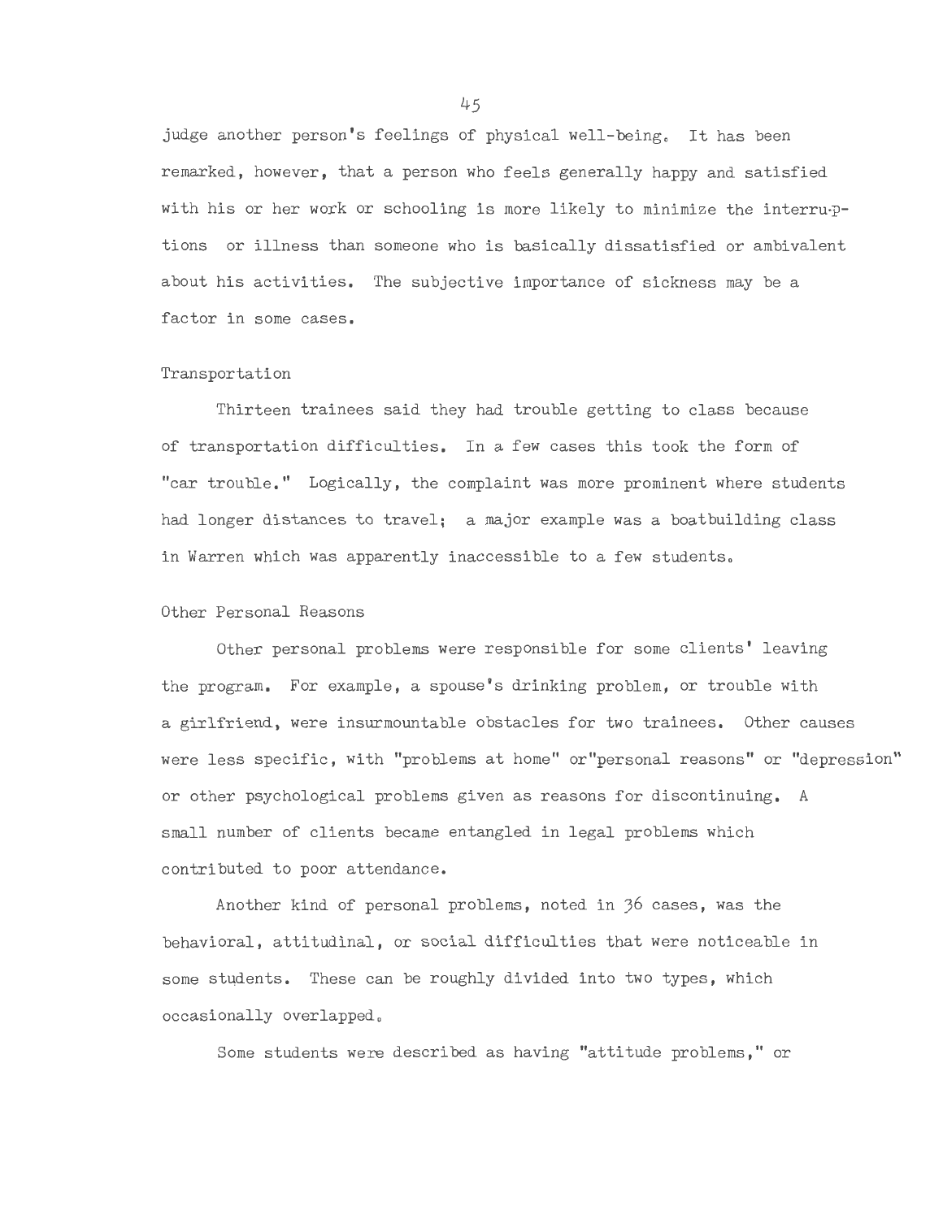judge another person's feelings of physical well-being. It has been remarked, however, that a person who feels generally happy and satisfied with his or her work or schooling is more likely to minimize the interruptions or illness than someone who is basically dissatisfied or ambivalent about his activities. The subjective importance of sickness may be a factor in some cases.

### Transportation

Thirteen trainees said they had trouble getting to class because of transportation difficulties. In a few cases this took the form of "car trouble." Logically, the complaint was more prominent where students had longer distances to travel; a major example was a boatbuilding class in Warren which was apparently inaccessible to a few students.

### Other Personal Reasons

Other personal problems were responsible for some clients' leaving the program. For example, a spouse's drinking problem, or trouble with a girlfriend, were insurmountable obstacles for two trainees. Other causes were less specific, with "problems at home" or "personal reasons" or "depression" or other psychological problems given as reasons for discontinuing. A small number of clients became entangled in legal problems which contributed to poor attendance.

Another kind of personal problems, noted in 36 cases, was the behavioral, attitudinal, or social difficulties that were noticeable in some students. These can be roughly divided into two types, which occasionally overlapped.

Some students were described as having "attitude problems," or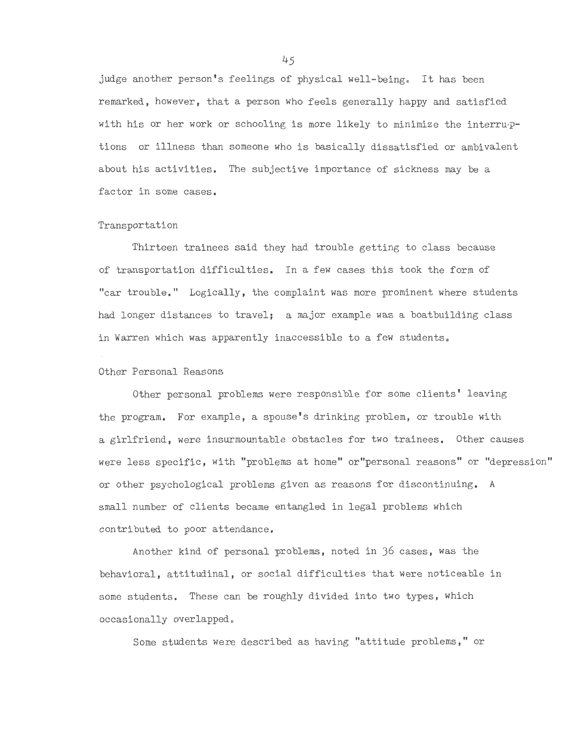judge another person's feelings of physical well-being. It has been remarked, however, that a person who feels generally happy and satisfied with his or her work or schooling is more likely to minimize the interruptions or illness than someone who is basically dissatisfied or ambivalent about his activities. The subjective importance of sickness may be a factor in some cases.

### Transportation

Thirteen trainees said they had trouble getting to class because of transportation difficulties. In a few cases this took the form of "car trouble." Logically, the complaint was more prominent where students had longer distances to travel; a major example was a boatbuilding class in Warren which was apparently inaccessible to a few students.

### Other Personal Reasons

Other personal problems were responsible for some clients' leaving the program. For example, a spouse's drinking problem, or trouble with a girlfriend, were insurmountable obstacles for two trainees. Other causes were less specific, with "problems at home" or "personal reasons" or "depression" or other psychological problems given as reasons for discontinuing. A small number of clients became entangled in legal problems which contributed to poor attendance.

Another kind of personal problems, noted in 36 cases, was the behavioral, attitudinal, or social difficulties that were noticeable in some students. These can be roughly divided into two types, which occasionally overlapped.

Some students were described as having "attitude problems," or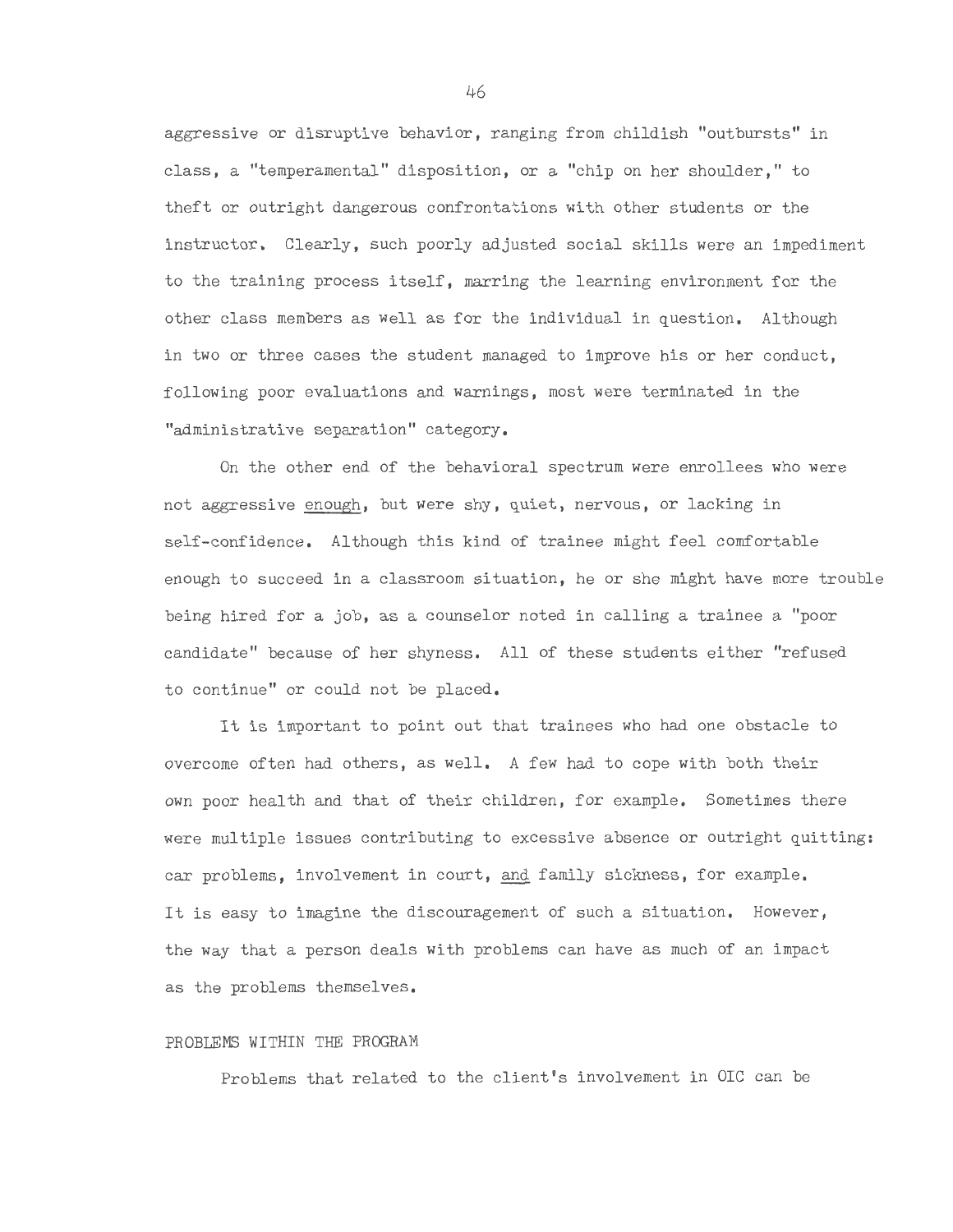aggressive or disruptive behavior, ranging from childish "outbursts" in class, a "temperamental" disposition, or a "chip on her shoulder," to theft or outright dangerous confrontations with other students or the instructor. Clearly, such poorly adjusted social skills were an impediment to the training process itself, marring the learning environment for the other class members as well as for the individual in question. Although in two or three cases the student managed to improve his or her conduct, following poor evaluations and warnings, most were terminated in the "administrative separation" category.

On the other end of the behavioral spectrum were enrollees who were not aggressive <u>enough</u>, but were shy, quiet, nervous, or lacking in self-confidence. Although this kind of trainee might feel comfortable enough to succeed in a classroom situation, he or she might have more trouble being hired for a job, as a counselor noted in calling a trainee a "poor candidate" because of her shyness. All of these students either "refused to continue" or could not be placed.

It is important to point out that trainees who had one obstacle to overcome often had others, as well. A few had to cope with both their own poor health and that of their children, for example. Sometimes there were multiple issues contributing to excessive absence or outright quitting: car problems, involvement in court, <u>and</u> family sickness, for example. It is easy to imagine the discouragement of such a situation. However, the way that a person deals with problems can have as much of an impact as the problems themselves.

## PROBLEMS WITHIN THE PROGRAM

Problems that related to the client's involvement in OIC can be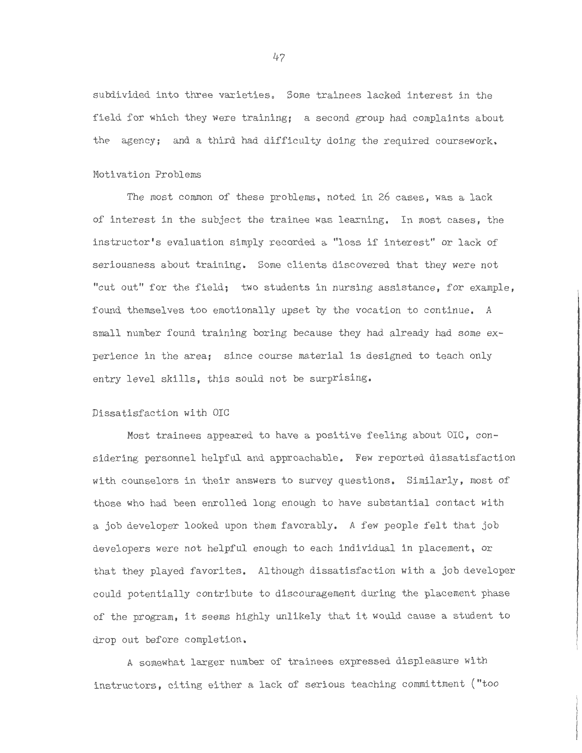subdivided into three varieties. Some trainees lacked interest in the field for which they were training; a second group had complaints about the agency; and a third had difficulty doing the required coursework.

### Motivation Problems

The most common of these problems, noted in 26 cases, was a lack of interest in the subject the trainee was learning. In most cases, the instructor's evaluation simply recorded a "loss if interest" or lack of seriousness about training. Some clients discovered that they were not "cut out" for the field; two students in nursing assistance, for example, found themselves too emotionally upset by the vocation to continue. A small number found training boring because they had already had some experience in the area; since course material is designed to teach only entry level skills, this sould not be surprising.

### Dissatisfaction with OIC

Most trainees appeared to have a positive feeling about OIC, considering personnel helpful and approachable. Few reported dissatisfaction with counselors in their answers to survey questions. Similarly, most of those who had been enrolled long enough to have substantial contact with a job developer looked upon them favorably. A few people felt that job developers were not helpful enough to each individual in placement, or that they played favorites. Although dissatisfaction with a job developer could potentially contribute to discouragement during the placement phase of the program, it seems highly unlikely that it would cause a student to drop out before completion.

A somewhat larger number of trainees expressed displeasure with instructors, citing either a lack of serious teaching committment ("too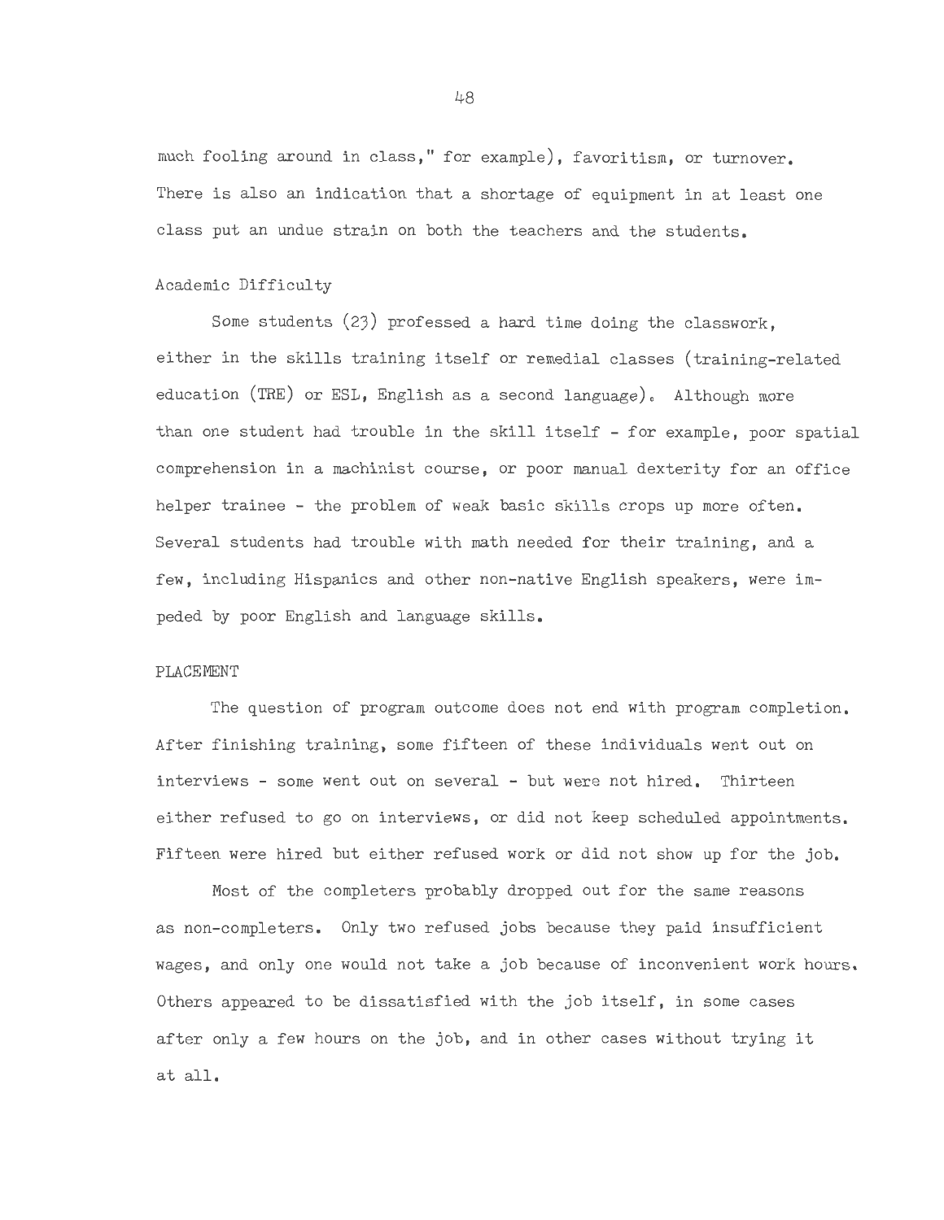much fooling around in class," for example), favoritism, or turnover. There is also an indication that a shortage of equipment in at least one class put an undue strain on both the teachers and the students.

### Academic Difficulty

Some students (23) professed a hard time doing the classwork, either in the skills training itself or remedial classes (training-related education (TRE) or ESL, English as a second language). Although more than one student had trouble in the skill itself - for example, poor spatial comprehension in a machinist course, or poor manual dexterity for an office helper trainee - the problem of weak basic skills crops up more often. Several students had trouble with math needed for their training, and a few, including Hispanics and other non-native English speakers, were impeded by poor English and language skills.

## PLACEMENT

The question of program outcome does not end with program completion. After finishing training, some fifteen of these individuals went out on interviews - some went out on several - but were not hired. Thirteen either refused to go on interviews, or did not keep scheduled appointments. Fifteen were hired but either refused work or did not show up for the job.

Most of the completers probably dropped out for the same reasons as non-completers. Only two refused jobs because they paid insufficient wages, and only one would not take a job because of inconvenient work hours. Others appeared to be dissatisfied with the job itself, in some cases after only a few hours on the job, and in other cases without trying it at all.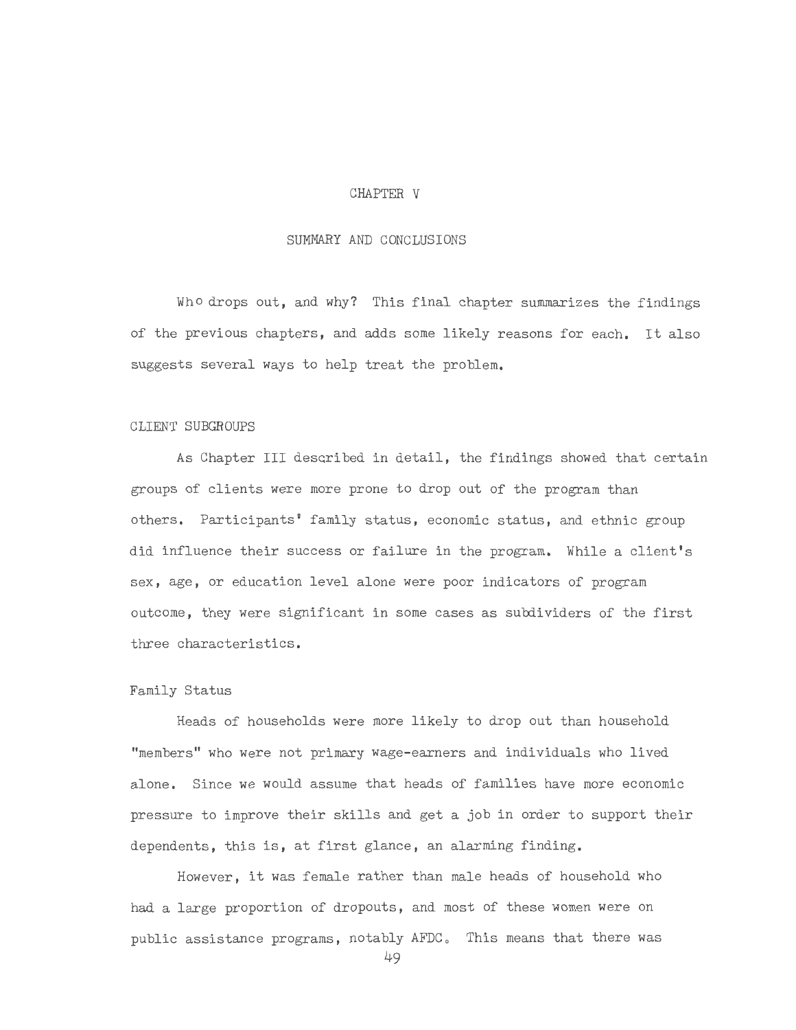# CHAPTER V

## SUMMARY AND CONCLUSIONS

Who drops out, and why? This final chapter summarizes the findings of the previous chapters, and adds some likely reasons for each. It also suggests several ways to help treat the problem.

### CLIENT SUBGROUPS

As Chapter III described in detail, the findings showed that certain groups of clients were more prone to drop out of the program than others. Participants' family status, economic status, and ethnic group did influence their success or failure in the program. While a client's sex, age, or education level alone were poor indicators of program outcome, they were significant in some cases as subdividers of the first three characteristics.

#### Family Status

Heads of households were more likely to drop out than household "members" who were not primary wage-earners and individuals who lived alone. Since we would assume that heads of families have more economic pressure to improve their skills and get a job in order to support their dependents, this is, at first glance, an alarming finding.

However, it was female rather than male heads of household who had a large proportion of dropouts, and most of these women were on public assistance programs, notably AFDC. This means that there was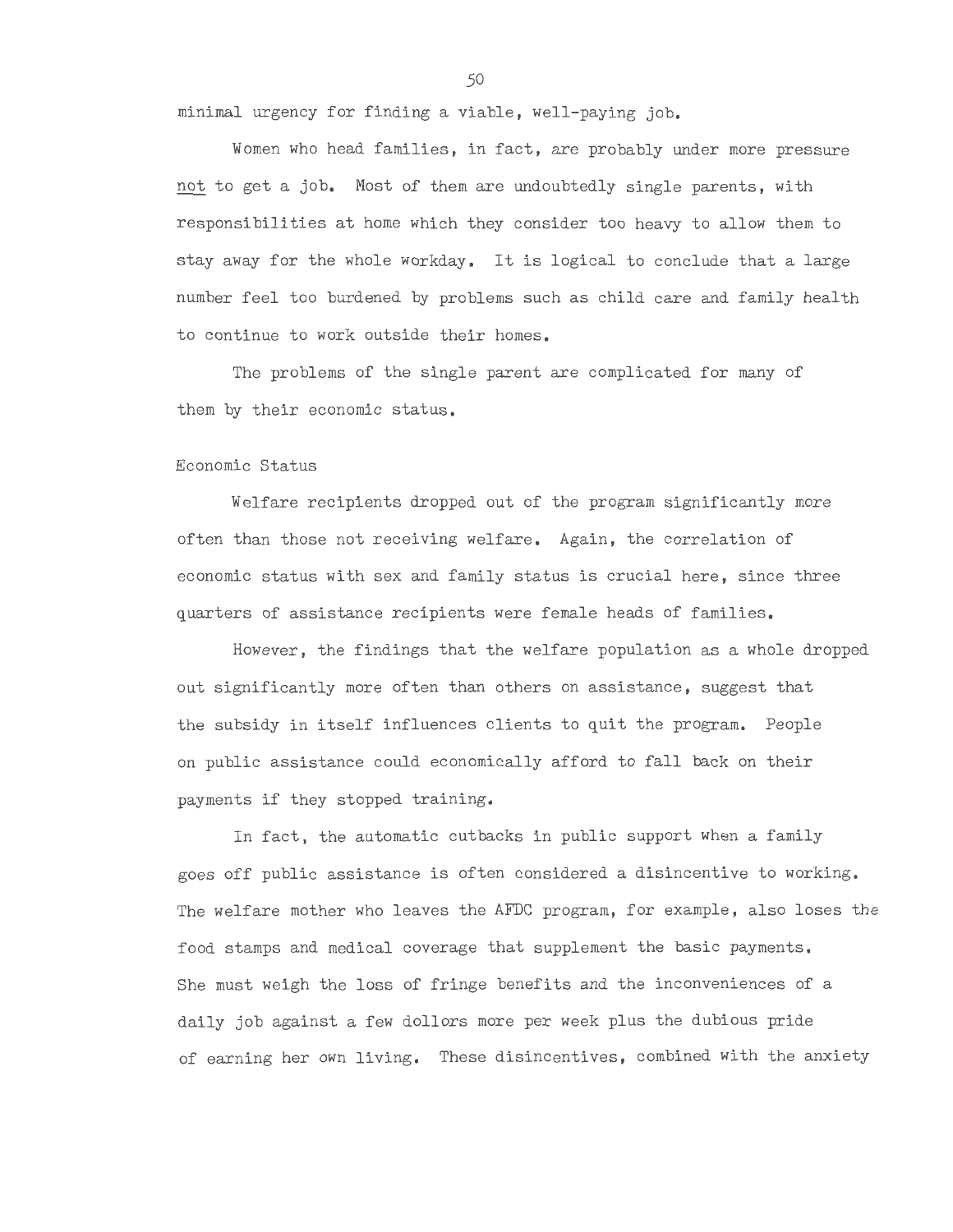minimal urgency for finding a viable, well-paying job.

Women who head families, in fact, are probably under more pressure <u>not</u> to get a job. Most of them are undoubtedly single parents, with responsibilities at home which they consider too heavy to allow them to stay away for the whole workday. It is logical to conclude that a large number feel too burdened by problems such as child care and family health to continue to work outside their homes.

The problems of the single parent are complicated for many of them by their economic status.

## Economic Status

Welfare recipients dropped out of the program significantly more often than those not receiving welfare. Again, the correlation of economic status with sex and family status is crucial here, since three quarters of assistance recipients were female heads of families.

However, the findings that the welfare population as a whole dropped out significantly more often than others on assistance, suggest that the subsidy in itself influences clients to quit the program. People on public assistance could economically afford to fall back on their payments if they stopped training.

In fact, the automatic cutbacks in public support when a family goes off public assistance is often considered a disincentive to working. The welfare mother who leaves the AFDC program, for example, also loses the food stamps and medical coverage that supplement the basic payments. She must weigh the loss of fringe benefits and the inconveniences of a daily job against a few dollors more per week plus the dubious pride of earning her own living. These disincentives, combined with the anxiety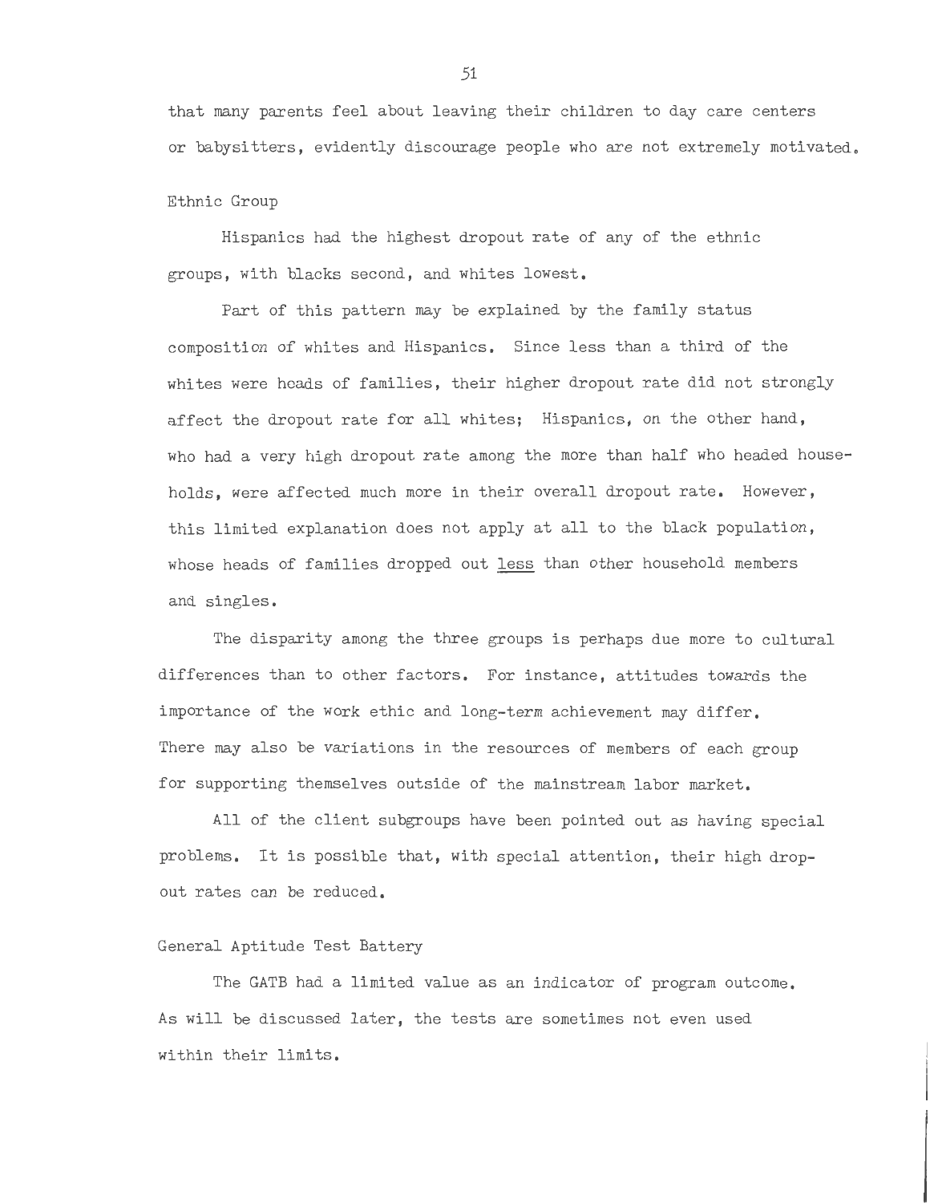that many parents feel about leaving their children to day care centers or babysitters, evidently discourage people who are not extremely motivated.

### Ethnic Group

Hispanics had the highest dropout rate of any of the ethnic groups, with blacks second, and whites lowest.

Part of this pattern may be explained by the family status composition of whites and Hispanics. Since less than a third of the whites were heads of families, their higher dropout rate did not strongly affect the dropout rate for all whites; Hispanics, on the other hand, who had a very high dropout rate among the more than half who headed households, were affected much more in their overall dropout rate. However, this limited explanation does not apply at all to the black population, whose heads of families dropped out <u>less</u> than other household members and singles.

The disparity among the three groups is perhaps due more to cultural differences than to other factors. For instance, attitudes towards the importance of the work ethic and long-term achievement may differ. There may also be variations in the resources of members of each group for supporting themselves outside of the mainstream labor market.

All of the client subgroups have been pointed out as having special problems. It is possible that, with special attention, their high dropout rates can be reduced.

### General Aptitude Test Battery

The GATB had a limited value as an indicator of program outcome. As will be discussed later, the tests are sometimes not even used within their limits.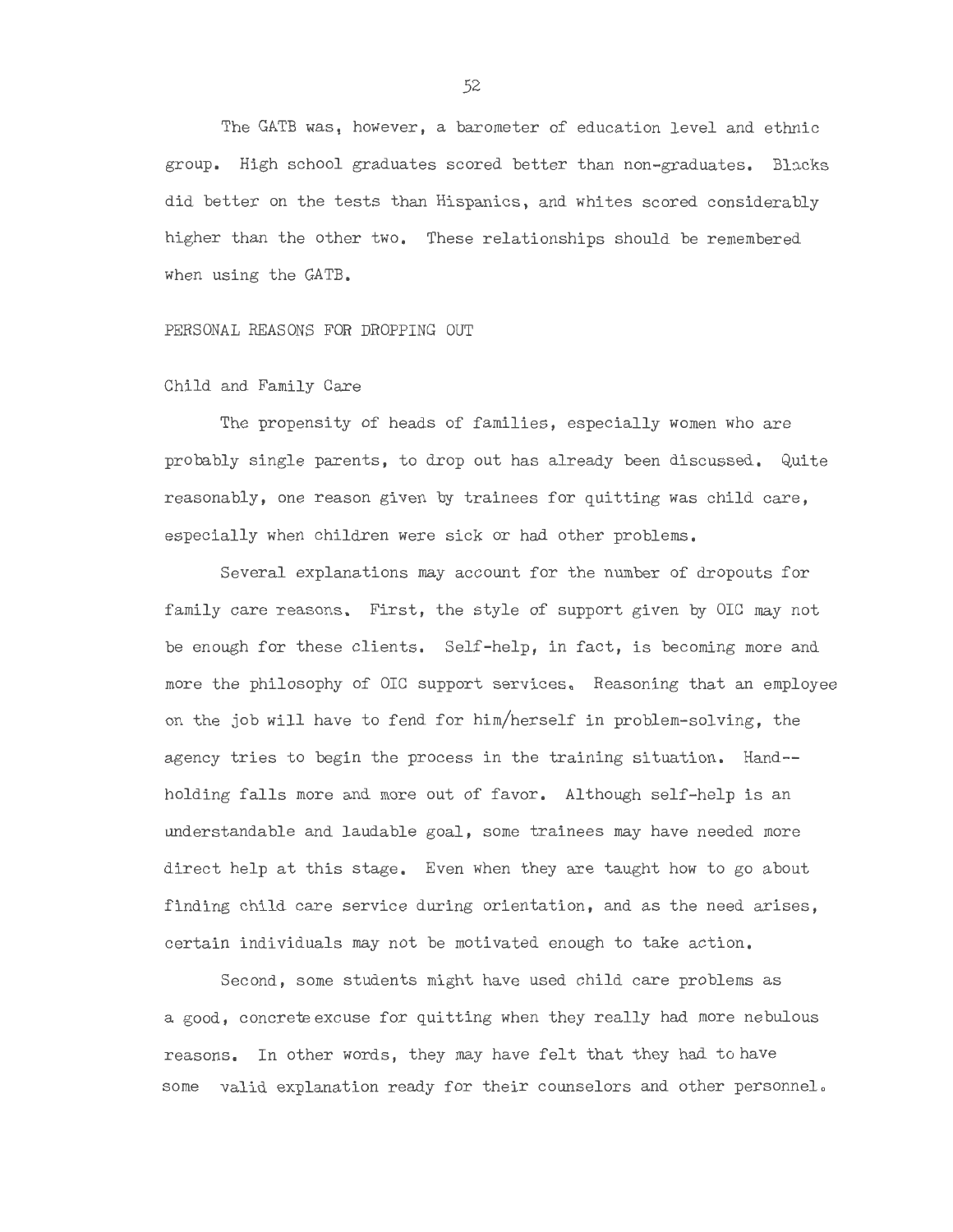The GATB was, however, a barometer of education level and ethnic group. High school graduates scored better than non-graduates. Blacks did better on the tests than Hispanics, and whites scored considerably higher than the other two. These relationships should be remembered when using the GATB.

## PERSONAL REASONS FOR DROPPING OUT

### Child and Family Care

The propensity of heads of families, especially women who are probably single parents, to drop out has already been discussed. Quite reasonably, one reason given by trainees for quitting was child care, especially when children were sick or had other problems.

Several explanations may account for the number of dropouts for family care reasons. First, the style of support given by OIC may not be enough for these clients. Self-help, in fact, is becoming more and more the philosophy of OIC support services. Reasoning that an employee on the job will have to fend for him/herself in problem-solving, the agency tries to begin the process in the training situation. Hand--holding falls more and more out of favor. Although self-help is an understandable and laudable goal, some trainees may have needed more direct help at this stage. Even when they are taught how to go about finding child care service during orientation, and as the need arises, certain individuals may not be motivated enough to take action.

Second, some students might have used child care problems as a good, concrete excuse for quitting when they really had more nebulous reasons. In other words, they may have felt that they had to have some valid explanation ready for their counselors and other personnel.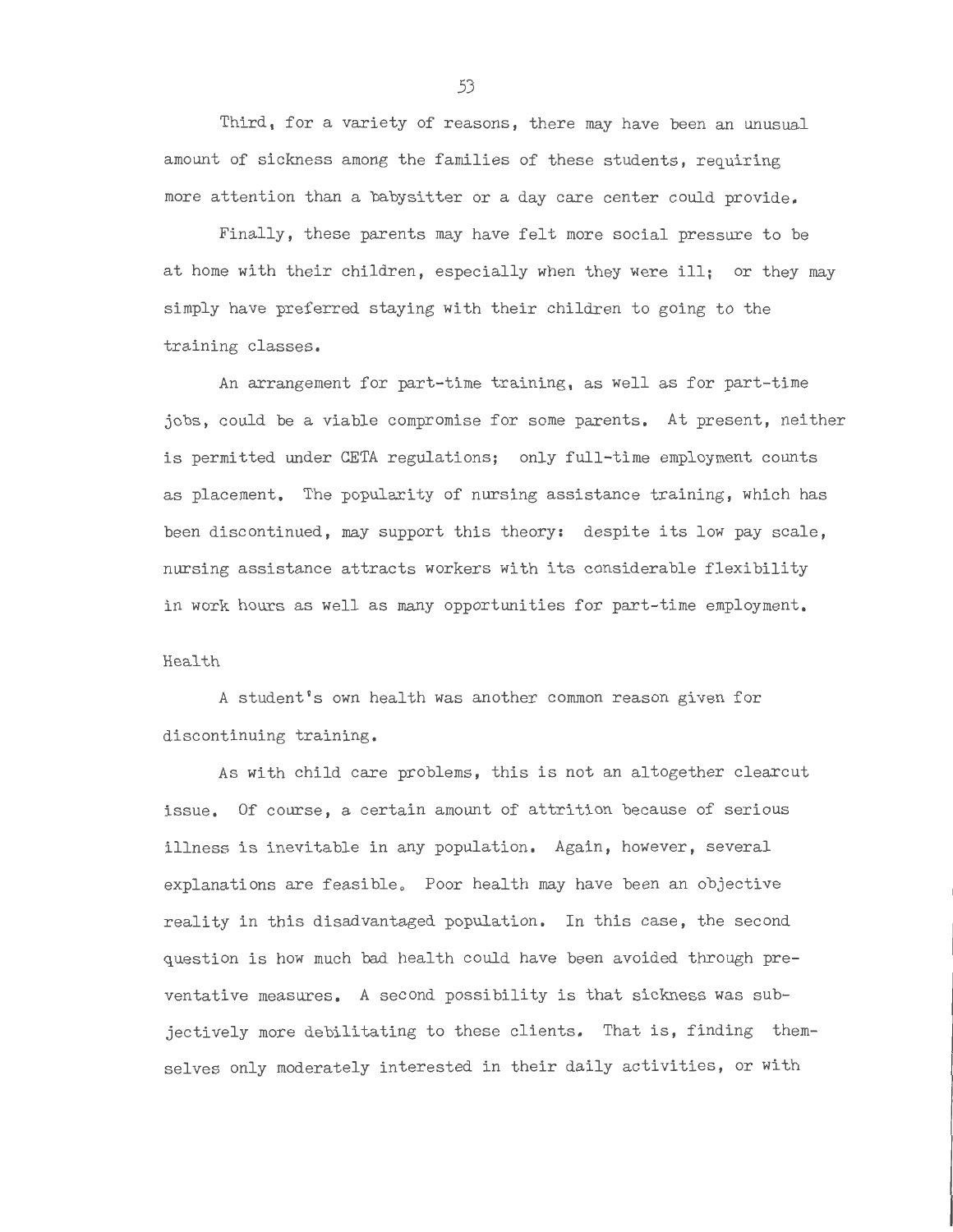Third, for a variety of reasons, there may have been an unusual amount of sickness among the families of these students, requiring more attention than a babysitter or a day care center could provide.

Finally, these parents may have felt more social pressure to be at home with their children, especially when they were ill; or they may simply have preferred staying with their children to going to the training classes.

An arrangement for part-time training, as well as for part-time jobs, could be a viable compromise for some parents. At present, neither is permitted under CETA regulations; only full-time employment counts as placement. The popularity of nursing assistance training, which has been discontinued, may support this theory: despite its low pay scale, nursing assistance attracts workers with its considerable flexibility in work hours as well as many opportunities for part-time employment.

### Health

A student's own health was another common reason given for discontinuing training.

As with child care problems, this is not an altogether clearcut issue. Of course, a certain amount of attrition because of serious illness is inevitable in any population. Again, however, several explanations are feasible. Poor health may have been an objective reality in this disadvantaged population. In this case, the second question is how much bad health could have been avoided through preventative measures. A second possibility is that sickness was subjectively more debilitating to these clients. That is, finding themselves only moderately interested in their daily activities, or with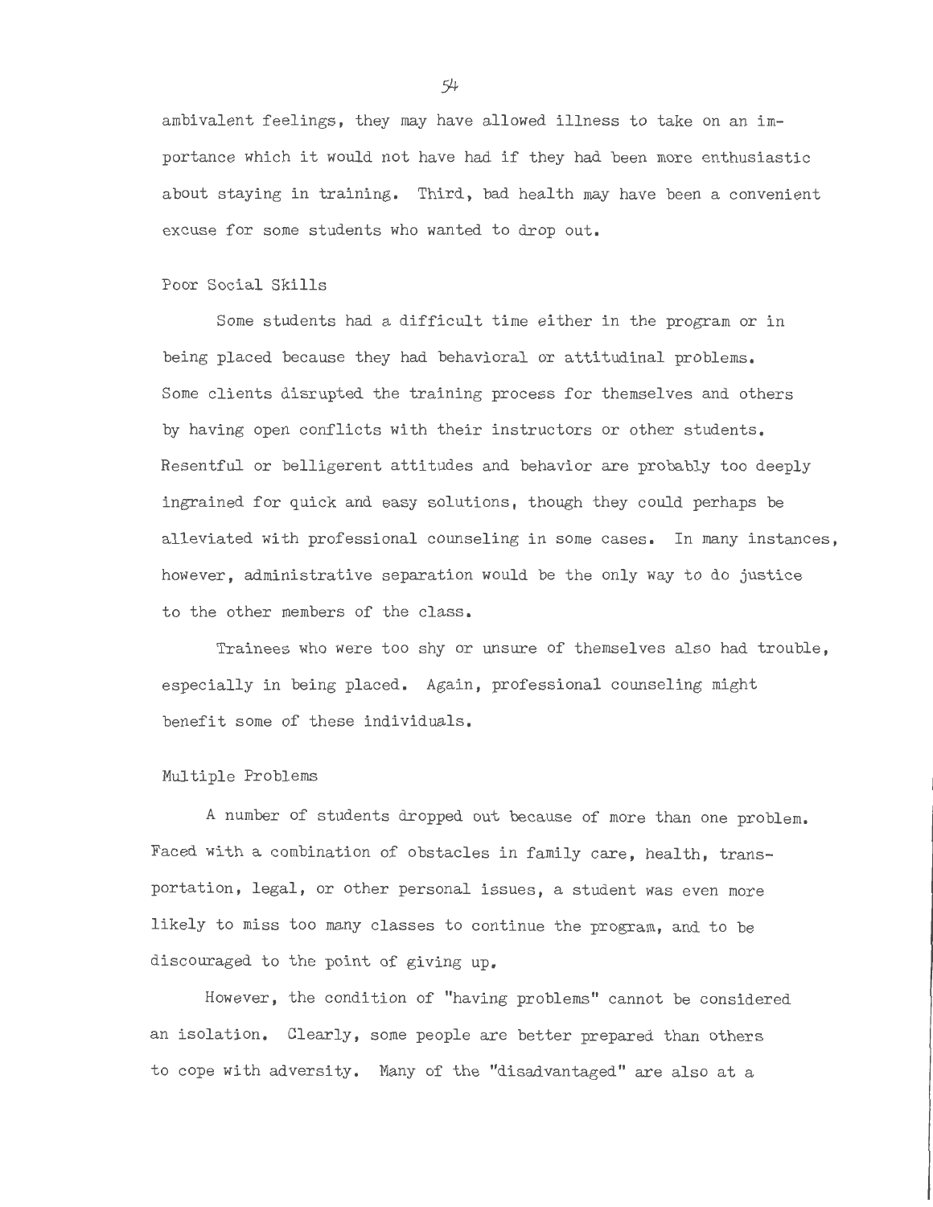ambivalent feelings, they may have allowed illness to take on an importance which it would not have had if they had been more enthusiastic about staying in training. Third, bad health may have been a convenient excuse for some students who wanted to drop out.

### Poor Social Skills

Some students had a difficult time either in the program or in being placed because they had behavioral or attitudinal problems. Some clients disrupted the training process for themselves and others by having open conflicts with their instructors or other students. Resentful or belligerent attitudes and behavior are probably too deeply ingrained for quick and easy solutions, though they could perhaps be alleviated with professional counseling in some cases. In many instances, however, administrative separation would be the only way to do justice to the other members of the class.

Trainees who were too shy or unsure of themselves also had trouble, especially in being placed. Again, professional counseling might benefit some of these individuals.

### Multiple Problems

A number of students dropped out because of more than one problem. Faced with a combination of obstacles in family care, health, transportation, legal, or other personal issues, a student was even more likely to miss too many classes to continue the program, and to be discouraged to the point of giving up.

However, the condition of "having problems" cannot be considered an isolation. Clearly, some people are better prepared than others to cope with adversity. Many of the "disadvantaged" are also at a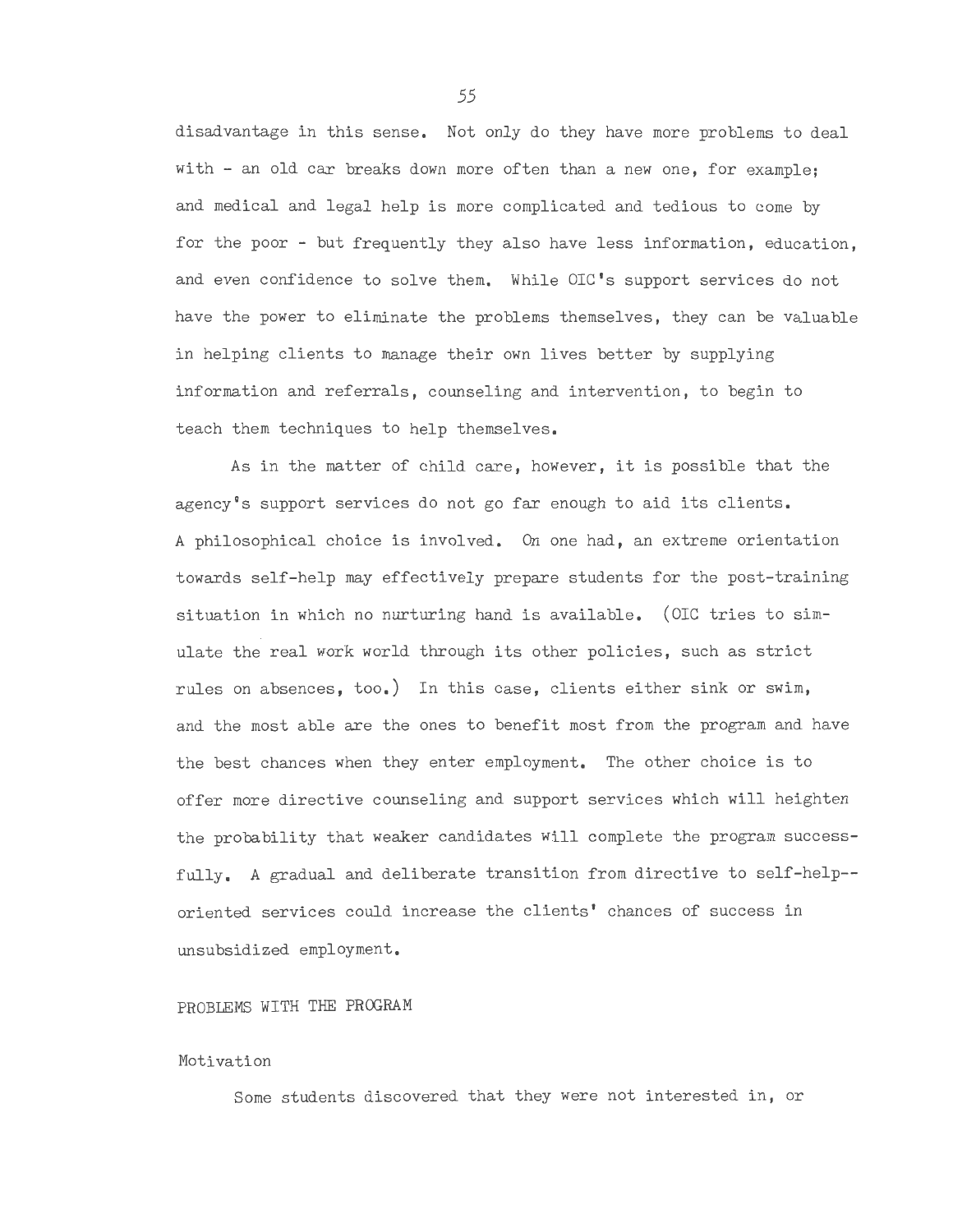disadvantage in this sense. Not only do they have more problems to deal with - an old car breaks down more often than a new one, for example; and medical and legal help is more complicated and tedious to come by for the poor - but frequently they also have less information, education, and even confidence to solve them. While OIC's support services do not have the power to eliminate the problems themselves, they can be valuable in helping clients to manage their own lives better by supplying information and referrals, counseling and intervention, to begin to teach them techniques to help themselves.

As in the matter of child care, however, it is possible that the agency's support services do not go far enough to aid its clients. A philosophical choice is involved. On one had, an extreme orientation towards self-help may effectively prepare students for the post-training situation in which no nurturing hand is available. (OIC tries to simulate the real work world through its other policies, such as strict rules on absences, too.) In this case, clients either sink or swim, and the most able are the ones to benefit most from the program and have the best chances when they enter employment. The other choice is to offer more directive counseling and support services which will heighten the probability that weaker candidates will complete the program successfully. A gradual and deliberate transition from directive to self-help--oriented services could increase the clients' chances of success in unsubsidized employment.

## PROBLEMS WITH THE PROGRAM

### Motivation

Some students discovered that they were not interested in, or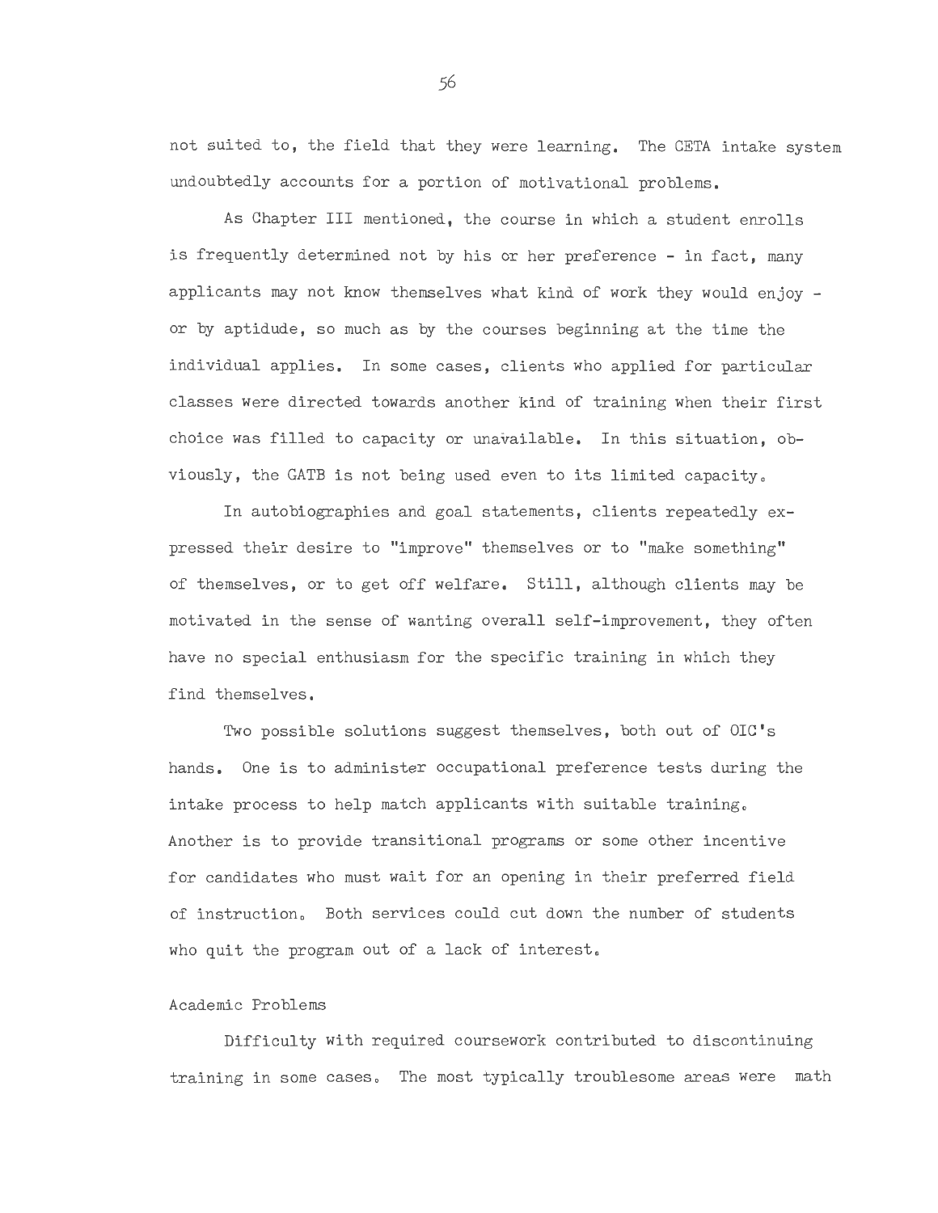not suited to, the field that they were learning. The CETA intake system undoubtedly accounts for a portion of motivational problems.

As Chapter III mentioned, the course in which a student enrolls is frequently determined not by his or her preference - in fact, many applicants may not know themselves what kind of work they would enjoy - or by aptidude, so much as by the courses beginning at the time the individual applies. In some cases, clients who applied for particular classes were directed towards another kind of training when their first choice was filled to capacity or unavailable. In this situation, obviously, the GATB is not being used even to its limited capacity.

In autobiographies and goal statements, clients repeatedly expressed their desire to "improve" themselves or to "make something" of themselves, or to get off welfare. Still, although clients may be motivated in the sense of wanting overall self-improvement, they often have no special enthusiasm for the specific training in which they find themselves.

Two possible solutions suggest themselves, both out of OIC's hands. One is to administer occupational preference tests during the intake process to help match applicants with suitable training. Another is to provide transitional programs or some other incentive for candidates who must wait for an opening in their preferred field of instruction. Both services could cut down the number of students who quit the program out of a lack of interest.

### Academic Problems

Difficulty with required coursework contributed to discontinuing training in some cases. The most typically troublesome areas were math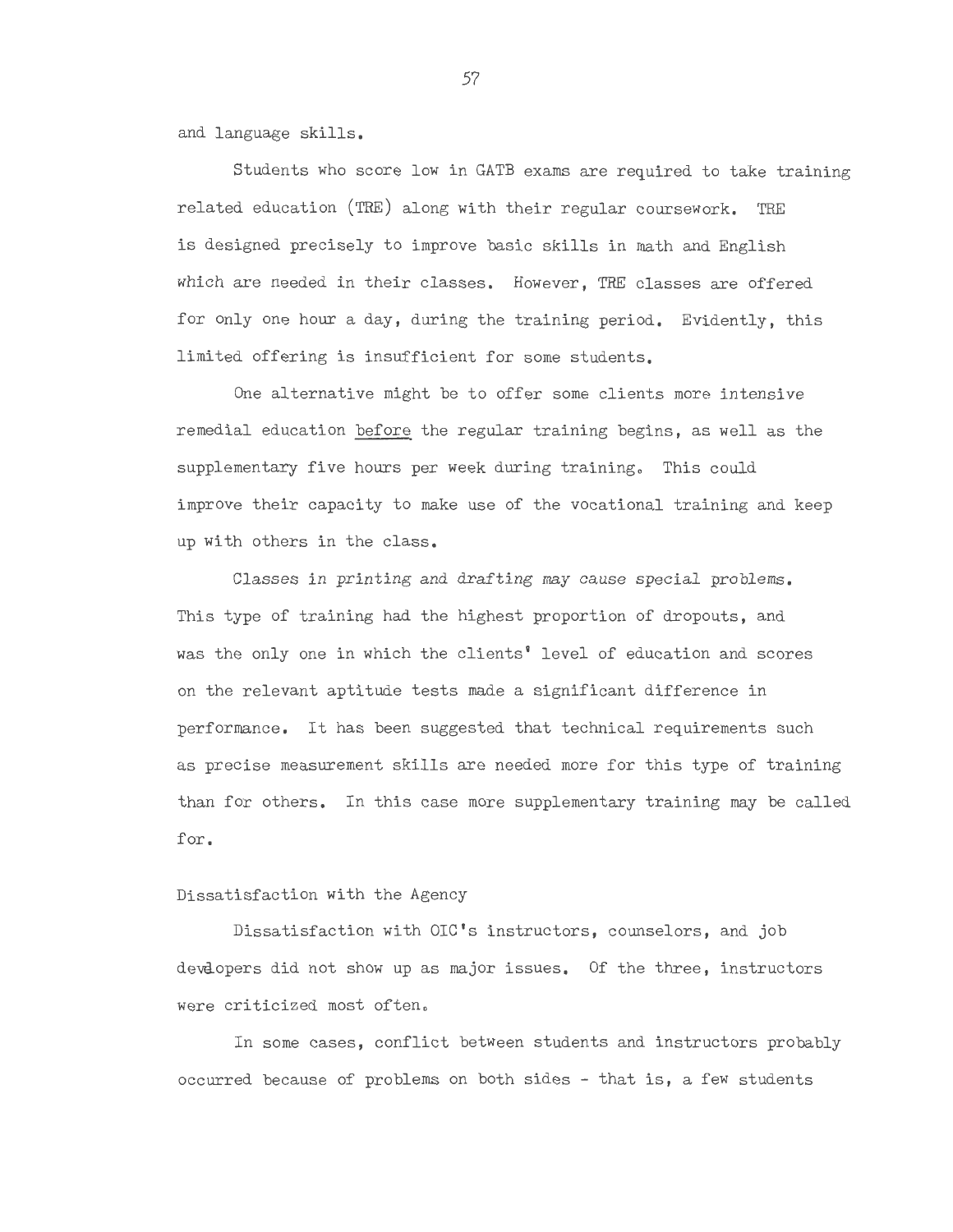and language skills.

Students who score low in GATB exams are required to take training related education (TRE) along with their regular coursework. TRE is designed precisely to improve basic skills in math and English which are needed in their classes. However, TRE classes are offered for only one hour a day, during the training period. Evidently, this limited offering is insufficient for some students.

One alternative might be to offer some clients more intensive remedial education <u>before</u> the regular training begins, as well as the supplementary five hours per week during training. This could improve their capacity to make use of the vocational training and keep up with others in the class.

Classes in printing and drafting may cause special problems. This type of training had the highest proportion of dropouts, and was the only one in which the clients' level of education and scores on the relevant aptitude tests made a significant difference in performance. It has been suggested that technical requirements such as precise measurement skills are needed more for this type of training than for others. In this case more supplementary training may be called for.

## Dissatisfaction with the Agency

Dissatisfaction with OIC's instructors, counselors, and job devdopers did not show up as major issues. Of the three, instructors were criticized most often.

In some cases, conflict between students and instructors probably occurred because of problems on both sides - that is, a few students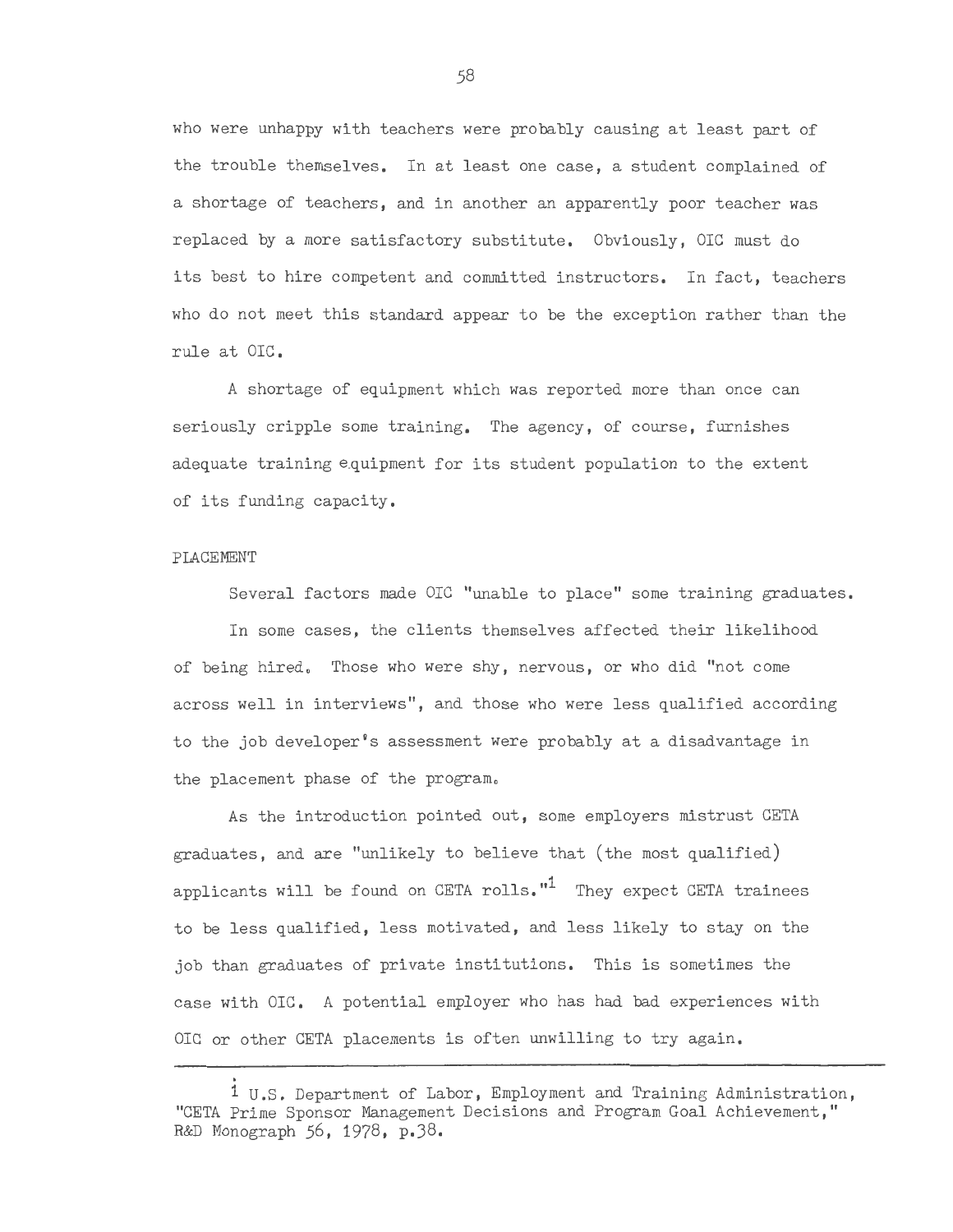who were unhappy with teachers were probably causing at least part of the trouble themselves. In at least one case, a student complained of a shortage of teachers, and in another an apparently poor teacher was replaced by a more satisfactory substitute. Obviously, OIC must do its best to hire competent and committed instructors. In fact, teachers who do not meet this standard appear to be the exception rather than the rule at OIC.

A shortage of equipment which was reported more than once can seriously cripple some training. The agency, of course, furnishes adequate training equipment for its student population to the extent of its funding capacity.

## PLACEMENT

Several factors made OIC "unable to place" some training graduates.

In some cases, the clients themselves affected their likelihood of being hired. Those who were shy, nervous, or who did "not come across well in interviews", and those who were less qualified according to the job developer's assessment were probably at a disadvantage in the placement phase of the program.

As the introduction pointed out, some employers mistrust CETA graduates, and are "unlikely to believe that (the most qualified) applicants will be found on CETA rolls."[1] They expect CETA trainees to be less qualified, less motivated, and less likely to stay on the job than graduates of private institutions. This is sometimes the case with OIC. A potential employer who has had bad experiences with OIC or other CETA placements is often unwilling to try again.

---

[1] U.S. Department of Labor, Employment and Training Administration, "CETA Prime Sponsor Management Decisions and Program Goal Achievement," R&D Monograph 56, 1978, p.38.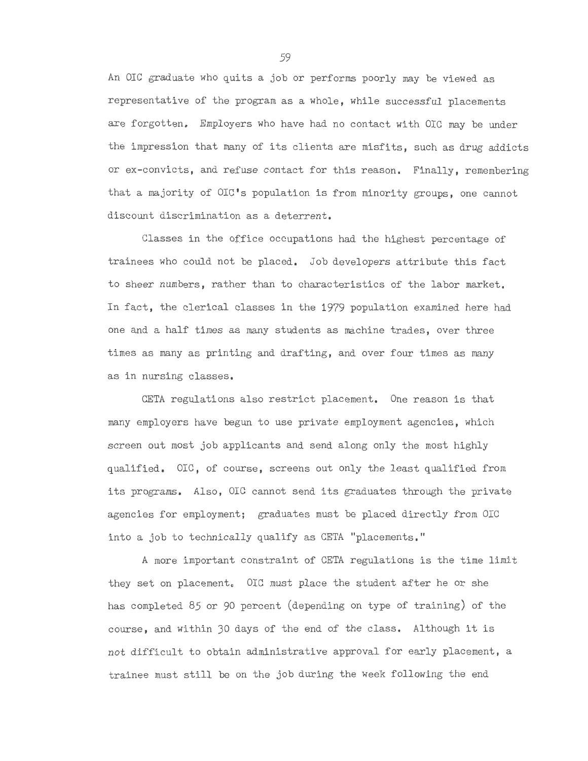An OIC graduate who quits a job or performs poorly may be viewed as representative of the program as a whole, while successful placements are forgotten. Employers who have had no contact with OIC may be under the impression that many of its clients are misfits, such as drug addicts or ex-convicts, and refuse contact for this reason. Finally, remembering that a majority of OIC's population is from minority groups, one cannot discount discrimination as a deterrent.

Classes in the office occupations had the highest percentage of trainees who could not be placed. Job developers attribute this fact to sheer numbers, rather than to characteristics of the labor market. In fact, the clerical classes in the 1979 population examined here had one and a half times as many students as machine trades, over three times as many as printing and drafting, and over four times as many as in nursing classes.

CETA regulations also restrict placement. One reason is that many employers have begun to use private employment agencies, which screen out most job applicants and send along only the most highly qualified. OIC, of course, screens out only the least qualified from its programs. Also, OIC cannot send its graduates through the private agencies for employment; graduates must be placed directly from OIC into a job to technically qualify as CETA "placements."

A more important constraint of CETA regulations is the time limit they set on placement. OIC must place the student after he or she has completed 85 or 90 percent (depending on type of training) of the course, and within 30 days of the end of the class. Although it is not difficult to obtain administrative approval for early placement, a trainee must still be on the job during the week following the end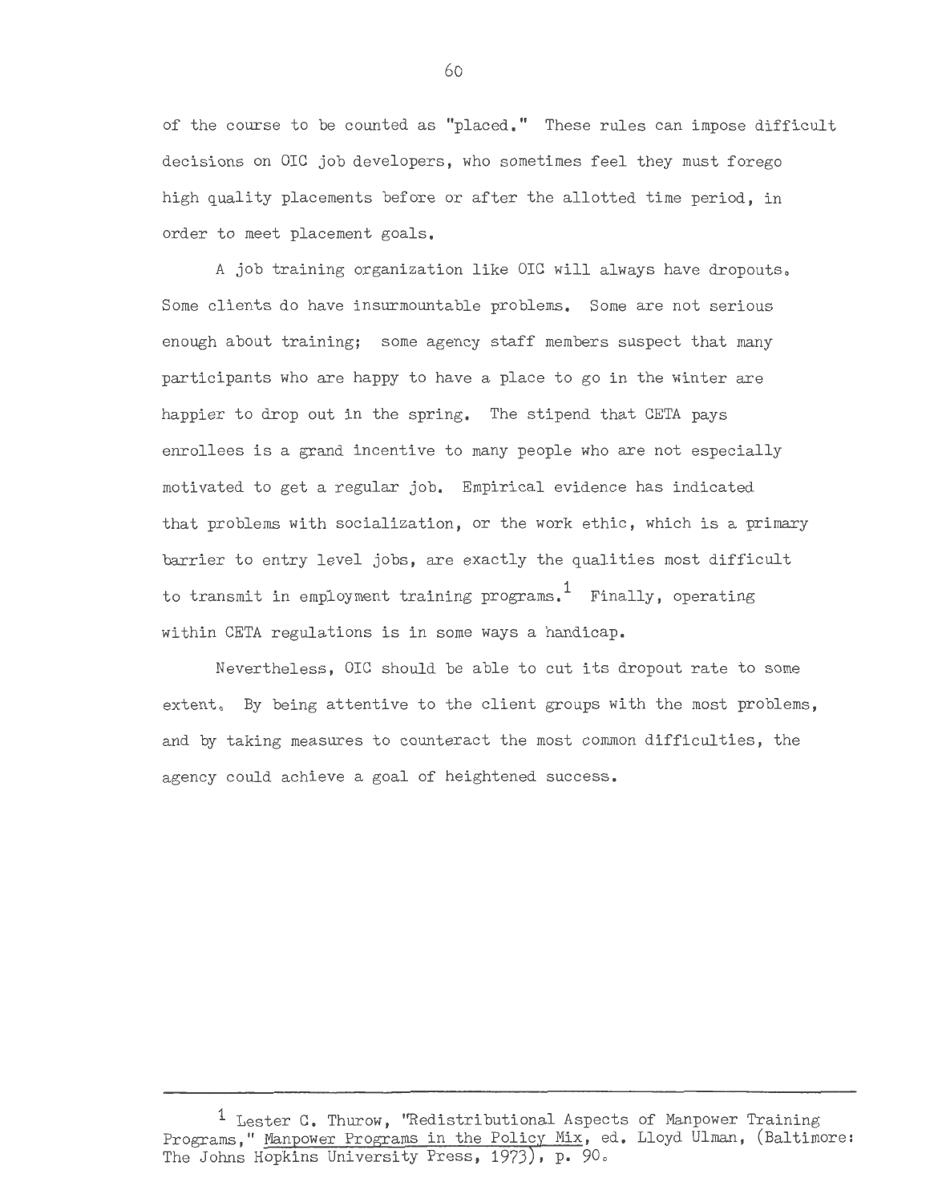of the course to be counted as "placed." These rules can impose difficult decisions on OIC job developers, who sometimes feel they must forego high quality placements before or after the allotted time period, in order to meet placement goals.

A job training organization like OIC will always have dropouts. Some clients do have insurmountable problems. Some are not serious enough about training; some agency staff members suspect that many participants who are happy to have a place to go in the winter are happier to drop out in the spring. The stipend that CETA pays enrollees is a grand incentive to many people who are not especially motivated to get a regular job. Empirical evidence has indicated that problems with socialization, or the work ethic, which is a primary barrier to entry level jobs, are exactly the qualities most difficult to transmit in employment training programs.[1] Finally, operating within CETA regulations is in some ways a handicap.

Nevertheless, OIC should be able to cut its dropout rate to some extent. By being attentive to the client groups with the most problems, and by taking measures to counteract the most common difficulties, the agency could achieve a goal of heightened success.

---

[1] Lester C. Thurow, "Redistributional Aspects of Manpower Training Programs," Manpower Programs in the Policy Mix, ed. Lloyd Ulman, (Baltimore: The Johns Hopkins University Press, 1973), p. 90.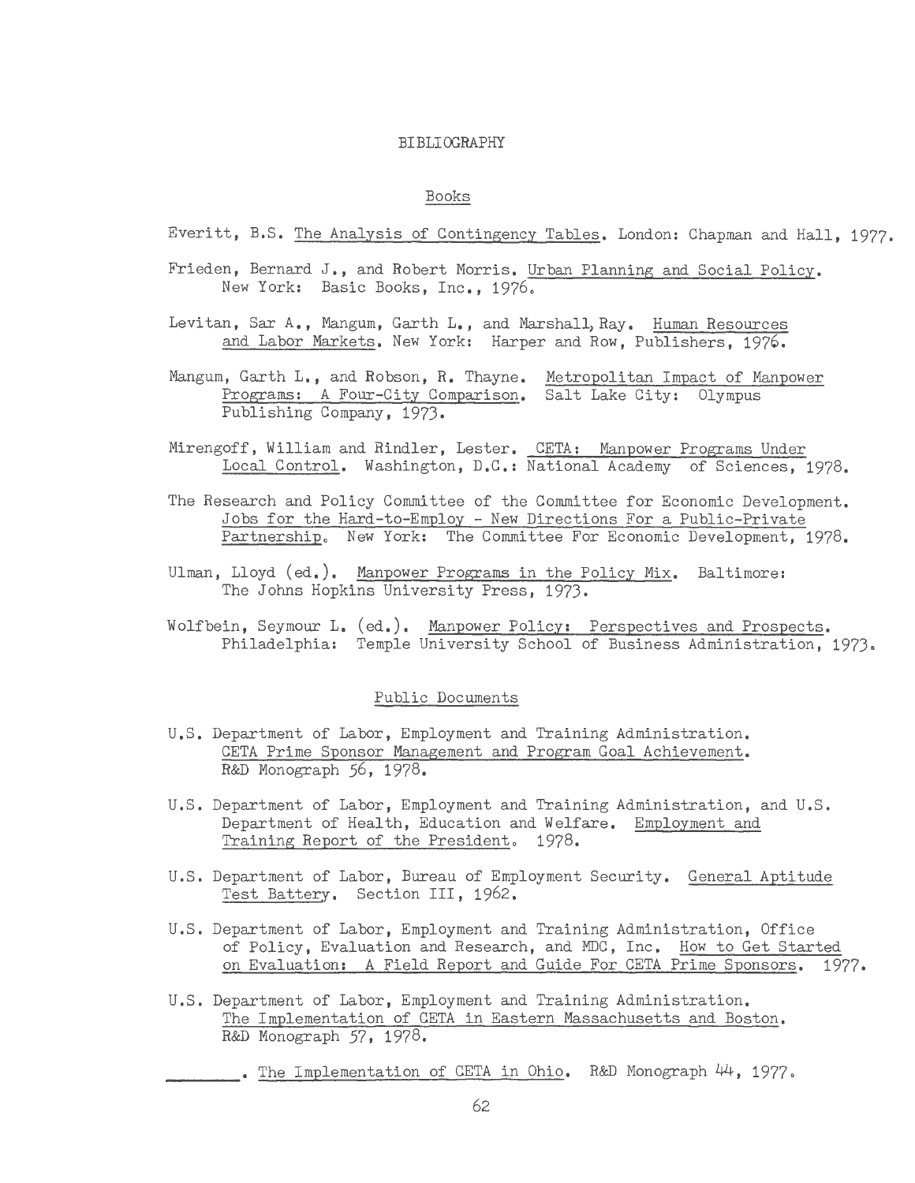# BIBLIOGRAPHY

## Books

Everitt, B.S. The Analysis of Contingency Tables. London: Chapman and Hall, 1977.

Frieden, Bernard J., and Robert Morris. Urban Planning and Social Policy. New York: Basic Books, Inc., 1976.

Levitan, Sar A., Mangum, Garth L., and Marshall, Ray. Human Resources and Labor Markets. New York: Harper and Row, Publishers, 1976.

Mangum, Garth L., and Robson, R. Thayne. Metropolitan Impact of Manpower Programs: A Four-City Comparison. Salt Lake City: Olympus Publishing Company, 1973.

Mirengoff, William and Rindler, Lester. CETA: Manpower Programs Under Local Control. Washington, D.C.: National Academy of Sciences, 1978.

The Research and Policy Committee of the Committee for Economic Development. Jobs for the Hard-to-Employ - New Directions For a Public-Private Partnership. New York: The Committee For Economic Development, 1978.

Ulman, Lloyd (ed.). Manpower Programs in the Policy Mix. Baltimore: The Johns Hopkins University Press, 1973.

Wolfbein, Seymour L. (ed.). Manpower Policy: Perspectives and Prospects. Philadelphia: Temple University School of Business Administration, 1973.

## Public Documents

U.S. Department of Labor, Employment and Training Administration. CETA Prime Sponsor Management and Program Goal Achievement. R&D Monograph 56, 1978.

U.S. Department of Labor, Employment and Training Administration, and U.S. Department of Health, Education and Welfare. Employment and Training Report of the President. 1978.

U.S. Department of Labor, Bureau of Employment Security. General Aptitude Test Battery. Section III, 1962.

U.S. Department of Labor, Employment and Training Administration, Office of Policy, Evaluation and Research, and MDC, Inc. How to Get Started on Evaluation: A Field Report and Guide For CETA Prime Sponsors. 1977.

U.S. Department of Labor, Employment and Training Administration. The Implementation of CETA in Eastern Massachusetts and Boston. R&D Monograph 57, 1978.

________. The Implementation of CETA in Ohio. R&D Monograph 44, 1977.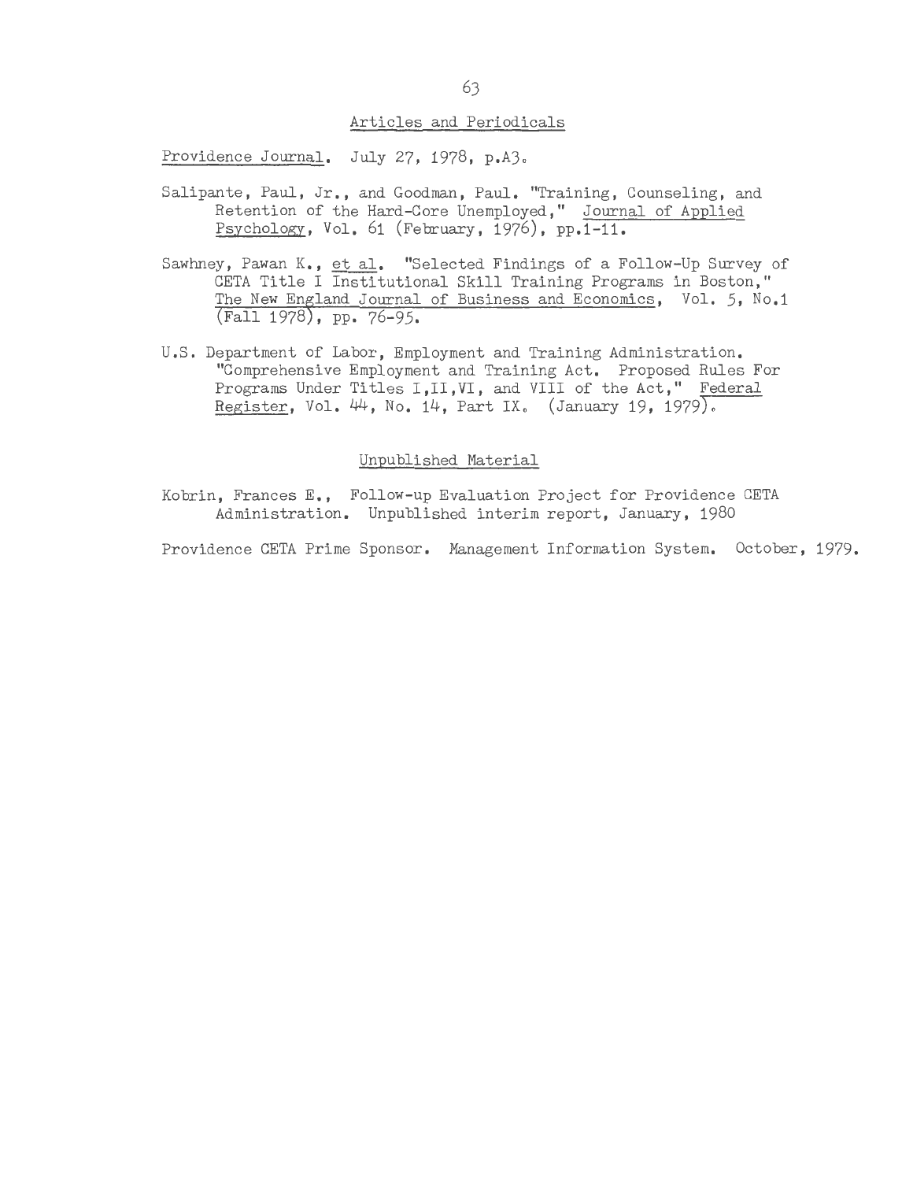## Articles and Periodicals

*Providence Journal*. July 27, 1978, p.A3.

Salipante, Paul, Jr., and Goodman, Paul. "Training, Counseling, and Retention of the Hard-Core Unemployed," *Journal of Applied Psychology*, Vol. 61 (February, 1976), pp.1-11.

Sawhney, Pawan K., *et al*. "Selected Findings of a Follow-Up Survey of CETA Title I Institutional Skill Training Programs in Boston," *The New England Journal of Business and Economics*, Vol. 5, No.1 (Fall 1978), pp. 76-95.

U.S. Department of Labor, Employment and Training Administration. "Comprehensive Employment and Training Act. Proposed Rules For Programs Under Titles I,II,VI, and VIII of the Act," *Federal Register*, Vol. 44, No. 14, Part IX. (January 19, 1979).

## Unpublished Material

Kobrin, Frances E., Follow-up Evaluation Project for Providence CETA Administration. Unpublished interim report, January, 1980

Providence CETA Prime Sponsor. Management Information System. October, 1979.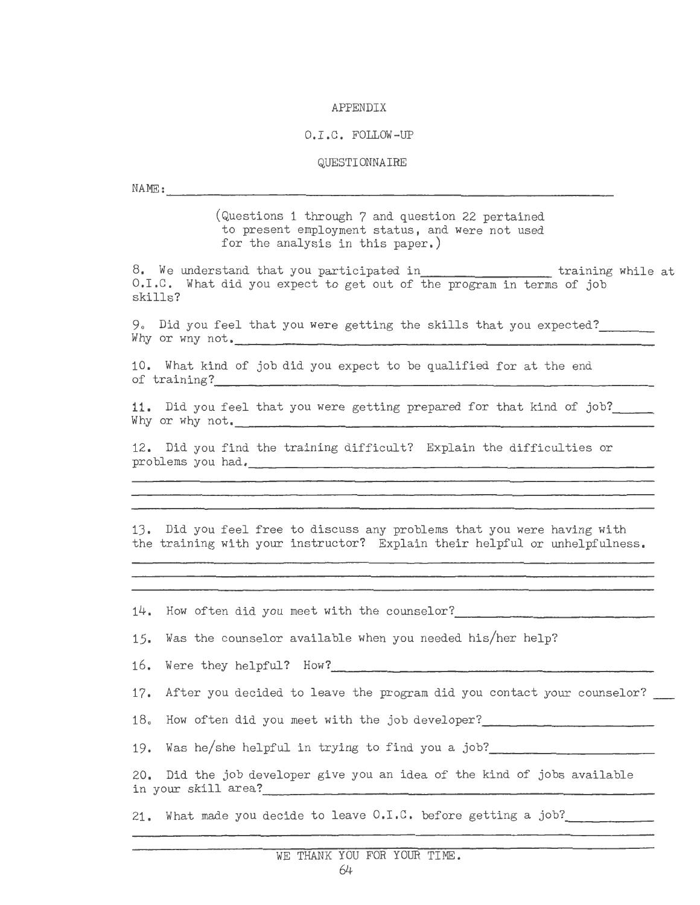# APPENDIX

## O.I.C. FOLLOW-UP

## QUESTIONNAIRE

NAME: ______________________________________________

(Questions 1 through 7 and question 22 pertained to present employment status, and were not used for the analysis in this paper.)

8. We understand that you participated in _______________ training while at O.I.C. What did you expect to get out of the program in terms of job skills?

9. Did you feel that you were getting the skills that you expected? _______ Why or wny not. ______________________________________________

10. What kind of job did you expect to be qualified for at the end of training? ______________________________________________

11. Did you feel that you were getting prepared for that kind of job? _____ Why or why not. ______________________________________________

12. Did you find the training difficult? Explain the difficulties or problems you had. ______________________________________________

______________________________________________

______________________________________________

______________________________________________

13. Did you feel free to discuss any problems that you were having with the training with your instructor? Explain their helpful or unhelpfulness.

______________________________________________

______________________________________________

______________________________________________

14. How often did you meet with the counselor? ______________________

15. Was the counselor available when you needed his/her help?

16. Were they helpful? How? ______________________________________________

17. After you decided to leave the program did you contact your counselor? ___

18. How often did you meet with the job developer? ______________________

19. Was he/she helpful in trying to find you a job? ______________________

20. Did the job developer give you an idea of the kind of jobs available in your skill area? ______________________________________________

21. What made you decide to leave O.I.C. before getting a job? ___________

______________________________________________

______________________________________________

WE THANK YOU FOR YOUR TIME.